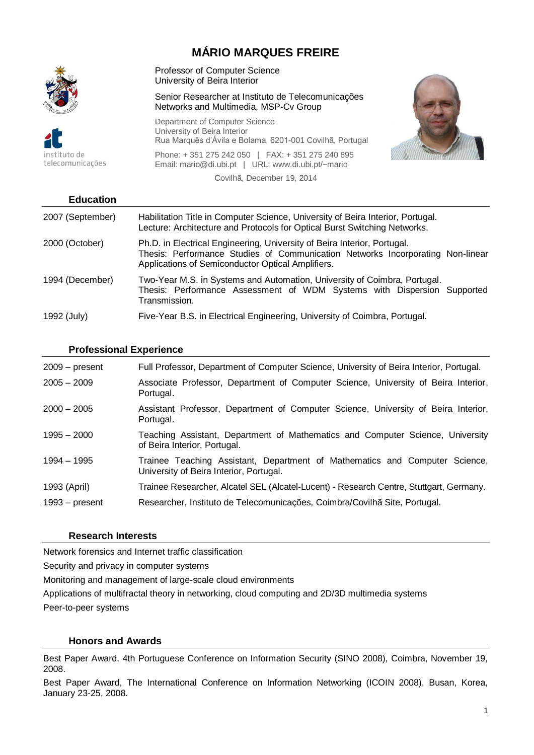# MÁRIO MARQUES FREIRE

Professor of Computer Science
University of Beira Interior

Senior Researcher at Instituto de Telecomunicações
Networks and Multimedia, MSP-Cv Group

Department of Computer Science
University of Beira Interior
Rua Marquês d'Ávila e Bolama, 6201-001 Covilhã, Portugal

Phone: + 351 275 242 050 | FAX: + 351 275 240 895
Email: mario@di.ubi.pt | URL: www.di.ubi.pt/~mario

Covilhã, December 19, 2014

## Education

| | |
|---|---|
| 2007 (September) | Habilitation Title in Computer Science, University of Beira Interior, Portugal. Lecture: Architecture and Protocols for Optical Burst Switching Networks. |
| 2000 (October) | Ph.D. in Electrical Engineering, University of Beira Interior, Portugal. Thesis: Performance Studies of Communication Networks Incorporating Non-linear Applications of Semiconductor Optical Amplifiers. |
| 1994 (December) | Two-Year M.S. in Systems and Automation, University of Coimbra, Portugal. Thesis: Performance Assessment of WDM Systems with Dispersion Supported Transmission. |
| 1992 (July) | Five-Year B.S. in Electrical Engineering, University of Coimbra, Portugal. |

## Professional Experience

| | |
|---|---|
| 2009 – present | Full Professor, Department of Computer Science, University of Beira Interior, Portugal. |
| 2005 – 2009 | Associate Professor, Department of Computer Science, University of Beira Interior, Portugal. |
| 2000 – 2005 | Assistant Professor, Department of Computer Science, University of Beira Interior, Portugal. |
| 1995 – 2000 | Teaching Assistant, Department of Mathematics and Computer Science, University of Beira Interior, Portugal. |
| 1994 – 1995 | Trainee Teaching Assistant, Department of Mathematics and Computer Science, University of Beira Interior, Portugal. |
| 1993 (April) | Trainee Researcher, Alcatel SEL (Alcatel-Lucent) - Research Centre, Stuttgart, Germany. |
| 1993 – present | Researcher, Instituto de Telecomunicações, Coimbra/Covilhã Site, Portugal. |

## Research Interests

Network forensics and Internet traffic classification

Security and privacy in computer systems

Monitoring and management of large-scale cloud environments

Applications of multifractal theory in networking, cloud computing and 2D/3D multimedia systems

Peer-to-peer systems

## Honors and Awards

Best Paper Award, 4th Portuguese Conference on Information Security (SINO 2008), Coimbra, November 19, 2008.

Best Paper Award, The International Conference on Information Networking (ICOIN 2008), Busan, Korea, January 23-25, 2008.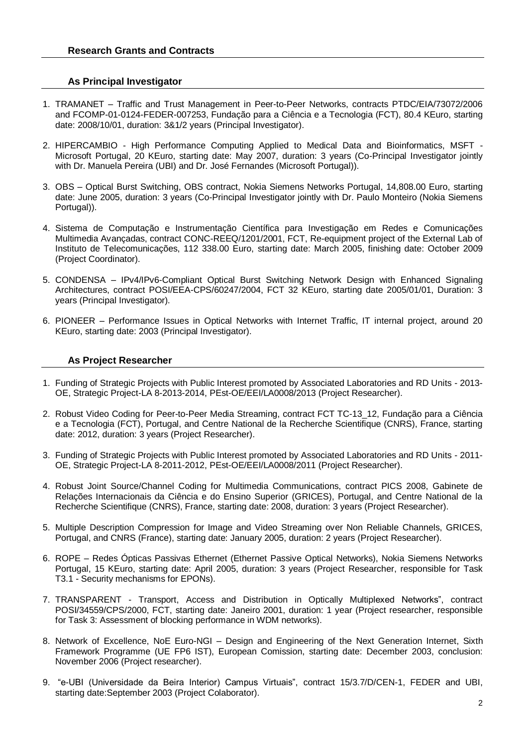## Research Grants and Contracts

### As Principal Investigator

1. TRAMANET – Traffic and Trust Management in Peer-to-Peer Networks, contracts PTDC/EIA/73072/2006 and FCOMP-01-0124-FEDER-007253, Fundação para a Ciência e a Tecnologia (FCT), 80.4 KEuro, starting date: 2008/10/01, duration: 3&1/2 years (Principal Investigator).

2. HIPERCAMBIO - High Performance Computing Applied to Medical Data and Bioinformatics, MSFT - Microsoft Portugal, 20 KEuro, starting date: May 2007, duration: 3 years (Co-Principal Investigator jointly with Dr. Manuela Pereira (UBI) and Dr. José Fernandes (Microsoft Portugal)).

3. OBS – Optical Burst Switching, OBS contract, Nokia Siemens Networks Portugal, 14,808.00 Euro, starting date: June 2005, duration: 3 years (Co-Principal Investigator jointly with Dr. Paulo Monteiro (Nokia Siemens Portugal)).

4. Sistema de Computação e Instrumentação Científica para Investigação em Redes e Comunicações Multimedia Avançadas, contract CONC-REEQ/1201/2001, FCT, Re-equipment project of the External Lab of Instituto de Telecomunicações, 112 338.00 Euro, starting date: March 2005, finishing date: October 2009 (Project Coordinator).

5. CONDENSA – IPv4/IPv6-Compliant Optical Burst Switching Network Design with Enhanced Signaling Architectures, contract POSI/EEA-CPS/60247/2004, FCT 32 KEuro, starting date 2005/01/01, Duration: 3 years (Principal Investigator).

6. PIONEER – Performance Issues in Optical Networks with Internet Traffic, IT internal project, around 20 KEuro, starting date: 2003 (Principal Investigator).

### As Project Researcher

1. Funding of Strategic Projects with Public Interest promoted by Associated Laboratories and RD Units - 2013-OE, Strategic Project-LA 8-2013-2014, PEst-OE/EEI/LA0008/2013 (Project Researcher).

2. Robust Video Coding for Peer-to-Peer Media Streaming, contract FCT TC-13_12, Fundação para a Ciência e a Tecnologia (FCT), Portugal, and Centre National de la Recherche Scientifique (CNRS), France, starting date: 2012, duration: 3 years (Project Researcher).

3. Funding of Strategic Projects with Public Interest promoted by Associated Laboratories and RD Units - 2011-OE, Strategic Project-LA 8-2011-2012, PEst-OE/EEI/LA0008/2011 (Project Researcher).

4. Robust Joint Source/Channel Coding for Multimedia Communications, contract PICS 2008, Gabinete de Relações Internacionais da Ciência e do Ensino Superior (GRICES), Portugal, and Centre National de la Recherche Scientifique (CNRS), France, starting date: 2008, duration: 3 years (Project Researcher).

5. Multiple Description Compression for Image and Video Streaming over Non Reliable Channels, GRICES, Portugal, and CNRS (France), starting date: January 2005, duration: 2 years (Project Researcher).

6. ROPE – Redes Ópticas Passivas Ethernet (Ethernet Passive Optical Networks), Nokia Siemens Networks Portugal, 15 KEuro, starting date: April 2005, duration: 3 years (Project Researcher, responsible for Task T3.1 - Security mechanisms for EPONs).

7. TRANSPARENT - Transport, Access and Distribution in Optically Multiplexed Networks", contract POSI/34559/CPS/2000, FCT, starting date: Janeiro 2001, duration: 1 year (Project researcher, responsible for Task 3: Assessment of blocking performance in WDM networks).

8. Network of Excellence, NoE Euro-NGI – Design and Engineering of the Next Generation Internet, Sixth Framework Programme (UE FP6 IST), European Comission, starting date: December 2003, conclusion: November 2006 (Project researcher).

9. "e-UBI (Universidade da Beira Interior) Campus Virtuais", contract 15/3.7/D/CEN-1, FEDER and UBI, starting date:September 2003 (Project Colaborator).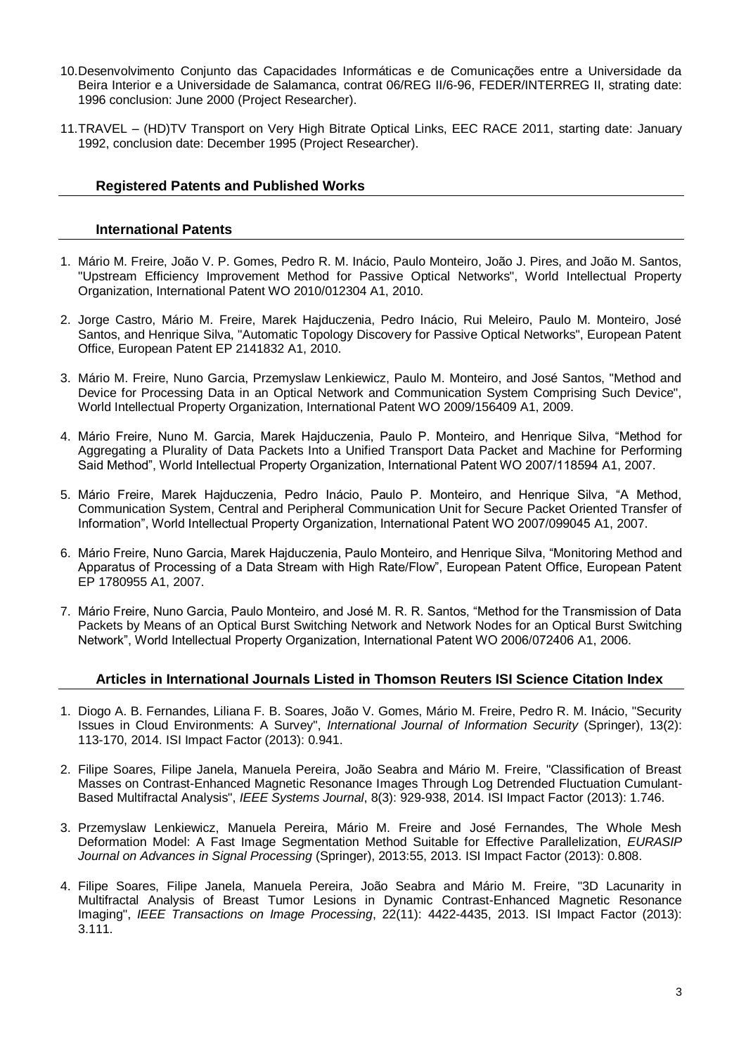10. Desenvolvimento Conjunto das Capacidades Informáticas e de Comunicações entre a Universidade da Beira Interior e a Universidade de Salamanca, contrat 06/REG II/6-96, FEDER/INTERREG II, strating date: 1996 conclusion: June 2000 (Project Researcher).

11. TRAVEL – (HD)TV Transport on Very High Bitrate Optical Links, EEC RACE 2011, starting date: January 1992, conclusion date: December 1995 (Project Researcher).

## Registered Patents and Published Works

### International Patents

1. Mário M. Freire, João V. P. Gomes, Pedro R. M. Inácio, Paulo Monteiro, João J. Pires, and João M. Santos, "Upstream Efficiency Improvement Method for Passive Optical Networks", World Intellectual Property Organization, International Patent WO 2010/012304 A1, 2010.

2. Jorge Castro, Mário M. Freire, Marek Hajduczenia, Pedro Inácio, Rui Meleiro, Paulo M. Monteiro, José Santos, and Henrique Silva, "Automatic Topology Discovery for Passive Optical Networks", European Patent Office, European Patent EP 2141832 A1, 2010.

3. Mário M. Freire, Nuno Garcia, Przemyslaw Lenkiewicz, Paulo M. Monteiro, and José Santos, "Method and Device for Processing Data in an Optical Network and Communication System Comprising Such Device", World Intellectual Property Organization, International Patent WO 2009/156409 A1, 2009.

4. Mário Freire, Nuno M. Garcia, Marek Hajduczenia, Paulo P. Monteiro, and Henrique Silva, "Method for Aggregating a Plurality of Data Packets Into a Unified Transport Data Packet and Machine for Performing Said Method", World Intellectual Property Organization, International Patent WO 2007/118594 A1, 2007.

5. Mário Freire, Marek Hajduczenia, Pedro Inácio, Paulo P. Monteiro, and Henrique Silva, "A Method, Communication System, Central and Peripheral Communication Unit for Secure Packet Oriented Transfer of Information", World Intellectual Property Organization, International Patent WO 2007/099045 A1, 2007.

6. Mário Freire, Nuno Garcia, Marek Hajduczenia, Paulo Monteiro, and Henrique Silva, "Monitoring Method and Apparatus of Processing of a Data Stream with High Rate/Flow", European Patent Office, European Patent EP 1780955 A1, 2007.

7. Mário Freire, Nuno Garcia, Paulo Monteiro, and José M. R. R. Santos, "Method for the Transmission of Data Packets by Means of an Optical Burst Switching Network and Network Nodes for an Optical Burst Switching Network", World Intellectual Property Organization, International Patent WO 2006/072406 A1, 2006.

### Articles in International Journals Listed in Thomson Reuters ISI Science Citation Index

1. Diogo A. B. Fernandes, Liliana F. B. Soares, João V. Gomes, Mário M. Freire, Pedro R. M. Inácio, "Security Issues in Cloud Environments: A Survey", *International Journal of Information Security* (Springer), 13(2): 113-170, 2014. ISI Impact Factor (2013): 0.941.

2. Filipe Soares, Filipe Janela, Manuela Pereira, João Seabra and Mário M. Freire, "Classification of Breast Masses on Contrast-Enhanced Magnetic Resonance Images Through Log Detrended Fluctuation Cumulant-Based Multifractal Analysis", *IEEE Systems Journal*, 8(3): 929-938, 2014. ISI Impact Factor (2013): 1.746.

3. Przemyslaw Lenkiewicz, Manuela Pereira, Mário M. Freire and José Fernandes, The Whole Mesh Deformation Model: A Fast Image Segmentation Method Suitable for Effective Parallelization, *EURASIP Journal on Advances in Signal Processing* (Springer), 2013:55, 2013. ISI Impact Factor (2013): 0.808.

4. Filipe Soares, Filipe Janela, Manuela Pereira, João Seabra and Mário M. Freire, "3D Lacunarity in Multifractal Analysis of Breast Tumor Lesions in Dynamic Contrast-Enhanced Magnetic Resonance Imaging", *IEEE Transactions on Image Processing*, 22(11): 4422-4435, 2013. ISI Impact Factor (2013): 3.111.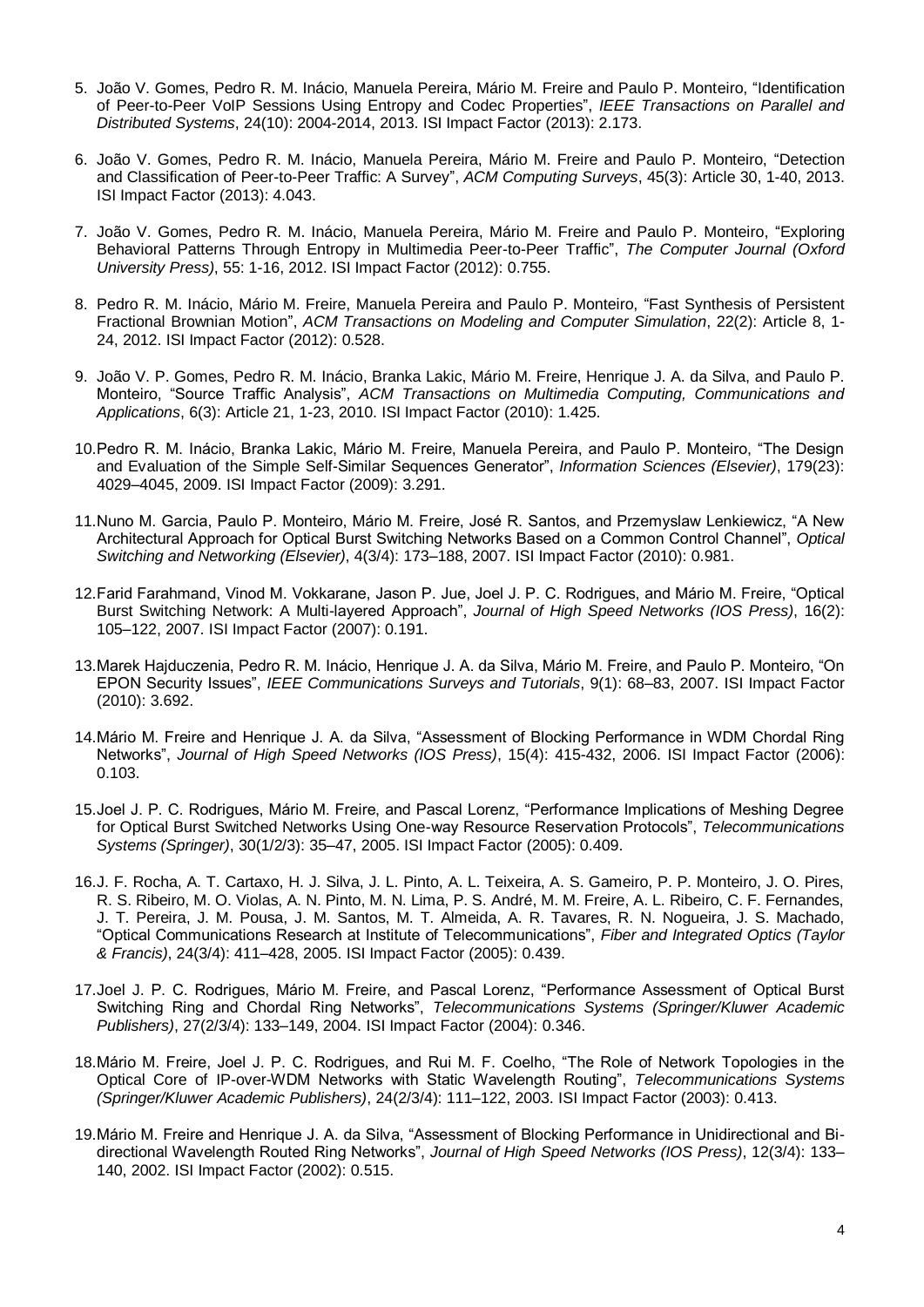5. João V. Gomes, Pedro R. M. Inácio, Manuela Pereira, Mário M. Freire and Paulo P. Monteiro, "Identification of Peer-to-Peer VoIP Sessions Using Entropy and Codec Properties", *IEEE Transactions on Parallel and Distributed Systems*, 24(10): 2004-2014, 2013. ISI Impact Factor (2013): 2.173.

6. João V. Gomes, Pedro R. M. Inácio, Manuela Pereira, Mário M. Freire and Paulo P. Monteiro, "Detection and Classification of Peer-to-Peer Traffic: A Survey", *ACM Computing Surveys*, 45(3): Article 30, 1-40, 2013. ISI Impact Factor (2013): 4.043.

7. João V. Gomes, Pedro R. M. Inácio, Manuela Pereira, Mário M. Freire and Paulo P. Monteiro, "Exploring Behavioral Patterns Through Entropy in Multimedia Peer-to-Peer Traffic", *The Computer Journal (Oxford University Press)*, 55: 1-16, 2012. ISI Impact Factor (2012): 0.755.

8. Pedro R. M. Inácio, Mário M. Freire, Manuela Pereira and Paulo P. Monteiro, "Fast Synthesis of Persistent Fractional Brownian Motion", *ACM Transactions on Modeling and Computer Simulation*, 22(2): Article 8, 1-24, 2012. ISI Impact Factor (2012): 0.528.

9. João V. P. Gomes, Pedro R. M. Inácio, Branka Lakic, Mário M. Freire, Henrique J. A. da Silva, and Paulo P. Monteiro, "Source Traffic Analysis", *ACM Transactions on Multimedia Computing, Communications and Applications*, 6(3): Article 21, 1-23, 2010. ISI Impact Factor (2010): 1.425.

10. Pedro R. M. Inácio, Branka Lakic, Mário M. Freire, Manuela Pereira, and Paulo P. Monteiro, "The Design and Evaluation of the Simple Self-Similar Sequences Generator", *Information Sciences (Elsevier)*, 179(23): 4029–4045, 2009. ISI Impact Factor (2009): 3.291.

11. Nuno M. Garcia, Paulo P. Monteiro, Mário M. Freire, José R. Santos, and Przemyslaw Lenkiewicz, "A New Architectural Approach for Optical Burst Switching Networks Based on a Common Control Channel", *Optical Switching and Networking (Elsevier)*, 4(3/4): 173–188, 2007. ISI Impact Factor (2010): 0.981.

12. Farid Farahmand, Vinod M. Vokkarane, Jason P. Jue, Joel J. P. C. Rodrigues, and Mário M. Freire, "Optical Burst Switching Network: A Multi-layered Approach", *Journal of High Speed Networks (IOS Press)*, 16(2): 105–122, 2007. ISI Impact Factor (2007): 0.191.

13. Marek Hajduczenia, Pedro R. M. Inácio, Henrique J. A. da Silva, Mário M. Freire, and Paulo P. Monteiro, "On EPON Security Issues", *IEEE Communications Surveys and Tutorials*, 9(1): 68–83, 2007. ISI Impact Factor (2010): 3.692.

14. Mário M. Freire and Henrique J. A. da Silva, "Assessment of Blocking Performance in WDM Chordal Ring Networks", *Journal of High Speed Networks (IOS Press)*, 15(4): 415-432, 2006. ISI Impact Factor (2006): 0.103.

15. Joel J. P. C. Rodrigues, Mário M. Freire, and Pascal Lorenz, "Performance Implications of Meshing Degree for Optical Burst Switched Networks Using One-way Resource Reservation Protocols", *Telecommunications Systems (Springer)*, 30(1/2/3): 35–47, 2005. ISI Impact Factor (2005): 0.409.

16. J. F. Rocha, A. T. Cartaxo, H. J. Silva, J. L. Pinto, A. L. Teixeira, A. S. Gameiro, P. P. Monteiro, J. O. Pires, R. S. Ribeiro, M. O. Violas, A. N. Pinto, M. N. Lima, P. S. André, M. M. Freire, A. L. Ribeiro, C. F. Fernandes, J. T. Pereira, J. M. Pousa, J. M. Santos, M. T. Almeida, A. R. Tavares, R. N. Nogueira, J. S. Machado, "Optical Communications Research at Institute of Telecommunications", *Fiber and Integrated Optics (Taylor & Francis)*, 24(3/4): 411–428, 2005. ISI Impact Factor (2005): 0.439.

17. Joel J. P. C. Rodrigues, Mário M. Freire, and Pascal Lorenz, "Performance Assessment of Optical Burst Switching Ring and Chordal Ring Networks", *Telecommunications Systems (Springer/Kluwer Academic Publishers)*, 27(2/3/4): 133–149, 2004. ISI Impact Factor (2004): 0.346.

18. Mário M. Freire, Joel J. P. C. Rodrigues, and Rui M. F. Coelho, "The Role of Network Topologies in the Optical Core of IP-over-WDM Networks with Static Wavelength Routing", *Telecommunications Systems (Springer/Kluwer Academic Publishers)*, 24(2/3/4): 111–122, 2003. ISI Impact Factor (2003): 0.413.

19. Mário M. Freire and Henrique J. A. da Silva, "Assessment of Blocking Performance in Unidirectional and Bi-directional Wavelength Routed Ring Networks", *Journal of High Speed Networks (IOS Press)*, 12(3/4): 133–140, 2002. ISI Impact Factor (2002): 0.515.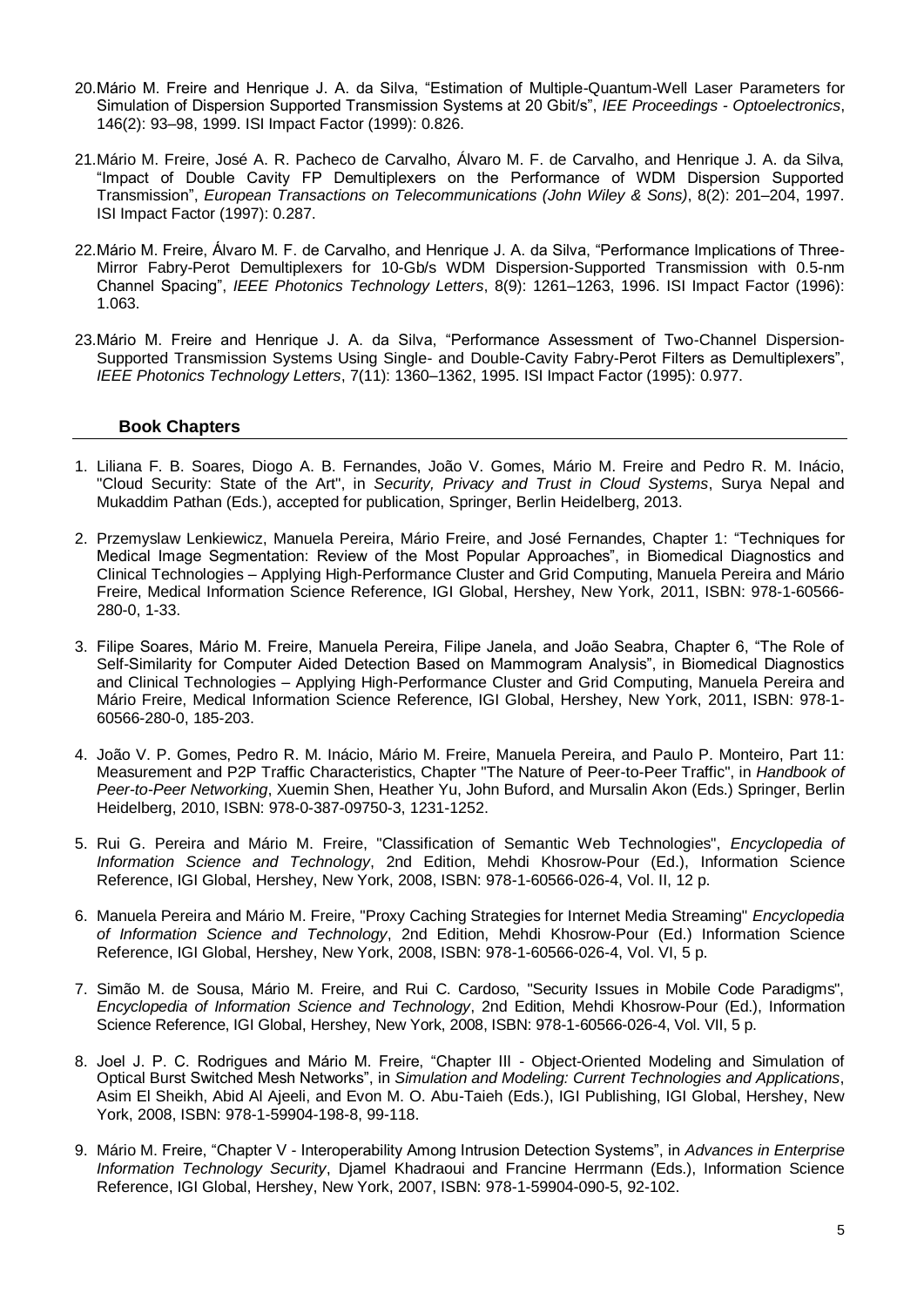20. Mário M. Freire and Henrique J. A. da Silva, "Estimation of Multiple-Quantum-Well Laser Parameters for Simulation of Dispersion Supported Transmission Systems at 20 Gbit/s", *IEE Proceedings - Optoelectronics*, 146(2): 93–98, 1999. ISI Impact Factor (1999): 0.826.

21. Mário M. Freire, José A. R. Pacheco de Carvalho, Álvaro M. F. de Carvalho, and Henrique J. A. da Silva, "Impact of Double Cavity FP Demultiplexers on the Performance of WDM Dispersion Supported Transmission", *European Transactions on Telecommunications (John Wiley & Sons)*, 8(2): 201–204, 1997. ISI Impact Factor (1997): 0.287.

22. Mário M. Freire, Álvaro M. F. de Carvalho, and Henrique J. A. da Silva, "Performance Implications of Three-Mirror Fabry-Perot Demultiplexers for 10-Gb/s WDM Dispersion-Supported Transmission with 0.5-nm Channel Spacing", *IEEE Photonics Technology Letters*, 8(9): 1261–1263, 1996. ISI Impact Factor (1996): 1.063.

23. Mário M. Freire and Henrique J. A. da Silva, "Performance Assessment of Two-Channel Dispersion-Supported Transmission Systems Using Single- and Double-Cavity Fabry-Perot Filters as Demultiplexers", *IEEE Photonics Technology Letters*, 7(11): 1360–1362, 1995. ISI Impact Factor (1995): 0.977.

## Book Chapters

1. Liliana F. B. Soares, Diogo A. B. Fernandes, João V. Gomes, Mário M. Freire and Pedro R. M. Inácio, "Cloud Security: State of the Art", in *Security, Privacy and Trust in Cloud Systems*, Surya Nepal and Mukaddim Pathan (Eds.), accepted for publication, Springer, Berlin Heidelberg, 2013.

2. Przemyslaw Lenkiewicz, Manuela Pereira, Mário Freire, and José Fernandes, Chapter 1: "Techniques for Medical Image Segmentation: Review of the Most Popular Approaches", in Biomedical Diagnostics and Clinical Technologies – Applying High-Performance Cluster and Grid Computing, Manuela Pereira and Mário Freire, Medical Information Science Reference, IGI Global, Hershey, New York, 2011, ISBN: 978-1-60566-280-0, 1-33.

3. Filipe Soares, Mário M. Freire, Manuela Pereira, Filipe Janela, and João Seabra, Chapter 6, "The Role of Self-Similarity for Computer Aided Detection Based on Mammogram Analysis", in Biomedical Diagnostics and Clinical Technologies – Applying High-Performance Cluster and Grid Computing, Manuela Pereira and Mário Freire, Medical Information Science Reference, IGI Global, Hershey, New York, 2011, ISBN: 978-1-60566-280-0, 185-203.

4. João V. P. Gomes, Pedro R. M. Inácio, Mário M. Freire, Manuela Pereira, and Paulo P. Monteiro, Part 11: Measurement and P2P Traffic Characteristics, Chapter "The Nature of Peer-to-Peer Traffic", in *Handbook of Peer-to-Peer Networking*, Xuemin Shen, Heather Yu, John Buford, and Mursalin Akon (Eds.) Springer, Berlin Heidelberg, 2010, ISBN: 978-0-387-09750-3, 1231-1252.

5. Rui G. Pereira and Mário M. Freire, "Classification of Semantic Web Technologies", *Encyclopedia of Information Science and Technology*, 2nd Edition, Mehdi Khosrow-Pour (Ed.), Information Science Reference, IGI Global, Hershey, New York, 2008, ISBN: 978-1-60566-026-4, Vol. II, 12 p.

6. Manuela Pereira and Mário M. Freire, "Proxy Caching Strategies for Internet Media Streaming" *Encyclopedia of Information Science and Technology*, 2nd Edition, Mehdi Khosrow-Pour (Ed.) Information Science Reference, IGI Global, Hershey, New York, 2008, ISBN: 978-1-60566-026-4, Vol. VI, 5 p.

7. Simão M. de Sousa, Mário M. Freire, and Rui C. Cardoso, "Security Issues in Mobile Code Paradigms", *Encyclopedia of Information Science and Technology*, 2nd Edition, Mehdi Khosrow-Pour (Ed.), Information Science Reference, IGI Global, Hershey, New York, 2008, ISBN: 978-1-60566-026-4, Vol. VII, 5 p.

8. Joel J. P. C. Rodrigues and Mário M. Freire, "Chapter III - Object-Oriented Modeling and Simulation of Optical Burst Switched Mesh Networks", in *Simulation and Modeling: Current Technologies and Applications*, Asim El Sheikh, Abid Al Ajeeli, and Evon M. O. Abu-Taieh (Eds.), IGI Publishing, IGI Global, Hershey, New York, 2008, ISBN: 978-1-59904-198-8, 99-118.

9. Mário M. Freire, "Chapter V - Interoperability Among Intrusion Detection Systems", in *Advances in Enterprise Information Technology Security*, Djamel Khadraoui and Francine Herrmann (Eds.), Information Science Reference, IGI Global, Hershey, New York, 2007, ISBN: 978-1-59904-090-5, 92-102.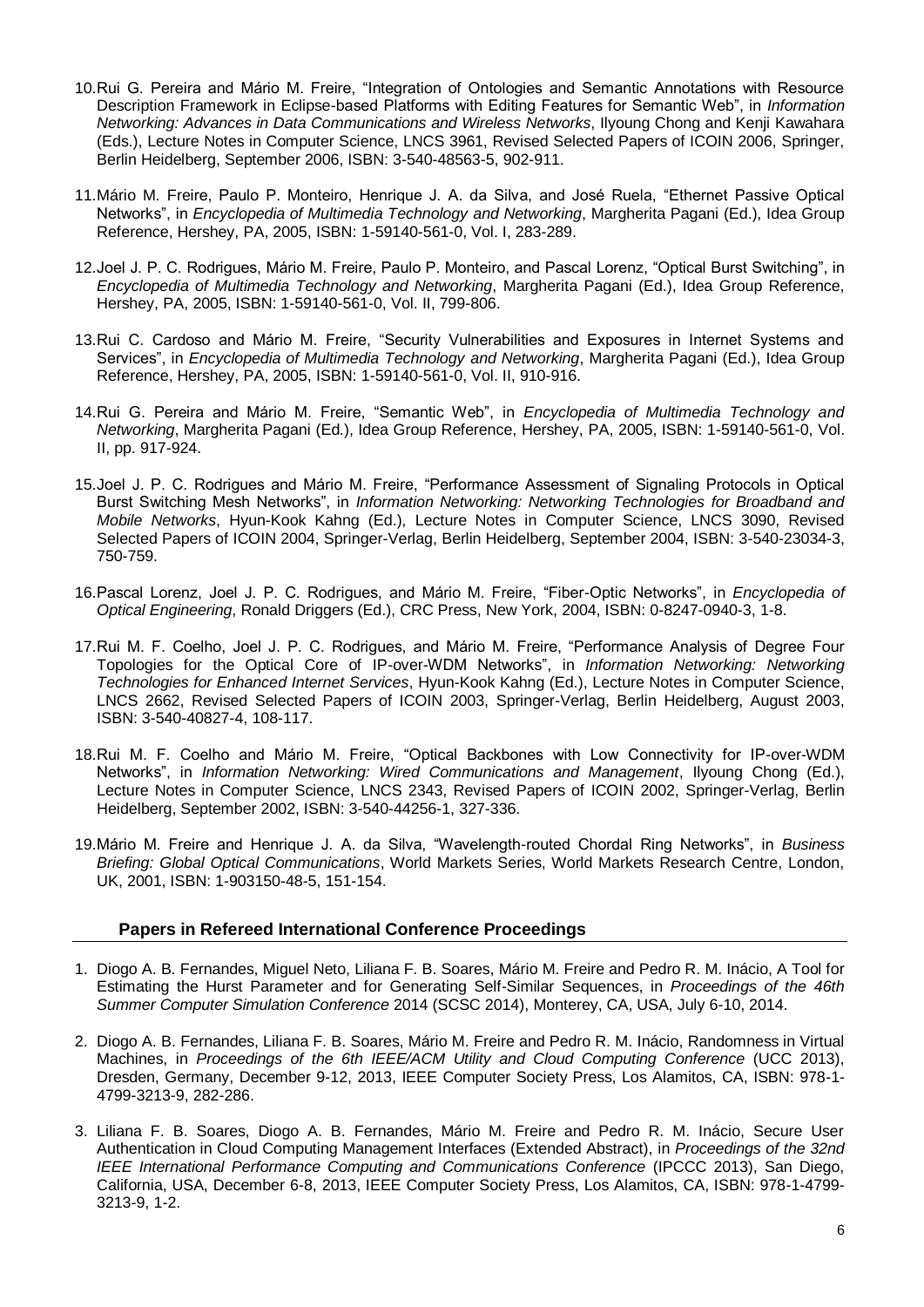10. Rui G. Pereira and Mário M. Freire, "Integration of Ontologies and Semantic Annotations with Resource Description Framework in Eclipse-based Platforms with Editing Features for Semantic Web", in *Information Networking: Advances in Data Communications and Wireless Networks*, Ilyoung Chong and Kenji Kawahara (Eds.), Lecture Notes in Computer Science, LNCS 3961, Revised Selected Papers of ICOIN 2006, Springer, Berlin Heidelberg, September 2006, ISBN: 3-540-48563-5, 902-911.

11. Mário M. Freire, Paulo P. Monteiro, Henrique J. A. da Silva, and José Ruela, "Ethernet Passive Optical Networks", in *Encyclopedia of Multimedia Technology and Networking*, Margherita Pagani (Ed.), Idea Group Reference, Hershey, PA, 2005, ISBN: 1-59140-561-0, Vol. I, 283-289.

12. Joel J. P. C. Rodrigues, Mário M. Freire, Paulo P. Monteiro, and Pascal Lorenz, "Optical Burst Switching", in *Encyclopedia of Multimedia Technology and Networking*, Margherita Pagani (Ed.), Idea Group Reference, Hershey, PA, 2005, ISBN: 1-59140-561-0, Vol. II, 799-806.

13. Rui C. Cardoso and Mário M. Freire, "Security Vulnerabilities and Exposures in Internet Systems and Services", in *Encyclopedia of Multimedia Technology and Networking*, Margherita Pagani (Ed.), Idea Group Reference, Hershey, PA, 2005, ISBN: 1-59140-561-0, Vol. II, 910-916.

14. Rui G. Pereira and Mário M. Freire, "Semantic Web", in *Encyclopedia of Multimedia Technology and Networking*, Margherita Pagani (Ed.), Idea Group Reference, Hershey, PA, 2005, ISBN: 1-59140-561-0, Vol. II, pp. 917-924.

15. Joel J. P. C. Rodrigues and Mário M. Freire, "Performance Assessment of Signaling Protocols in Optical Burst Switching Mesh Networks", in *Information Networking: Networking Technologies for Broadband and Mobile Networks*, Hyun-Kook Kahng (Ed.), Lecture Notes in Computer Science, LNCS 3090, Revised Selected Papers of ICOIN 2004, Springer-Verlag, Berlin Heidelberg, September 2004, ISBN: 3-540-23034-3, 750-759.

16. Pascal Lorenz, Joel J. P. C. Rodrigues, and Mário M. Freire, "Fiber-Optic Networks", in *Encyclopedia of Optical Engineering*, Ronald Driggers (Ed.), CRC Press, New York, 2004, ISBN: 0-8247-0940-3, 1-8.

17. Rui M. F. Coelho, Joel J. P. C. Rodrigues, and Mário M. Freire, "Performance Analysis of Degree Four Topologies for the Optical Core of IP-over-WDM Networks", in *Information Networking: Networking Technologies for Enhanced Internet Services*, Hyun-Kook Kahng (Ed.), Lecture Notes in Computer Science, LNCS 2662, Revised Selected Papers of ICOIN 2003, Springer-Verlag, Berlin Heidelberg, August 2003, ISBN: 3-540-40827-4, 108-117.

18. Rui M. F. Coelho and Mário M. Freire, "Optical Backbones with Low Connectivity for IP-over-WDM Networks", in *Information Networking: Wired Communications and Management*, Ilyoung Chong (Ed.), Lecture Notes in Computer Science, LNCS 2343, Revised Papers of ICOIN 2002, Springer-Verlag, Berlin Heidelberg, September 2002, ISBN: 3-540-44256-1, 327-336.

19. Mário M. Freire and Henrique J. A. da Silva, "Wavelength-routed Chordal Ring Networks", in *Business Briefing: Global Optical Communications*, World Markets Series, World Markets Research Centre, London, UK, 2001, ISBN: 1-903150-48-5, 151-154.

### Papers in Refereed International Conference Proceedings

1. Diogo A. B. Fernandes, Miguel Neto, Liliana F. B. Soares, Mário M. Freire and Pedro R. M. Inácio, A Tool for Estimating the Hurst Parameter and for Generating Self-Similar Sequences, in *Proceedings of the 46th Summer Computer Simulation Conference* 2014 (SCSC 2014), Monterey, CA, USA, July 6-10, 2014.

2. Diogo A. B. Fernandes, Liliana F. B. Soares, Mário M. Freire and Pedro R. M. Inácio, Randomness in Virtual Machines, in *Proceedings of the 6th IEEE/ACM Utility and Cloud Computing Conference* (UCC 2013), Dresden, Germany, December 9-12, 2013, IEEE Computer Society Press, Los Alamitos, CA, ISBN: 978-1-4799-3213-9, 282-286.

3. Liliana F. B. Soares, Diogo A. B. Fernandes, Mário M. Freire and Pedro R. M. Inácio, Secure User Authentication in Cloud Computing Management Interfaces (Extended Abstract), in *Proceedings of the 32nd IEEE International Performance Computing and Communications Conference* (IPCCC 2013), San Diego, California, USA, December 6-8, 2013, IEEE Computer Society Press, Los Alamitos, CA, ISBN: 978-1-4799-3213-9, 1-2.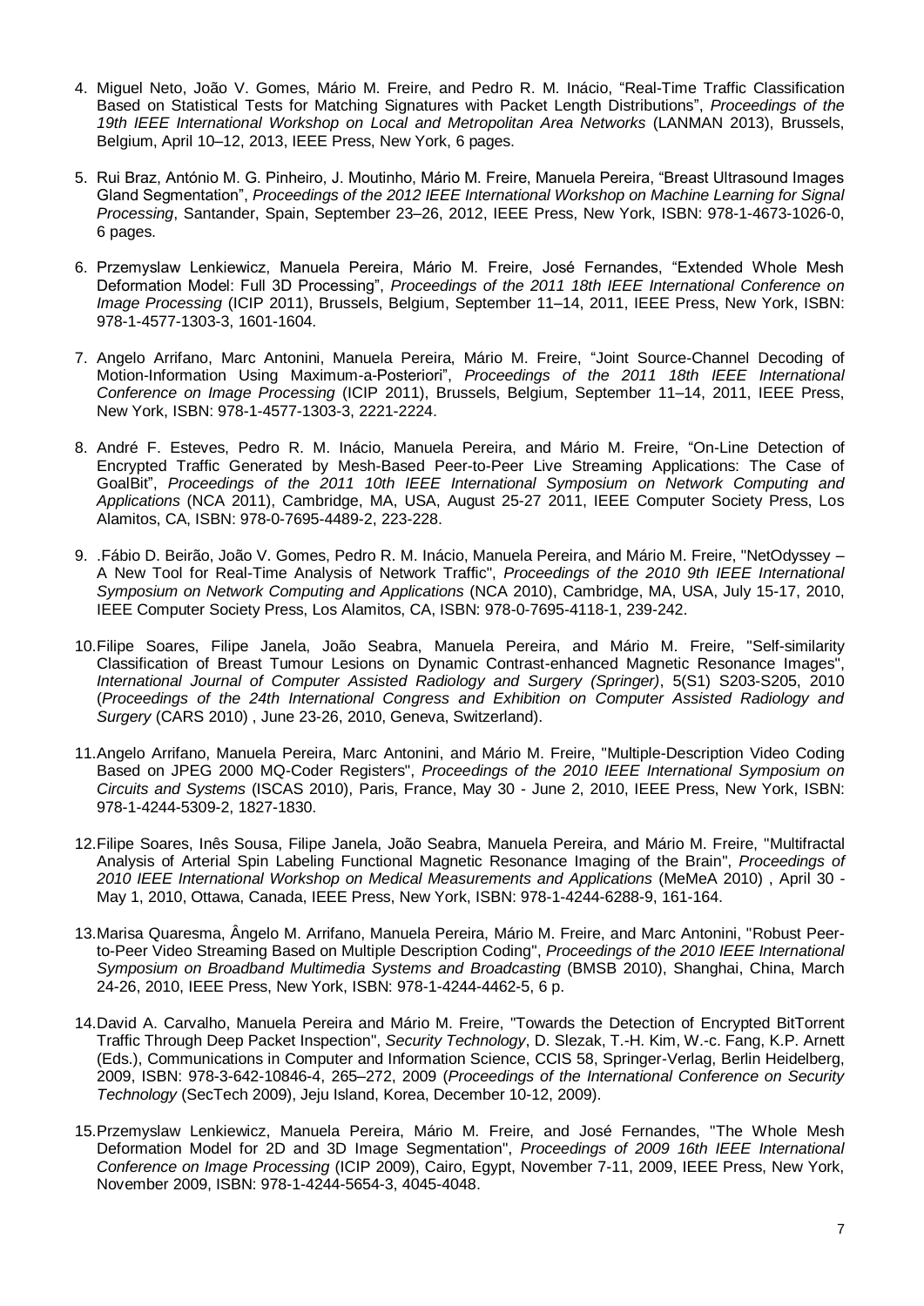4. Miguel Neto, João V. Gomes, Mário M. Freire, and Pedro R. M. Inácio, "Real-Time Traffic Classification Based on Statistical Tests for Matching Signatures with Packet Length Distributions", *Proceedings of the 19th IEEE International Workshop on Local and Metropolitan Area Networks* (LANMAN 2013), Brussels, Belgium, April 10–12, 2013, IEEE Press, New York, 6 pages.

5. Rui Braz, António M. G. Pinheiro, J. Moutinho, Mário M. Freire, Manuela Pereira, "Breast Ultrasound Images Gland Segmentation", *Proceedings of the 2012 IEEE International Workshop on Machine Learning for Signal Processing*, Santander, Spain, September 23–26, 2012, IEEE Press, New York, ISBN: 978-1-4673-1026-0, 6 pages.

6. Przemyslaw Lenkiewicz, Manuela Pereira, Mário M. Freire, José Fernandes, "Extended Whole Mesh Deformation Model: Full 3D Processing", *Proceedings of the 2011 18th IEEE International Conference on Image Processing* (ICIP 2011), Brussels, Belgium, September 11–14, 2011, IEEE Press, New York, ISBN: 978-1-4577-1303-3, 1601-1604.

7. Angelo Arrifano, Marc Antonini, Manuela Pereira, Mário M. Freire, "Joint Source-Channel Decoding of Motion-Information Using Maximum-a-Posteriori", *Proceedings of the 2011 18th IEEE International Conference on Image Processing* (ICIP 2011), Brussels, Belgium, September 11–14, 2011, IEEE Press, New York, ISBN: 978-1-4577-1303-3, 2221-2224.

8. André F. Esteves, Pedro R. M. Inácio, Manuela Pereira, and Mário M. Freire, "On-Line Detection of Encrypted Traffic Generated by Mesh-Based Peer-to-Peer Live Streaming Applications: The Case of GoalBit", *Proceedings of the 2011 10th IEEE International Symposium on Network Computing and Applications* (NCA 2011), Cambridge, MA, USA, August 25-27 2011, IEEE Computer Society Press, Los Alamitos, CA, ISBN: 978-0-7695-4489-2, 223-228.

9. .Fábio D. Beirão, João V. Gomes, Pedro R. M. Inácio, Manuela Pereira, and Mário M. Freire, "NetOdyssey – A New Tool for Real-Time Analysis of Network Traffic", *Proceedings of the 2010 9th IEEE International Symposium on Network Computing and Applications* (NCA 2010), Cambridge, MA, USA, July 15-17, 2010, IEEE Computer Society Press, Los Alamitos, CA, ISBN: 978-0-7695-4118-1, 239-242.

10. Filipe Soares, Filipe Janela, João Seabra, Manuela Pereira, and Mário M. Freire, "Self-similarity Classification of Breast Tumour Lesions on Dynamic Contrast-enhanced Magnetic Resonance Images", *International Journal of Computer Assisted Radiology and Surgery (Springer)*, 5(S1) S203-S205, 2010 (*Proceedings of the 24th International Congress and Exhibition on Computer Assisted Radiology and Surgery* (CARS 2010) , June 23-26, 2010, Geneva, Switzerland).

11. Angelo Arrifano, Manuela Pereira, Marc Antonini, and Mário M. Freire, "Multiple-Description Video Coding Based on JPEG 2000 MQ-Coder Registers", *Proceedings of the 2010 IEEE International Symposium on Circuits and Systems* (ISCAS 2010), Paris, France, May 30 - June 2, 2010, IEEE Press, New York, ISBN: 978-1-4244-5309-2, 1827-1830.

12. Filipe Soares, Inês Sousa, Filipe Janela, João Seabra, Manuela Pereira, and Mário M. Freire, "Multifractal Analysis of Arterial Spin Labeling Functional Magnetic Resonance Imaging of the Brain", *Proceedings of 2010 IEEE International Workshop on Medical Measurements and Applications* (MeMeA 2010) , April 30 - May 1, 2010, Ottawa, Canada, IEEE Press, New York, ISBN: 978-1-4244-6288-9, 161-164.

13. Marisa Quaresma, Ângelo M. Arrifano, Manuela Pereira, Mário M. Freire, and Marc Antonini, "Robust Peer-to-Peer Video Streaming Based on Multiple Description Coding", *Proceedings of the 2010 IEEE International Symposium on Broadband Multimedia Systems and Broadcasting* (BMSB 2010), Shanghai, China, March 24-26, 2010, IEEE Press, New York, ISBN: 978-1-4244-4462-5, 6 p.

14. David A. Carvalho, Manuela Pereira and Mário M. Freire, "Towards the Detection of Encrypted BitTorrent Traffic Through Deep Packet Inspection", *Security Technology*, D. Slezak, T.-H. Kim, W.-c. Fang, K.P. Arnett (Eds.), Communications in Computer and Information Science, CCIS 58, Springer-Verlag, Berlin Heidelberg, 2009, ISBN: 978-3-642-10846-4, 265–272, 2009 (*Proceedings of the International Conference on Security Technology* (SecTech 2009), Jeju Island, Korea, December 10-12, 2009).

15. Przemyslaw Lenkiewicz, Manuela Pereira, Mário M. Freire, and José Fernandes, "The Whole Mesh Deformation Model for 2D and 3D Image Segmentation", *Proceedings of 2009 16th IEEE International Conference on Image Processing* (ICIP 2009), Cairo, Egypt, November 7-11, 2009, IEEE Press, New York, November 2009, ISBN: 978-1-4244-5654-3, 4045-4048.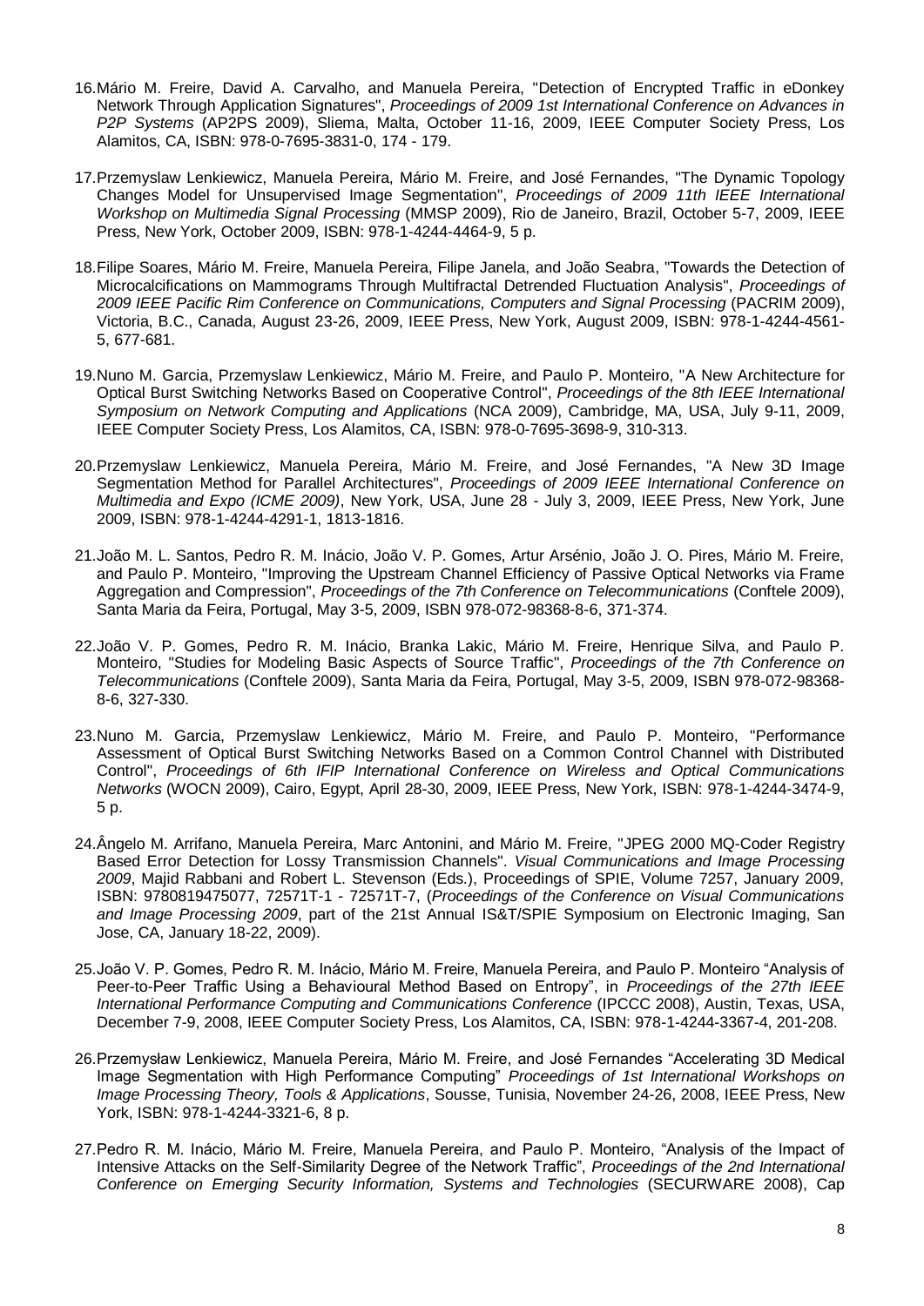16. Mário M. Freire, David A. Carvalho, and Manuela Pereira, "Detection of Encrypted Traffic in eDonkey Network Through Application Signatures", *Proceedings of 2009 1st International Conference on Advances in P2P Systems* (AP2PS 2009), Sliema, Malta, October 11-16, 2009, IEEE Computer Society Press, Los Alamitos, CA, ISBN: 978-0-7695-3831-0, 174 - 179.

17. Przemyslaw Lenkiewicz, Manuela Pereira, Mário M. Freire, and José Fernandes, "The Dynamic Topology Changes Model for Unsupervised Image Segmentation", *Proceedings of 2009 11th IEEE International Workshop on Multimedia Signal Processing* (MMSP 2009), Rio de Janeiro, Brazil, October 5-7, 2009, IEEE Press, New York, October 2009, ISBN: 978-1-4244-4464-9, 5 p.

18. Filipe Soares, Mário M. Freire, Manuela Pereira, Filipe Janela, and João Seabra, "Towards the Detection of Microcalcifications on Mammograms Through Multifractal Detrended Fluctuation Analysis", *Proceedings of 2009 IEEE Pacific Rim Conference on Communications, Computers and Signal Processing* (PACRIM 2009), Victoria, B.C., Canada, August 23-26, 2009, IEEE Press, New York, August 2009, ISBN: 978-1-4244-4561-5, 677-681.

19. Nuno M. Garcia, Przemyslaw Lenkiewicz, Mário M. Freire, and Paulo P. Monteiro, "A New Architecture for Optical Burst Switching Networks Based on Cooperative Control", *Proceedings of the 8th IEEE International Symposium on Network Computing and Applications* (NCA 2009), Cambridge, MA, USA, July 9-11, 2009, IEEE Computer Society Press, Los Alamitos, CA, ISBN: 978-0-7695-3698-9, 310-313.

20. Przemyslaw Lenkiewicz, Manuela Pereira, Mário M. Freire, and José Fernandes, "A New 3D Image Segmentation Method for Parallel Architectures", *Proceedings of 2009 IEEE International Conference on Multimedia and Expo (ICME 2009)*, New York, USA, June 28 - July 3, 2009, IEEE Press, New York, June 2009, ISBN: 978-1-4244-4291-1, 1813-1816.

21. João M. L. Santos, Pedro R. M. Inácio, João V. P. Gomes, Artur Arsénio, João J. O. Pires, Mário M. Freire, and Paulo P. Monteiro, "Improving the Upstream Channel Efficiency of Passive Optical Networks via Frame Aggregation and Compression", *Proceedings of the 7th Conference on Telecommunications* (Conftele 2009), Santa Maria da Feira, Portugal, May 3-5, 2009, ISBN 978-072-98368-8-6, 371-374.

22. João V. P. Gomes, Pedro R. M. Inácio, Branka Lakic, Mário M. Freire, Henrique Silva, and Paulo P. Monteiro, "Studies for Modeling Basic Aspects of Source Traffic", *Proceedings of the 7th Conference on Telecommunications* (Conftele 2009), Santa Maria da Feira, Portugal, May 3-5, 2009, ISBN 978-072-98368-8-6, 327-330.

23. Nuno M. Garcia, Przemyslaw Lenkiewicz, Mário M. Freire, and Paulo P. Monteiro, "Performance Assessment of Optical Burst Switching Networks Based on a Common Control Channel with Distributed Control", *Proceedings of 6th IFIP International Conference on Wireless and Optical Communications Networks* (WOCN 2009), Cairo, Egypt, April 28-30, 2009, IEEE Press, New York, ISBN: 978-1-4244-3474-9, 5 p.

24. Ângelo M. Arrifano, Manuela Pereira, Marc Antonini, and Mário M. Freire, "JPEG 2000 MQ-Coder Registry Based Error Detection for Lossy Transmission Channels". *Visual Communications and Image Processing 2009*, Majid Rabbani and Robert L. Stevenson (Eds.), Proceedings of SPIE, Volume 7257, January 2009, ISBN: 9780819475077, 72571T-1 - 72571T-7, (*Proceedings of the Conference on Visual Communications and Image Processing 2009*, part of the 21st Annual IS&T/SPIE Symposium on Electronic Imaging, San Jose, CA, January 18-22, 2009).

25. João V. P. Gomes, Pedro R. M. Inácio, Mário M. Freire, Manuela Pereira, and Paulo P. Monteiro "Analysis of Peer-to-Peer Traffic Using a Behavioural Method Based on Entropy", in *Proceedings of the 27th IEEE International Performance Computing and Communications Conference* (IPCCC 2008), Austin, Texas, USA, December 7-9, 2008, IEEE Computer Society Press, Los Alamitos, CA, ISBN: 978-1-4244-3367-4, 201-208.

26. Przemysław Lenkiewicz, Manuela Pereira, Mário M. Freire, and José Fernandes "Accelerating 3D Medical Image Segmentation with High Performance Computing" *Proceedings of 1st International Workshops on Image Processing Theory, Tools & Applications*, Sousse, Tunisia, November 24-26, 2008, IEEE Press, New York, ISBN: 978-1-4244-3321-6, 8 p.

27. Pedro R. M. Inácio, Mário M. Freire, Manuela Pereira, and Paulo P. Monteiro, "Analysis of the Impact of Intensive Attacks on the Self-Similarity Degree of the Network Traffic", *Proceedings of the 2nd International Conference on Emerging Security Information, Systems and Technologies* (SECURWARE 2008), Cap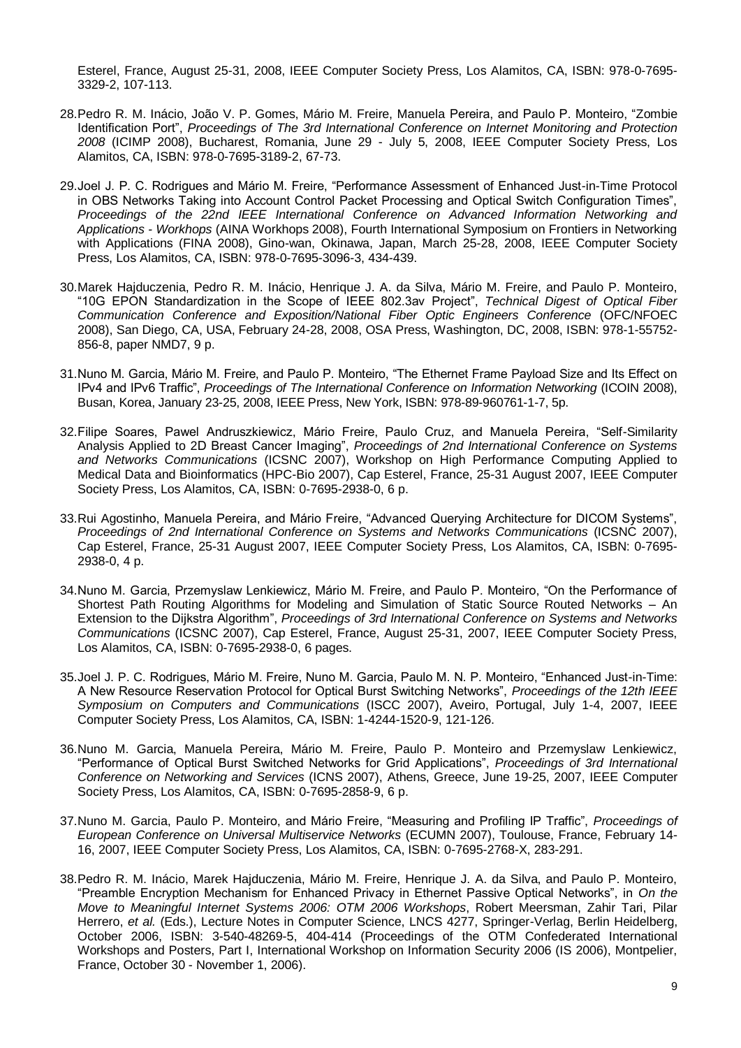Esterel, France, August 25-31, 2008, IEEE Computer Society Press, Los Alamitos, CA, ISBN: 978-0-7695-3329-2, 107-113.

28. Pedro R. M. Inácio, João V. P. Gomes, Mário M. Freire, Manuela Pereira, and Paulo P. Monteiro, "Zombie Identification Port", *Proceedings of The 3rd International Conference on Internet Monitoring and Protection 2008* (ICIMP 2008), Bucharest, Romania, June 29 - July 5, 2008, IEEE Computer Society Press, Los Alamitos, CA, ISBN: 978-0-7695-3189-2, 67-73.

29. Joel J. P. C. Rodrigues and Mário M. Freire, "Performance Assessment of Enhanced Just-in-Time Protocol in OBS Networks Taking into Account Control Packet Processing and Optical Switch Configuration Times", *Proceedings of the 22nd IEEE International Conference on Advanced Information Networking and Applications - Workhops* (AINA Workhops 2008), Fourth International Symposium on Frontiers in Networking with Applications (FINA 2008), Gino-wan, Okinawa, Japan, March 25-28, 2008, IEEE Computer Society Press, Los Alamitos, CA, ISBN: 978-0-7695-3096-3, 434-439.

30. Marek Hajduczenia, Pedro R. M. Inácio, Henrique J. A. da Silva, Mário M. Freire, and Paulo P. Monteiro, "10G EPON Standardization in the Scope of IEEE 802.3av Project", *Technical Digest of Optical Fiber Communication Conference and Exposition/National Fiber Optic Engineers Conference* (OFC/NFOEC 2008), San Diego, CA, USA, February 24-28, 2008, OSA Press, Washington, DC, 2008, ISBN: 978-1-55752-856-8, paper NMD7, 9 p.

31. Nuno M. Garcia, Mário M. Freire, and Paulo P. Monteiro, "The Ethernet Frame Payload Size and Its Effect on IPv4 and IPv6 Traffic", *Proceedings of The International Conference on Information Networking* (ICOIN 2008), Busan, Korea, January 23-25, 2008, IEEE Press, New York, ISBN: 978-89-960761-1-7, 5p.

32. Filipe Soares, Pawel Andruszkiewicz, Mário Freire, Paulo Cruz, and Manuela Pereira, "Self-Similarity Analysis Applied to 2D Breast Cancer Imaging", *Proceedings of 2nd International Conference on Systems and Networks Communications* (ICSNC 2007), Workshop on High Performance Computing Applied to Medical Data and Bioinformatics (HPC-Bio 2007), Cap Esterel, France, 25-31 August 2007, IEEE Computer Society Press, Los Alamitos, CA, ISBN: 0-7695-2938-0, 6 p.

33. Rui Agostinho, Manuela Pereira, and Mário Freire, "Advanced Querying Architecture for DICOM Systems", *Proceedings of 2nd International Conference on Systems and Networks Communications* (ICSNC 2007), Cap Esterel, France, 25-31 August 2007, IEEE Computer Society Press, Los Alamitos, CA, ISBN: 0-7695-2938-0, 4 p.

34. Nuno M. Garcia, Przemyslaw Lenkiewicz, Mário M. Freire, and Paulo P. Monteiro, "On the Performance of Shortest Path Routing Algorithms for Modeling and Simulation of Static Source Routed Networks – An Extension to the Dijkstra Algorithm", *Proceedings of 3rd International Conference on Systems and Networks Communications* (ICSNC 2007), Cap Esterel, France, August 25-31, 2007, IEEE Computer Society Press, Los Alamitos, CA, ISBN: 0-7695-2938-0, 6 pages.

35. Joel J. P. C. Rodrigues, Mário M. Freire, Nuno M. Garcia, Paulo M. N. P. Monteiro, "Enhanced Just-in-Time: A New Resource Reservation Protocol for Optical Burst Switching Networks", *Proceedings of the 12th IEEE Symposium on Computers and Communications* (ISCC 2007), Aveiro, Portugal, July 1-4, 2007, IEEE Computer Society Press, Los Alamitos, CA, ISBN: 1-4244-1520-9, 121-126.

36. Nuno M. Garcia, Manuela Pereira, Mário M. Freire, Paulo P. Monteiro and Przemyslaw Lenkiewicz, "Performance of Optical Burst Switched Networks for Grid Applications", *Proceedings of 3rd International Conference on Networking and Services* (ICNS 2007), Athens, Greece, June 19-25, 2007, IEEE Computer Society Press, Los Alamitos, CA, ISBN: 0-7695-2858-9, 6 p.

37. Nuno M. Garcia, Paulo P. Monteiro, and Mário Freire, "Measuring and Profiling IP Traffic", *Proceedings of European Conference on Universal Multiservice Networks* (ECUMN 2007), Toulouse, France, February 14-16, 2007, IEEE Computer Society Press, Los Alamitos, CA, ISBN: 0-7695-2768-X, 283-291.

38. Pedro R. M. Inácio, Marek Hajduczenia, Mário M. Freire, Henrique J. A. da Silva, and Paulo P. Monteiro, "Preamble Encryption Mechanism for Enhanced Privacy in Ethernet Passive Optical Networks", in *On the Move to Meaningful Internet Systems 2006: OTM 2006 Workshops*, Robert Meersman, Zahir Tari, Pilar Herrero, *et al.* (Eds.), Lecture Notes in Computer Science, LNCS 4277, Springer-Verlag, Berlin Heidelberg, October 2006, ISBN: 3-540-48269-5, 404-414 (Proceedings of the OTM Confederated International Workshops and Posters, Part I, International Workshop on Information Security 2006 (IS 2006), Montpelier, France, October 30 - November 1, 2006).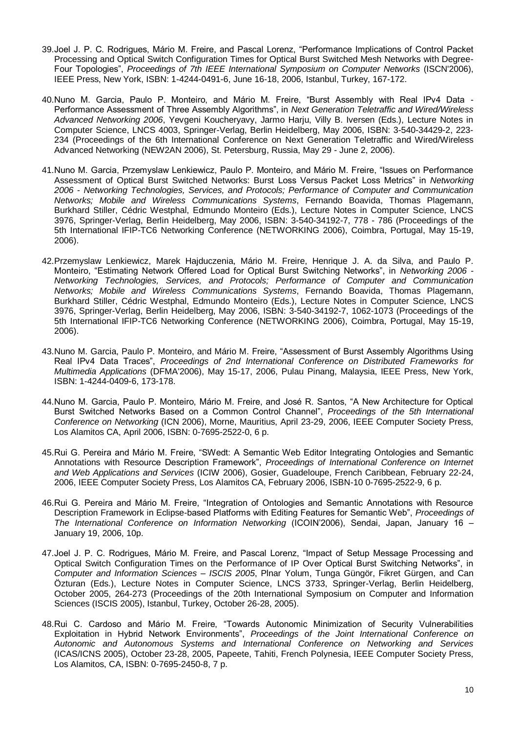39. Joel J. P. C. Rodrigues, Mário M. Freire, and Pascal Lorenz, "Performance Implications of Control Packet Processing and Optical Switch Configuration Times for Optical Burst Switched Mesh Networks with Degree-Four Topologies", *Proceedings of 7th IEEE International Symposium on Computer Networks* (ISCN'2006), IEEE Press, New York, ISBN: 1-4244-0491-6, June 16-18, 2006, Istanbul, Turkey, 167-172.

40. Nuno M. Garcia, Paulo P. Monteiro, and Mário M. Freire, "Burst Assembly with Real IPv4 Data - Performance Assessment of Three Assembly Algorithms", in *Next Generation Teletraffic and Wired/Wireless Advanced Networking 2006*, Yevgeni Koucheryavy, Jarmo Harju, Villy B. Iversen (Eds.), Lecture Notes in Computer Science, LNCS 4003, Springer-Verlag, Berlin Heidelberg, May 2006, ISBN: 3-540-34429-2, 223-234 (Proceedings of the 6th International Conference on Next Generation Teletraffic and Wired/Wireless Advanced Networking (NEW2AN 2006), St. Petersburg, Russia, May 29 - June 2, 2006).

41. Nuno M. Garcia, Przemyslaw Lenkiewicz, Paulo P. Monteiro, and Mário M. Freire, "Issues on Performance Assessment of Optical Burst Switched Networks: Burst Loss Versus Packet Loss Metrics" in *Networking 2006 - Networking Technologies, Services, and Protocols; Performance of Computer and Communication Networks; Mobile and Wireless Communications Systems*, Fernando Boavida, Thomas Plagemann, Burkhard Stiller, Cédric Westphal, Edmundo Monteiro (Eds.), Lecture Notes in Computer Science, LNCS 3976, Springer-Verlag, Berlin Heidelberg, May 2006, ISBN: 3-540-34192-7, 778 - 786 (Proceedings of the 5th International IFIP-TC6 Networking Conference (NETWORKING 2006), Coimbra, Portugal, May 15-19, 2006).

42. Przemyslaw Lenkiewicz, Marek Hajduczenia, Mário M. Freire, Henrique J. A. da Silva, and Paulo P. Monteiro, "Estimating Network Offered Load for Optical Burst Switching Networks", in *Networking 2006 - Networking Technologies, Services, and Protocols; Performance of Computer and Communication Networks; Mobile and Wireless Communications Systems*, Fernando Boavida, Thomas Plagemann, Burkhard Stiller, Cédric Westphal, Edmundo Monteiro (Eds.), Lecture Notes in Computer Science, LNCS 3976, Springer-Verlag, Berlin Heidelberg, May 2006, ISBN: 3-540-34192-7, 1062-1073 (Proceedings of the 5th International IFIP-TC6 Networking Conference (NETWORKING 2006), Coimbra, Portugal, May 15-19, 2006).

43. Nuno M. Garcia, Paulo P. Monteiro, and Mário M. Freire, "Assessment of Burst Assembly Algorithms Using Real IPv4 Data Traces", *Proceedings of 2nd International Conference on Distributed Frameworks for Multimedia Applications* (DFMA'2006), May 15-17, 2006, Pulau Pinang, Malaysia, IEEE Press, New York, ISBN: 1-4244-0409-6, 173-178.

44. Nuno M. Garcia, Paulo P. Monteiro, Mário M. Freire, and José R. Santos, "A New Architecture for Optical Burst Switched Networks Based on a Common Control Channel", *Proceedings of the 5th International Conference on Networking* (ICN 2006), Morne, Mauritius, April 23-29, 2006, IEEE Computer Society Press, Los Alamitos CA, April 2006, ISBN: 0-7695-2522-0, 6 p.

45. Rui G. Pereira and Mário M. Freire, "SWedt: A Semantic Web Editor Integrating Ontologies and Semantic Annotations with Resource Description Framework", *Proceedings of International Conference on Internet and Web Applications and Services* (ICIW 2006), Gosier, Guadeloupe, French Caribbean, February 22-24, 2006, IEEE Computer Society Press, Los Alamitos CA, February 2006, ISBN-10 0-7695-2522-9, 6 p.

46. Rui G. Pereira and Mário M. Freire, "Integration of Ontologies and Semantic Annotations with Resource Description Framework in Eclipse-based Platforms with Editing Features for Semantic Web", *Proceedings of The International Conference on Information Networking* (ICOIN'2006), Sendai, Japan, January 16 – January 19, 2006, 10p.

47. Joel J. P. C. Rodrigues, Mário M. Freire, and Pascal Lorenz, "Impact of Setup Message Processing and Optical Switch Configuration Times on the Performance of IP Over Optical Burst Switching Networks", in *Computer and Information Sciences – ISCIS 2005*, Plnar Yolum, Tunga Güngör, Fikret Gürgen, and Can Özturan (Eds.), Lecture Notes in Computer Science, LNCS 3733, Springer-Verlag, Berlin Heidelberg, October 2005, 264-273 (Proceedings of the 20th International Symposium on Computer and Information Sciences (ISCIS 2005), Istanbul, Turkey, October 26-28, 2005).

48. Rui C. Cardoso and Mário M. Freire, "Towards Autonomic Minimization of Security Vulnerabilities Exploitation in Hybrid Network Environments", *Proceedings of the Joint International Conference on Autonomic and Autonomous Systems and International Conference on Networking and Services* (ICAS/ICNS 2005), October 23-28, 2005, Papeete, Tahiti, French Polynesia, IEEE Computer Society Press, Los Alamitos, CA, ISBN: 0-7695-2450-8, 7 p.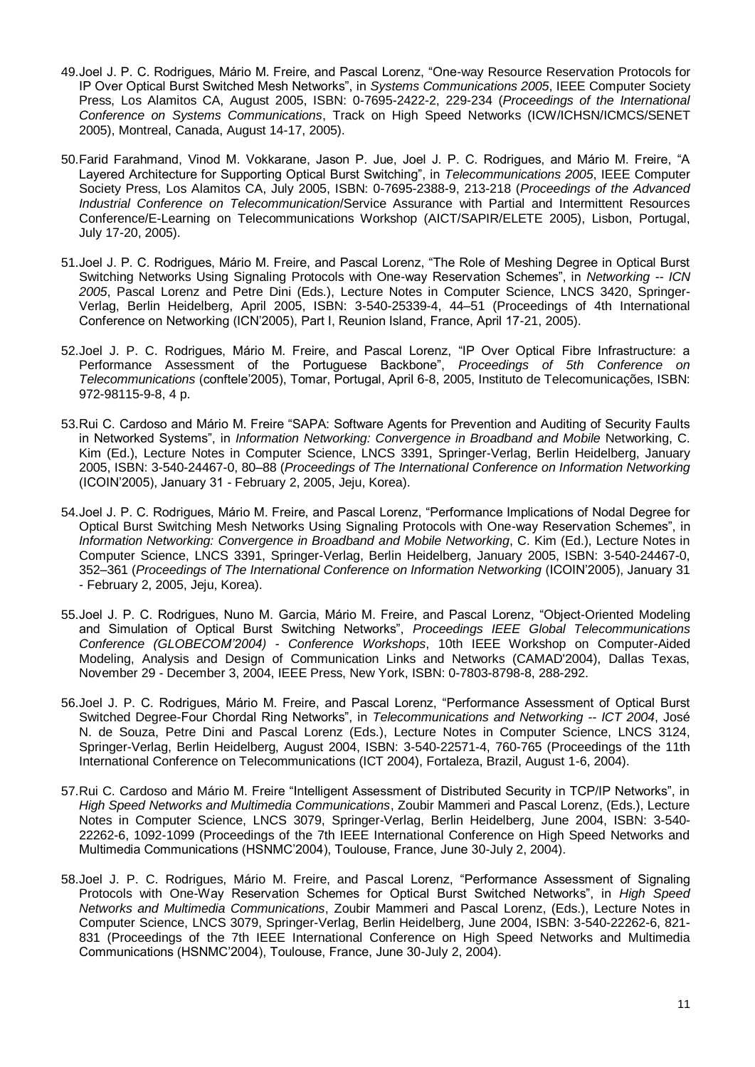49. Joel J. P. C. Rodrigues, Mário M. Freire, and Pascal Lorenz, "One-way Resource Reservation Protocols for IP Over Optical Burst Switched Mesh Networks", in *Systems Communications 2005*, IEEE Computer Society Press, Los Alamitos CA, August 2005, ISBN: 0-7695-2422-2, 229-234 (*Proceedings of the International Conference on Systems Communications*, Track on High Speed Networks (ICW/ICHSN/ICMCS/SENET 2005), Montreal, Canada, August 14-17, 2005).

50. Farid Farahmand, Vinod M. Vokkarane, Jason P. Jue, Joel J. P. C. Rodrigues, and Mário M. Freire, "A Layered Architecture for Supporting Optical Burst Switching", in *Telecommunications 2005*, IEEE Computer Society Press, Los Alamitos CA, July 2005, ISBN: 0-7695-2388-9, 213-218 (*Proceedings of the Advanced Industrial Conference on Telecommunication*/Service Assurance with Partial and Intermittent Resources Conference/E-Learning on Telecommunications Workshop (AICT/SAPIR/ELETE 2005), Lisbon, Portugal, July 17-20, 2005).

51. Joel J. P. C. Rodrigues, Mário M. Freire, and Pascal Lorenz, "The Role of Meshing Degree in Optical Burst Switching Networks Using Signaling Protocols with One-way Reservation Schemes", in *Networking -- ICN 2005*, Pascal Lorenz and Petre Dini (Eds.), Lecture Notes in Computer Science, LNCS 3420, Springer-Verlag, Berlin Heidelberg, April 2005, ISBN: 3-540-25339-4, 44–51 (Proceedings of 4th International Conference on Networking (ICN'2005), Part I, Reunion Island, France, April 17-21, 2005).

52. Joel J. P. C. Rodrigues, Mário M. Freire, and Pascal Lorenz, "IP Over Optical Fibre Infrastructure: a Performance Assessment of the Portuguese Backbone", *Proceedings of 5th Conference on Telecommunications* (conftele'2005), Tomar, Portugal, April 6-8, 2005, Instituto de Telecomunicações, ISBN: 972-98115-9-8, 4 p.

53. Rui C. Cardoso and Mário M. Freire "SAPA: Software Agents for Prevention and Auditing of Security Faults in Networked Systems", in *Information Networking: Convergence in Broadband and Mobile* Networking, C. Kim (Ed.), Lecture Notes in Computer Science, LNCS 3391, Springer-Verlag, Berlin Heidelberg, January 2005, ISBN: 3-540-24467-0, 80–88 (*Proceedings of The International Conference on Information Networking* (ICOIN'2005), January 31 - February 2, 2005, Jeju, Korea).

54. Joel J. P. C. Rodrigues, Mário M. Freire, and Pascal Lorenz, "Performance Implications of Nodal Degree for Optical Burst Switching Mesh Networks Using Signaling Protocols with One-way Reservation Schemes", in *Information Networking: Convergence in Broadband and Mobile Networking*, C. Kim (Ed.), Lecture Notes in Computer Science, LNCS 3391, Springer-Verlag, Berlin Heidelberg, January 2005, ISBN: 3-540-24467-0, 352–361 (*Proceedings of The International Conference on Information Networking* (ICOIN'2005), January 31 - February 2, 2005, Jeju, Korea).

55. Joel J. P. C. Rodrigues, Nuno M. Garcia, Mário M. Freire, and Pascal Lorenz, "Object-Oriented Modeling and Simulation of Optical Burst Switching Networks", *Proceedings IEEE Global Telecommunications Conference (GLOBECOM'2004) - Conference Workshops*, 10th IEEE Workshop on Computer-Aided Modeling, Analysis and Design of Communication Links and Networks (CAMAD'2004), Dallas Texas, November 29 - December 3, 2004, IEEE Press, New York, ISBN: 0-7803-8798-8, 288-292.

56. Joel J. P. C. Rodrigues, Mário M. Freire, and Pascal Lorenz, "Performance Assessment of Optical Burst Switched Degree-Four Chordal Ring Networks", in *Telecommunications and Networking -- ICT 2004*, José N. de Souza, Petre Dini and Pascal Lorenz (Eds.), Lecture Notes in Computer Science, LNCS 3124, Springer-Verlag, Berlin Heidelberg, August 2004, ISBN: 3-540-22571-4, 760-765 (Proceedings of the 11th International Conference on Telecommunications (ICT 2004), Fortaleza, Brazil, August 1-6, 2004).

57. Rui C. Cardoso and Mário M. Freire "Intelligent Assessment of Distributed Security in TCP/IP Networks", in *High Speed Networks and Multimedia Communications*, Zoubir Mammeri and Pascal Lorenz, (Eds.), Lecture Notes in Computer Science, LNCS 3079, Springer-Verlag, Berlin Heidelberg, June 2004, ISBN: 3-540-22262-6, 1092-1099 (Proceedings of the 7th IEEE International Conference on High Speed Networks and Multimedia Communications (HSNMC'2004), Toulouse, France, June 30-July 2, 2004).

58. Joel J. P. C. Rodrigues, Mário M. Freire, and Pascal Lorenz, "Performance Assessment of Signaling Protocols with One-Way Reservation Schemes for Optical Burst Switched Networks", in *High Speed Networks and Multimedia Communications*, Zoubir Mammeri and Pascal Lorenz, (Eds.), Lecture Notes in Computer Science, LNCS 3079, Springer-Verlag, Berlin Heidelberg, June 2004, ISBN: 3-540-22262-6, 821-831 (Proceedings of the 7th IEEE International Conference on High Speed Networks and Multimedia Communications (HSNMC'2004), Toulouse, France, June 30-July 2, 2004).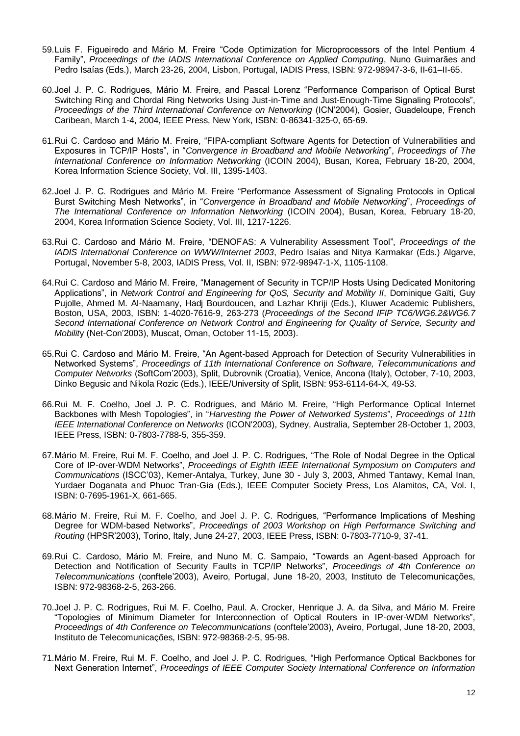59. Luis F. Figueiredo and Mário M. Freire "Code Optimization for Microprocessors of the Intel Pentium 4 Family", *Proceedings of the IADIS International Conference on Applied Computing*, Nuno Guimarães and Pedro Isaías (Eds.), March 23-26, 2004, Lisbon, Portugal, IADIS Press, ISBN: 972-98947-3-6, II-61–II-65.

60. Joel J. P. C. Rodrigues, Mário M. Freire, and Pascal Lorenz "Performance Comparison of Optical Burst Switching Ring and Chordal Ring Networks Using Just-in-Time and Just-Enough-Time Signaling Protocols", *Proceedings of the Third International Conference on Networking* (ICN'2004), Gosier, Guadeloupe, French Caribean, March 1-4, 2004, IEEE Press, New York, ISBN: 0-86341-325-0, 65-69.

61. Rui C. Cardoso and Mário M. Freire, "FIPA-compliant Software Agents for Detection of Vulnerabilities and Exposures in TCP/IP Hosts", in "*Convergence in Broadband and Mobile Networking*", *Proceedings of The International Conference on Information Networking* (ICOIN 2004), Busan, Korea, February 18-20, 2004, Korea Information Science Society, Vol. III, 1395-1403.

62. Joel J. P. C. Rodrigues and Mário M. Freire "Performance Assessment of Signaling Protocols in Optical Burst Switching Mesh Networks", in "*Convergence in Broadband and Mobile Networking*", *Proceedings of The International Conference on Information Networking* (ICOIN 2004), Busan, Korea, February 18-20, 2004, Korea Information Science Society, Vol. III, 1217-1226.

63. Rui C. Cardoso and Mário M. Freire, "DENOFAS: A Vulnerability Assessment Tool", *Proceedings of the IADIS International Conference on WWW/Internet 2003*, Pedro Isaías and Nitya Karmakar (Eds.) Algarve, Portugal, November 5-8, 2003, IADIS Press, Vol. II, ISBN: 972-98947-1-X, 1105-1108.

64. Rui C. Cardoso and Mário M. Freire, "Management of Security in TCP/IP Hosts Using Dedicated Monitoring Applications", in *Network Control and Engineering for QoS, Security and Mobility II*, Dominique Gaïti, Guy Pujolle, Ahmed M. Al-Naamany, Hadj Bourdoucen, and Lazhar Khriji (Eds.), Kluwer Academic Publishers, Boston, USA, 2003, ISBN: 1-4020-7616-9, 263-273 (*Proceedings of the Second IFIP TC6/WG6.2&WG6.7 Second International Conference on Network Control and Engineering for Quality of Service, Security and Mobility* (Net-Con'2003), Muscat, Oman, October 11-15, 2003).

65. Rui C. Cardoso and Mário M. Freire, "An Agent-based Approach for Detection of Security Vulnerabilities in Networked Systems", *Proceedings of 11th International Conference on Software, Telecommunications and Computer Networks* (SoftCom'2003), Split, Dubrovnik (Croatia), Venice, Ancona (Italy), October, 7-10, 2003, Dinko Begusic and Nikola Rozic (Eds.), IEEE/University of Split, ISBN: 953-6114-64-X, 49-53.

66. Rui M. F. Coelho, Joel J. P. C. Rodrigues, and Mário M. Freire, "High Performance Optical Internet Backbones with Mesh Topologies", in "*Harvesting the Power of Networked Systems*", *Proceedings of 11th IEEE International Conference on Networks* (ICON'2003), Sydney, Australia, September 28-October 1, 2003, IEEE Press, ISBN: 0-7803-7788-5, 355-359.

67. Mário M. Freire, Rui M. F. Coelho, and Joel J. P. C. Rodrigues, "The Role of Nodal Degree in the Optical Core of IP-over-WDM Networks", *Proceedings of Eighth IEEE International Symposium on Computers and Communications* (ISCC'03), Kemer-Antalya, Turkey, June 30 - July 3, 2003, Ahmed Tantawy, Kemal Inan, Yurdaer Doganata and Phuoc Tran-Gia (Eds.), IEEE Computer Society Press, Los Alamitos, CA, Vol. I, ISBN: 0-7695-1961-X, 661-665.

68. Mário M. Freire, Rui M. F. Coelho, and Joel J. P. C. Rodrigues, "Performance Implications of Meshing Degree for WDM-based Networks", *Proceedings of 2003 Workshop on High Performance Switching and Routing* (HPSR'2003), Torino, Italy, June 24-27, 2003, IEEE Press, ISBN: 0-7803-7710-9, 37-41.

69. Rui C. Cardoso, Mário M. Freire, and Nuno M. C. Sampaio, "Towards an Agent-based Approach for Detection and Notification of Security Faults in TCP/IP Networks", *Proceedings of 4th Conference on Telecommunications* (conftele'2003), Aveiro, Portugal, June 18-20, 2003, Instituto de Telecomunicações, ISBN: 972-98368-2-5, 263-266.

70. Joel J. P. C. Rodrigues, Rui M. F. Coelho, Paul. A. Crocker, Henrique J. A. da Silva, and Mário M. Freire "Topologies of Minimum Diameter for Interconnection of Optical Routers in IP-over-WDM Networks", *Proceedings of 4th Conference on Telecommunications* (conftele'2003), Aveiro, Portugal, June 18-20, 2003, Instituto de Telecomunicações, ISBN: 972-98368-2-5, 95-98.

71. Mário M. Freire, Rui M. F. Coelho, and Joel J. P. C. Rodrigues, "High Performance Optical Backbones for Next Generation Internet", *Proceedings of IEEE Computer Society International Conference on Information*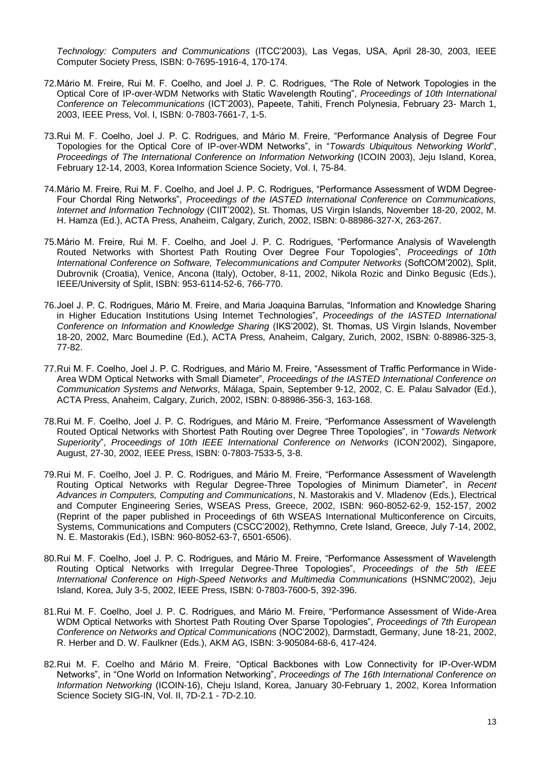*Technology: Computers and Communications* (ITCC'2003), Las Vegas, USA, April 28-30, 2003, IEEE Computer Society Press, ISBN: 0-7695-1916-4, 170-174.

72. Mário M. Freire, Rui M. F. Coelho, and Joel J. P. C. Rodrigues, "The Role of Network Topologies in the Optical Core of IP-over-WDM Networks with Static Wavelength Routing", *Proceedings of 10th International Conference on Telecommunications* (ICT'2003), Papeete, Tahiti, French Polynesia, February 23- March 1, 2003, IEEE Press, Vol. I, ISBN: 0-7803-7661-7, 1-5.

73. Rui M. F. Coelho, Joel J. P. C. Rodrigues, and Mário M. Freire, "Performance Analysis of Degree Four Topologies for the Optical Core of IP-over-WDM Networks", in "*Towards Ubiquitous Networking World*", *Proceedings of The International Conference on Information Networking* (ICOIN 2003), Jeju Island, Korea, February 12-14, 2003, Korea Information Science Society, Vol. I, 75-84.

74. Mário M. Freire, Rui M. F. Coelho, and Joel J. P. C. Rodrigues, "Performance Assessment of WDM Degree-Four Chordal Ring Networks", *Proceedings of the IASTED International Conference on Communications, Internet and Information Technology* (CIIT'2002), St. Thomas, US Virgin Islands, November 18-20, 2002, M. H. Hamza (Ed.), ACTA Press, Anaheim, Calgary, Zurich, 2002, ISBN: 0-88986-327-X, 263-267.

75. Mário M. Freire, Rui M. F. Coelho, and Joel J. P. C. Rodrigues, "Performance Analysis of Wavelength Routed Networks with Shortest Path Routing Over Degree Four Topologies", *Proceedings of 10th International Conference on Software, Telecommunications and Computer Networks* (SoftCOM'2002), Split, Dubrovnik (Croatia), Venice, Ancona (Italy), October, 8-11, 2002, Nikola Rozic and Dinko Begusic (Eds.), IEEE/University of Split, ISBN: 953-6114-52-6, 766-770.

76. Joel J. P. C. Rodrigues, Mário M. Freire, and Maria Joaquina Barrulas, "Information and Knowledge Sharing in Higher Education Institutions Using Internet Technologies", *Proceedings of the IASTED International Conference on Information and Knowledge Sharing* (IKS'2002), St. Thomas, US Virgin Islands, November 18-20, 2002, Marc Boumedine (Ed.), ACTA Press, Anaheim, Calgary, Zurich, 2002, ISBN: 0-88986-325-3, 77-82.

77. Rui M. F. Coelho, Joel J. P. C. Rodrigues, and Mário M. Freire, "Assessment of Traffic Performance in Wide-Area WDM Optical Networks with Small Diameter", *Proceedings of the IASTED International Conference on Communication Systems and Networks*, Málaga, Spain, September 9-12, 2002, C. E. Palau Salvador (Ed.), ACTA Press, Anaheim, Calgary, Zurich, 2002, ISBN: 0-88986-356-3, 163-168.

78. Rui M. F. Coelho, Joel J. P. C. Rodrigues, and Mário M. Freire, "Performance Assessment of Wavelength Routed Optical Networks with Shortest Path Routing over Degree Three Topologies", in "*Towards Network Superiority*", *Proceedings of 10th IEEE International Conference on Networks* (ICON'2002), Singapore, August, 27-30, 2002, IEEE Press, ISBN: 0-7803-7533-5, 3-8.

79. Rui M. F. Coelho, Joel J. P. C. Rodrigues, and Mário M. Freire, "Performance Assessment of Wavelength Routing Optical Networks with Regular Degree-Three Topologies of Minimum Diameter", in *Recent Advances in Computers, Computing and Communications*, N. Mastorakis and V. Mladenov (Eds.), Electrical and Computer Engineering Series, WSEAS Press, Greece, 2002, ISBN: 960-8052-62-9, 152-157, 2002 (Reprint of the paper published in Proceedings of 6th WSEAS International Multiconference on Circuits, Systems, Communications and Computers (CSCC'2002), Rethymno, Crete Island, Greece, July 7-14, 2002, N. E. Mastorakis (Ed.), ISBN: 960-8052-63-7, 6501-6506).

80. Rui M. F. Coelho, Joel J. P. C. Rodrigues, and Mário M. Freire, "Performance Assessment of Wavelength Routing Optical Networks with Irregular Degree-Three Topologies", *Proceedings of the 5th IEEE International Conference on High-Speed Networks and Multimedia Communications* (HSNMC'2002), Jeju Island, Korea, July 3-5, 2002, IEEE Press, ISBN: 0-7803-7600-5, 392-396.

81. Rui M. F. Coelho, Joel J. P. C. Rodrigues, and Mário M. Freire, "Performance Assessment of Wide-Area WDM Optical Networks with Shortest Path Routing Over Sparse Topologies", *Proceedings of 7th European Conference on Networks and Optical Communications* (NOC'2002), Darmstadt, Germany, June 18-21, 2002, R. Herber and D. W. Faulkner (Eds.), AKM AG, ISBN: 3-905084-68-6, 417-424.

82. Rui M. F. Coelho and Mário M. Freire, "Optical Backbones with Low Connectivity for IP-Over-WDM Networks", in "One World on Information Networking", *Proceedings of The 16th International Conference on Information Networking* (ICOIN-16), Cheju Island, Korea, January 30-February 1, 2002, Korea Information Science Society SIG-IN, Vol. II, 7D-2.1 - 7D-2.10.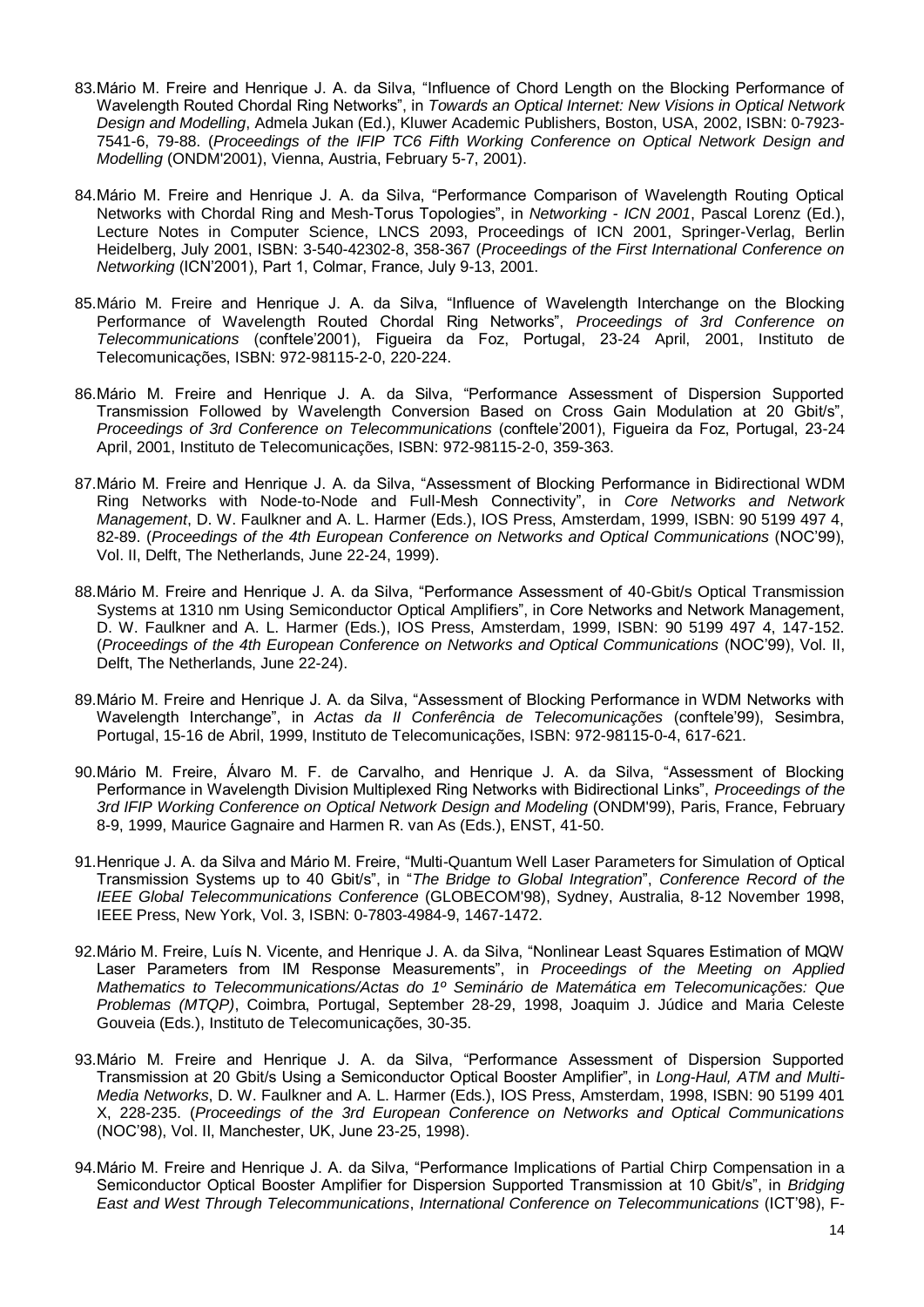83. Mário M. Freire and Henrique J. A. da Silva, "Influence of Chord Length on the Blocking Performance of Wavelength Routed Chordal Ring Networks", in *Towards an Optical Internet: New Visions in Optical Network Design and Modelling*, Admela Jukan (Ed.), Kluwer Academic Publishers, Boston, USA, 2002, ISBN: 0-7923-7541-6, 79-88. (*Proceedings of the IFIP TC6 Fifth Working Conference on Optical Network Design and Modelling* (ONDM'2001), Vienna, Austria, February 5-7, 2001).

84. Mário M. Freire and Henrique J. A. da Silva, "Performance Comparison of Wavelength Routing Optical Networks with Chordal Ring and Mesh-Torus Topologies", in *Networking - ICN 2001*, Pascal Lorenz (Ed.), Lecture Notes in Computer Science, LNCS 2093, Proceedings of ICN 2001, Springer-Verlag, Berlin Heidelberg, July 2001, ISBN: 3-540-42302-8, 358-367 (*Proceedings of the First International Conference on Networking* (ICN'2001), Part 1, Colmar, France, July 9-13, 2001.

85. Mário M. Freire and Henrique J. A. da Silva, "Influence of Wavelength Interchange on the Blocking Performance of Wavelength Routed Chordal Ring Networks", *Proceedings of 3rd Conference on Telecommunications* (conftele'2001), Figueira da Foz, Portugal, 23-24 April, 2001, Instituto de Telecomunicações, ISBN: 972-98115-2-0, 220-224.

86. Mário M. Freire and Henrique J. A. da Silva, "Performance Assessment of Dispersion Supported Transmission Followed by Wavelength Conversion Based on Cross Gain Modulation at 20 Gbit/s", *Proceedings of 3rd Conference on Telecommunications* (conftele'2001), Figueira da Foz, Portugal, 23-24 April, 2001, Instituto de Telecomunicações, ISBN: 972-98115-2-0, 359-363.

87. Mário M. Freire and Henrique J. A. da Silva, "Assessment of Blocking Performance in Bidirectional WDM Ring Networks with Node-to-Node and Full-Mesh Connectivity", in *Core Networks and Network Management*, D. W. Faulkner and A. L. Harmer (Eds.), IOS Press, Amsterdam, 1999, ISBN: 90 5199 497 4, 82-89. (*Proceedings of the 4th European Conference on Networks and Optical Communications* (NOC'99), Vol. II, Delft, The Netherlands, June 22-24, 1999).

88. Mário M. Freire and Henrique J. A. da Silva, "Performance Assessment of 40-Gbit/s Optical Transmission Systems at 1310 nm Using Semiconductor Optical Amplifiers", in Core Networks and Network Management, D. W. Faulkner and A. L. Harmer (Eds.), IOS Press, Amsterdam, 1999, ISBN: 90 5199 497 4, 147-152. (*Proceedings of the 4th European Conference on Networks and Optical Communications* (NOC'99), Vol. II, Delft, The Netherlands, June 22-24).

89. Mário M. Freire and Henrique J. A. da Silva, "Assessment of Blocking Performance in WDM Networks with Wavelength Interchange", in *Actas da II Conferência de Telecomunicações* (conftele'99), Sesimbra, Portugal, 15-16 de Abril, 1999, Instituto de Telecomunicações, ISBN: 972-98115-0-4, 617-621.

90. Mário M. Freire, Álvaro M. F. de Carvalho, and Henrique J. A. da Silva, "Assessment of Blocking Performance in Wavelength Division Multiplexed Ring Networks with Bidirectional Links", *Proceedings of the 3rd IFIP Working Conference on Optical Network Design and Modeling* (ONDM'99), Paris, France, February 8-9, 1999, Maurice Gagnaire and Harmen R. van As (Eds.), ENST, 41-50.

91. Henrique J. A. da Silva and Mário M. Freire, "Multi-Quantum Well Laser Parameters for Simulation of Optical Transmission Systems up to 40 Gbit/s", in "*The Bridge to Global Integration*", *Conference Record of the IEEE Global Telecommunications Conference* (GLOBECOM'98), Sydney, Australia, 8-12 November 1998, IEEE Press, New York, Vol. 3, ISBN: 0-7803-4984-9, 1467-1472.

92. Mário M. Freire, Luís N. Vicente, and Henrique J. A. da Silva, "Nonlinear Least Squares Estimation of MQW Laser Parameters from IM Response Measurements", in *Proceedings of the Meeting on Applied Mathematics to Telecommunications/Actas do 1º Seminário de Matemática em Telecomunicações: Que Problemas (MTQP)*, Coimbra, Portugal, September 28-29, 1998, Joaquim J. Júdice and Maria Celeste Gouveia (Eds.), Instituto de Telecomunicações, 30-35.

93. Mário M. Freire and Henrique J. A. da Silva, "Performance Assessment of Dispersion Supported Transmission at 20 Gbit/s Using a Semiconductor Optical Booster Amplifier", in *Long-Haul, ATM and Multi-Media Networks*, D. W. Faulkner and A. L. Harmer (Eds.), IOS Press, Amsterdam, 1998, ISBN: 90 5199 401 X, 228-235. (*Proceedings of the 3rd European Conference on Networks and Optical Communications* (NOC'98), Vol. II, Manchester, UK, June 23-25, 1998).

94. Mário M. Freire and Henrique J. A. da Silva, "Performance Implications of Partial Chirp Compensation in a Semiconductor Optical Booster Amplifier for Dispersion Supported Transmission at 10 Gbit/s", in *Bridging East and West Through Telecommunications*, *International Conference on Telecommunications* (ICT'98), F-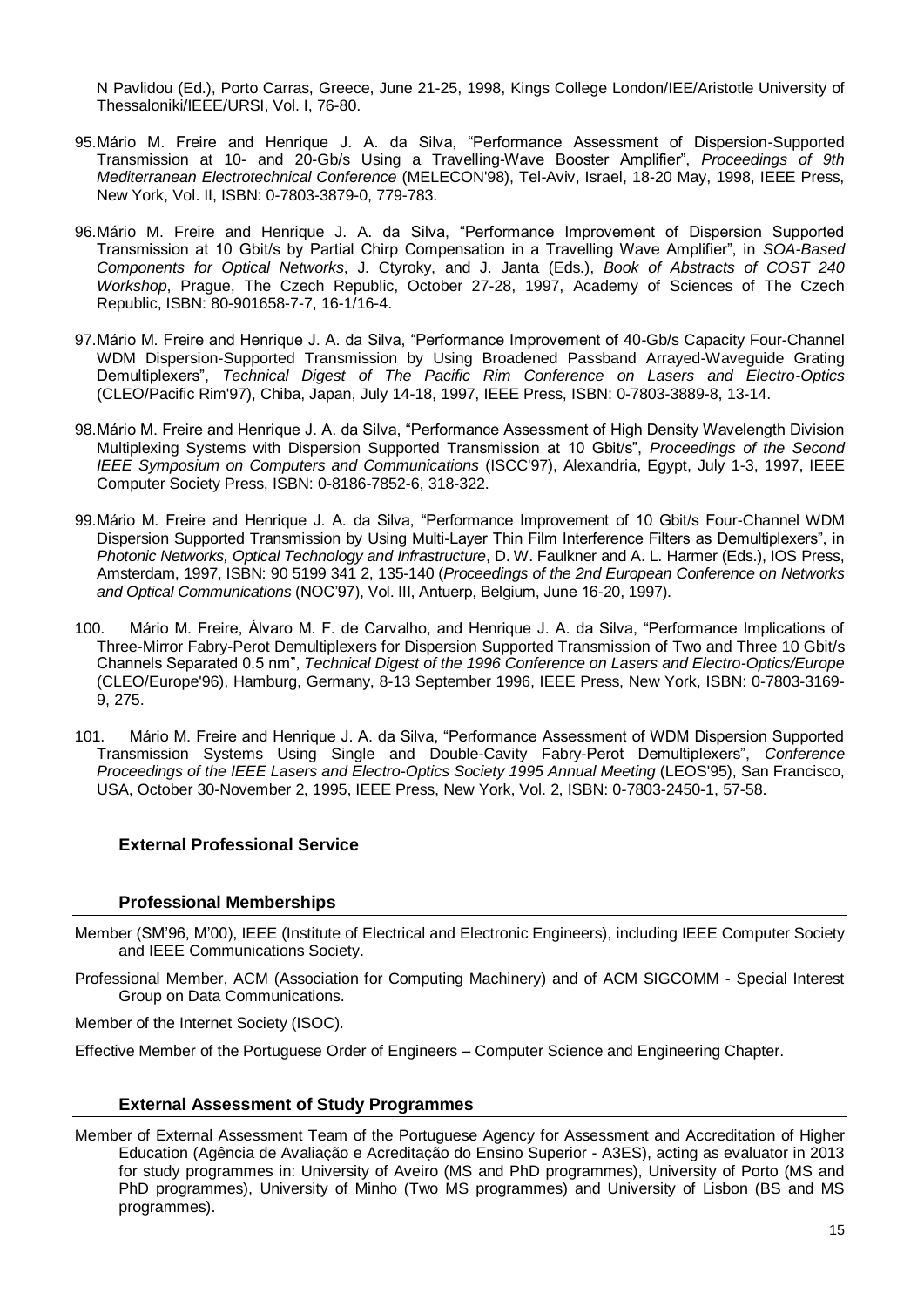N Pavlidou (Ed.), Porto Carras, Greece, June 21-25, 1998, Kings College London/IEE/Aristotle University of Thessaloniki/IEEE/URSI, Vol. I, 76-80.

95. Mário M. Freire and Henrique J. A. da Silva, "Performance Assessment of Dispersion-Supported Transmission at 10- and 20-Gb/s Using a Travelling-Wave Booster Amplifier", *Proceedings of 9th Mediterranean Electrotechnical Conference* (MELECON'98), Tel-Aviv, Israel, 18-20 May, 1998, IEEE Press, New York, Vol. II, ISBN: 0-7803-3879-0, 779-783.

96. Mário M. Freire and Henrique J. A. da Silva, "Performance Improvement of Dispersion Supported Transmission at 10 Gbit/s by Partial Chirp Compensation in a Travelling Wave Amplifier", in *SOA-Based Components for Optical Networks*, J. Ctyroky, and J. Janta (Eds.), *Book of Abstracts of COST 240 Workshop*, Prague, The Czech Republic, October 27-28, 1997, Academy of Sciences of The Czech Republic, ISBN: 80-901658-7-7, 16-1/16-4.

97. Mário M. Freire and Henrique J. A. da Silva, "Performance Improvement of 40-Gb/s Capacity Four-Channel WDM Dispersion-Supported Transmission by Using Broadened Passband Arrayed-Waveguide Grating Demultiplexers", *Technical Digest of The Pacific Rim Conference on Lasers and Electro-Optics* (CLEO/Pacific Rim'97), Chiba, Japan, July 14-18, 1997, IEEE Press, ISBN: 0-7803-3889-8, 13-14.

98. Mário M. Freire and Henrique J. A. da Silva, "Performance Assessment of High Density Wavelength Division Multiplexing Systems with Dispersion Supported Transmission at 10 Gbit/s", *Proceedings of the Second IEEE Symposium on Computers and Communications* (ISCC'97), Alexandria, Egypt, July 1-3, 1997, IEEE Computer Society Press, ISBN: 0-8186-7852-6, 318-322.

99. Mário M. Freire and Henrique J. A. da Silva, "Performance Improvement of 10 Gbit/s Four-Channel WDM Dispersion Supported Transmission by Using Multi-Layer Thin Film Interference Filters as Demultiplexers", in *Photonic Networks, Optical Technology and Infrastructure*, D. W. Faulkner and A. L. Harmer (Eds.), IOS Press, Amsterdam, 1997, ISBN: 90 5199 341 2, 135-140 (*Proceedings of the 2nd European Conference on Networks and Optical Communications* (NOC'97), Vol. III, Antuerp, Belgium, June 16-20, 1997).

100. Mário M. Freire, Álvaro M. F. de Carvalho, and Henrique J. A. da Silva, "Performance Implications of Three-Mirror Fabry-Perot Demultiplexers for Dispersion Supported Transmission of Two and Three 10 Gbit/s Channels Separated 0.5 nm", *Technical Digest of the 1996 Conference on Lasers and Electro-Optics/Europe* (CLEO/Europe'96), Hamburg, Germany, 8-13 September 1996, IEEE Press, New York, ISBN: 0-7803-3169-9, 275.

101. Mário M. Freire and Henrique J. A. da Silva, "Performance Assessment of WDM Dispersion Supported Transmission Systems Using Single and Double-Cavity Fabry-Perot Demultiplexers", *Conference Proceedings of the IEEE Lasers and Electro-Optics Society 1995 Annual Meeting* (LEOS'95), San Francisco, USA, October 30-November 2, 1995, IEEE Press, New York, Vol. 2, ISBN: 0-7803-2450-1, 57-58.

## External Professional Service

### Professional Memberships

Member (SM'96, M'00), IEEE (Institute of Electrical and Electronic Engineers), including IEEE Computer Society and IEEE Communications Society.

Professional Member, ACM (Association for Computing Machinery) and of ACM SIGCOMM - Special Interest Group on Data Communications.

Member of the Internet Society (ISOC).

Effective Member of the Portuguese Order of Engineers – Computer Science and Engineering Chapter.

### External Assessment of Study Programmes

Member of External Assessment Team of the Portuguese Agency for Assessment and Accreditation of Higher Education (Agência de Avaliação e Acreditação do Ensino Superior - A3ES), acting as evaluator in 2013 for study programmes in: University of Aveiro (MS and PhD programmes), University of Porto (MS and PhD programmes), University of Minho (Two MS programmes) and University of Lisbon (BS and MS programmes).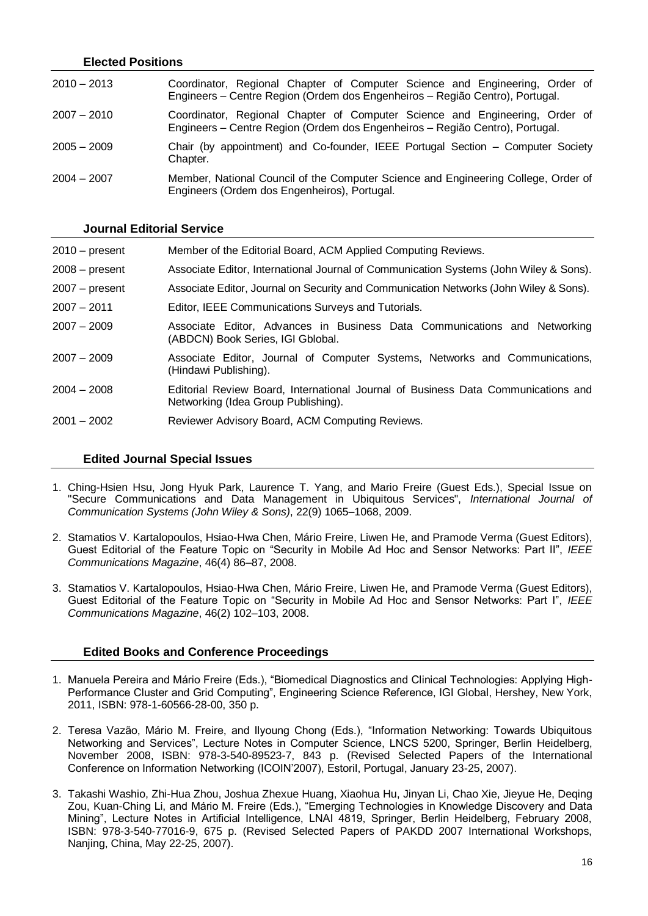### Elected Positions

| | |
|---|---|
| 2010 – 2013 | Coordinator, Regional Chapter of Computer Science and Engineering, Order of Engineers – Centre Region (Ordem dos Engenheiros – Região Centro), Portugal. |
| 2007 – 2010 | Coordinator, Regional Chapter of Computer Science and Engineering, Order of Engineers – Centre Region (Ordem dos Engenheiros – Região Centro), Portugal. |
| 2005 – 2009 | Chair (by appointment) and Co-founder, IEEE Portugal Section – Computer Society Chapter. |
| 2004 – 2007 | Member, National Council of the Computer Science and Engineering College, Order of Engineers (Ordem dos Engenheiros), Portugal. |

### Journal Editorial Service

| | |
|---|---|
| 2010 – present | Member of the Editorial Board, ACM Applied Computing Reviews. |
| 2008 – present | Associate Editor, International Journal of Communication Systems (John Wiley & Sons). |
| 2007 – present | Associate Editor, Journal on Security and Communication Networks (John Wiley & Sons). |
| 2007 – 2011 | Editor, IEEE Communications Surveys and Tutorials. |
| 2007 – 2009 | Associate Editor, Advances in Business Data Communications and Networking (ABDCN) Book Series, IGI Gblobal. |
| 2007 – 2009 | Associate Editor, Journal of Computer Systems, Networks and Communications, (Hindawi Publishing). |
| 2004 – 2008 | Editorial Review Board, International Journal of Business Data Communications and Networking (Idea Group Publishing). |
| 2001 – 2002 | Reviewer Advisory Board, ACM Computing Reviews. |

### Edited Journal Special Issues

1. Ching-Hsien Hsu, Jong Hyuk Park, Laurence T. Yang, and Mario Freire (Guest Eds.), Special Issue on "Secure Communications and Data Management in Ubiquitous Services", *International Journal of Communication Systems (John Wiley & Sons)*, 22(9) 1065–1068, 2009.

2. Stamatios V. Kartalopoulos, Hsiao-Hwa Chen, Mário Freire, Liwen He, and Pramode Verma (Guest Editors), Guest Editorial of the Feature Topic on "Security in Mobile Ad Hoc and Sensor Networks: Part II", *IEEE Communications Magazine*, 46(4) 86–87, 2008.

3. Stamatios V. Kartalopoulos, Hsiao-Hwa Chen, Mário Freire, Liwen He, and Pramode Verma (Guest Editors), Guest Editorial of the Feature Topic on "Security in Mobile Ad Hoc and Sensor Networks: Part I", *IEEE Communications Magazine*, 46(2) 102–103, 2008.

### Edited Books and Conference Proceedings

1. Manuela Pereira and Mário Freire (Eds.), "Biomedical Diagnostics and Clinical Technologies: Applying High-Performance Cluster and Grid Computing", Engineering Science Reference, IGI Global, Hershey, New York, 2011, ISBN: 978-1-60566-28-00, 350 p.

2. Teresa Vazão, Mário M. Freire, and Ilyoung Chong (Eds.), "Information Networking: Towards Ubiquitous Networking and Services", Lecture Notes in Computer Science, LNCS 5200, Springer, Berlin Heidelberg, November 2008, ISBN: 978-3-540-89523-7, 843 p. (Revised Selected Papers of the International Conference on Information Networking (ICOIN'2007), Estoril, Portugal, January 23-25, 2007).

3. Takashi Washio, Zhi-Hua Zhou, Joshua Zhexue Huang, Xiaohua Hu, Jinyan Li, Chao Xie, Jieyue He, Deqing Zou, Kuan-Ching Li, and Mário M. Freire (Eds.), "Emerging Technologies in Knowledge Discovery and Data Mining", Lecture Notes in Artificial Intelligence, LNAI 4819, Springer, Berlin Heidelberg, February 2008, ISBN: 978-3-540-77016-9, 675 p. (Revised Selected Papers of PAKDD 2007 International Workshops, Nanjing, China, May 22-25, 2007).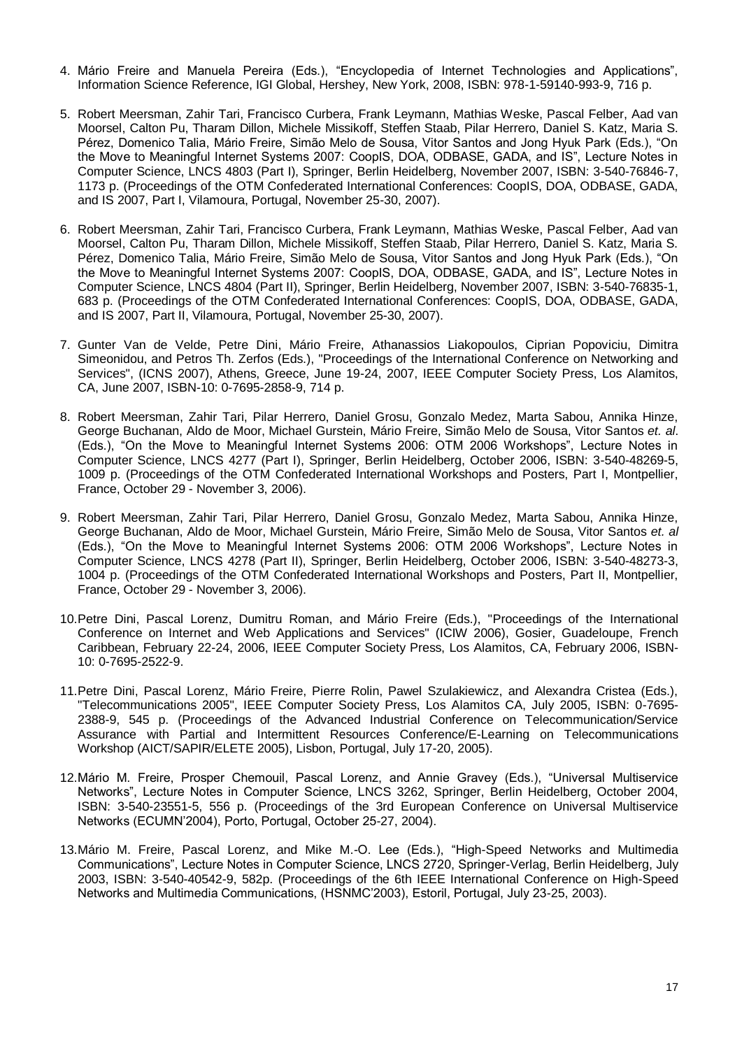4. Mário Freire and Manuela Pereira (Eds.), “Encyclopedia of Internet Technologies and Applications”, Information Science Reference, IGI Global, Hershey, New York, 2008, ISBN: 978-1-59140-993-9, 716 p.

5. Robert Meersman, Zahir Tari, Francisco Curbera, Frank Leymann, Mathias Weske, Pascal Felber, Aad van Moorsel, Calton Pu, Tharam Dillon, Michele Missikoff, Steffen Staab, Pilar Herrero, Daniel S. Katz, Maria S. Pérez, Domenico Talia, Mário Freire, Simão Melo de Sousa, Vitor Santos and Jong Hyuk Park (Eds.), “On the Move to Meaningful Internet Systems 2007: CoopIS, DOA, ODBASE, GADA, and IS”, Lecture Notes in Computer Science, LNCS 4803 (Part I), Springer, Berlin Heidelberg, November 2007, ISBN: 3-540-76846-7, 1173 p. (Proceedings of the OTM Confederated International Conferences: CoopIS, DOA, ODBASE, GADA, and IS 2007, Part I, Vilamoura, Portugal, November 25-30, 2007).

6. Robert Meersman, Zahir Tari, Francisco Curbera, Frank Leymann, Mathias Weske, Pascal Felber, Aad van Moorsel, Calton Pu, Tharam Dillon, Michele Missikoff, Steffen Staab, Pilar Herrero, Daniel S. Katz, Maria S. Pérez, Domenico Talia, Mário Freire, Simão Melo de Sousa, Vitor Santos and Jong Hyuk Park (Eds.), “On the Move to Meaningful Internet Systems 2007: CoopIS, DOA, ODBASE, GADA, and IS”, Lecture Notes in Computer Science, LNCS 4804 (Part II), Springer, Berlin Heidelberg, November 2007, ISBN: 3-540-76835-1, 683 p. (Proceedings of the OTM Confederated International Conferences: CoopIS, DOA, ODBASE, GADA, and IS 2007, Part II, Vilamoura, Portugal, November 25-30, 2007).

7. Gunter Van de Velde, Petre Dini, Mário Freire, Athanassios Liakopoulos, Ciprian Popoviciu, Dimitra Simeonidou, and Petros Th. Zerfos (Eds.), "Proceedings of the International Conference on Networking and Services", (ICNS 2007), Athens, Greece, June 19-24, 2007, IEEE Computer Society Press, Los Alamitos, CA, June 2007, ISBN-10: 0-7695-2858-9, 714 p.

8. Robert Meersman, Zahir Tari, Pilar Herrero, Daniel Grosu, Gonzalo Medez, Marta Sabou, Annika Hinze, George Buchanan, Aldo de Moor, Michael Gurstein, Mário Freire, Simão Melo de Sousa, Vitor Santos *et. al*. (Eds.), “On the Move to Meaningful Internet Systems 2006: OTM 2006 Workshops”, Lecture Notes in Computer Science, LNCS 4277 (Part I), Springer, Berlin Heidelberg, October 2006, ISBN: 3-540-48269-5, 1009 p. (Proceedings of the OTM Confederated International Workshops and Posters, Part I, Montpellier, France, October 29 - November 3, 2006).

9. Robert Meersman, Zahir Tari, Pilar Herrero, Daniel Grosu, Gonzalo Medez, Marta Sabou, Annika Hinze, George Buchanan, Aldo de Moor, Michael Gurstein, Mário Freire, Simão Melo de Sousa, Vitor Santos *et. al* (Eds.), “On the Move to Meaningful Internet Systems 2006: OTM 2006 Workshops”, Lecture Notes in Computer Science, LNCS 4278 (Part II), Springer, Berlin Heidelberg, October 2006, ISBN: 3-540-48273-3, 1004 p. (Proceedings of the OTM Confederated International Workshops and Posters, Part II, Montpellier, France, October 29 - November 3, 2006).

10. Petre Dini, Pascal Lorenz, Dumitru Roman, and Mário Freire (Eds.), "Proceedings of the International Conference on Internet and Web Applications and Services" (ICIW 2006), Gosier, Guadeloupe, French Caribbean, February 22-24, 2006, IEEE Computer Society Press, Los Alamitos, CA, February 2006, ISBN-10: 0-7695-2522-9.

11. Petre Dini, Pascal Lorenz, Mário Freire, Pierre Rolin, Pawel Szulakiewicz, and Alexandra Cristea (Eds.), "Telecommunications 2005", IEEE Computer Society Press, Los Alamitos CA, July 2005, ISBN: 0-7695-2388-9, 545 p. (Proceedings of the Advanced Industrial Conference on Telecommunication/Service Assurance with Partial and Intermittent Resources Conference/E-Learning on Telecommunications Workshop (AICT/SAPIR/ELETE 2005), Lisbon, Portugal, July 17-20, 2005).

12. Mário M. Freire, Prosper Chemouil, Pascal Lorenz, and Annie Gravey (Eds.), “Universal Multiservice Networks”, Lecture Notes in Computer Science, LNCS 3262, Springer, Berlin Heidelberg, October 2004, ISBN: 3-540-23551-5, 556 p. (Proceedings of the 3rd European Conference on Universal Multiservice Networks (ECUMN’2004), Porto, Portugal, October 25-27, 2004).

13. Mário M. Freire, Pascal Lorenz, and Mike M.-O. Lee (Eds.), “High-Speed Networks and Multimedia Communications”, Lecture Notes in Computer Science, LNCS 2720, Springer-Verlag, Berlin Heidelberg, July 2003, ISBN: 3-540-40542-9, 582p. (Proceedings of the 6th IEEE International Conference on High-Speed Networks and Multimedia Communications, (HSNMC’2003), Estoril, Portugal, July 23-25, 2003).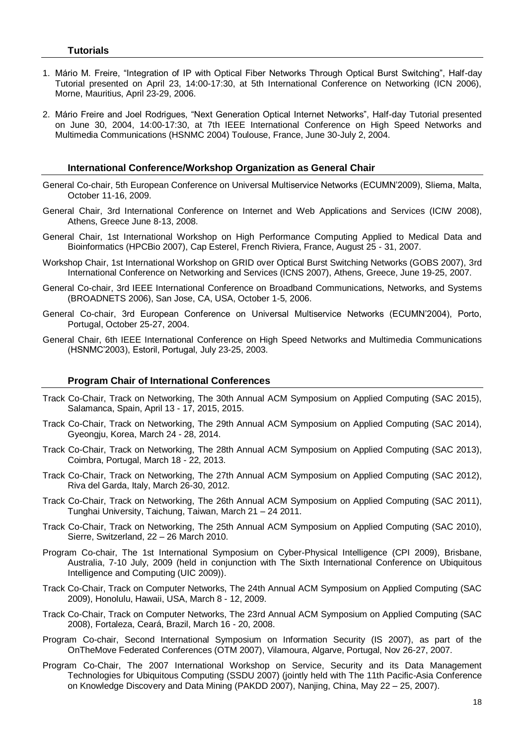### Tutorials

1. Mário M. Freire, "Integration of IP with Optical Fiber Networks Through Optical Burst Switching", Half-day Tutorial presented on April 23, 14:00-17:30, at 5th International Conference on Networking (ICN 2006), Morne, Mauritius, April 23-29, 2006.
2. Mário Freire and Joel Rodrigues, "Next Generation Optical Internet Networks", Half-day Tutorial presented on June 30, 2004, 14:00-17:30, at 7th IEEE International Conference on High Speed Networks and Multimedia Communications (HSNMC 2004) Toulouse, France, June 30-July 2, 2004.

### International Conference/Workshop Organization as General Chair

General Co-chair, 5th European Conference on Universal Multiservice Networks (ECUMN'2009), Sliema, Malta, October 11-16, 2009.

General Chair, 3rd International Conference on Internet and Web Applications and Services (ICIW 2008), Athens, Greece June 8-13, 2008.

General Chair, 1st International Workshop on High Performance Computing Applied to Medical Data and Bioinformatics (HPCBio 2007), Cap Esterel, French Riviera, France, August 25 - 31, 2007.

Workshop Chair, 1st International Workshop on GRID over Optical Burst Switching Networks (GOBS 2007), 3rd International Conference on Networking and Services (ICNS 2007), Athens, Greece, June 19-25, 2007.

General Co-chair, 3rd IEEE International Conference on Broadband Communications, Networks, and Systems (BROADNETS 2006), San Jose, CA, USA, October 1-5, 2006.

General Co-chair, 3rd European Conference on Universal Multiservice Networks (ECUMN'2004), Porto, Portugal, October 25-27, 2004.

General Chair, 6th IEEE International Conference on High Speed Networks and Multimedia Communications (HSNMC'2003), Estoril, Portugal, July 23-25, 2003.

### Program Chair of International Conferences

Track Co-Chair, Track on Networking, The 30th Annual ACM Symposium on Applied Computing (SAC 2015), Salamanca, Spain, April 13 - 17, 2015, 2015.

Track Co-Chair, Track on Networking, The 29th Annual ACM Symposium on Applied Computing (SAC 2014), Gyeongju, Korea, March 24 - 28, 2014.

Track Co-Chair, Track on Networking, The 28th Annual ACM Symposium on Applied Computing (SAC 2013), Coimbra, Portugal, March 18 - 22, 2013.

Track Co-Chair, Track on Networking, The 27th Annual ACM Symposium on Applied Computing (SAC 2012), Riva del Garda, Italy, March 26-30, 2012.

Track Co-Chair, Track on Networking, The 26th Annual ACM Symposium on Applied Computing (SAC 2011), Tunghai University, Taichung, Taiwan, March 21 – 24 2011.

Track Co-Chair, Track on Networking, The 25th Annual ACM Symposium on Applied Computing (SAC 2010), Sierre, Switzerland, 22 – 26 March 2010.

Program Co-chair, The 1st International Symposium on Cyber-Physical Intelligence (CPI 2009), Brisbane, Australia, 7-10 July, 2009 (held in conjunction with The Sixth International Conference on Ubiquitous Intelligence and Computing (UIC 2009)).

Track Co-Chair, Track on Computer Networks, The 24th Annual ACM Symposium on Applied Computing (SAC 2009), Honolulu, Hawaii, USA, March 8 - 12, 2009.

Track Co-Chair, Track on Computer Networks, The 23rd Annual ACM Symposium on Applied Computing (SAC 2008), Fortaleza, Ceará, Brazil, March 16 - 20, 2008.

Program Co-chair, Second International Symposium on Information Security (IS 2007), as part of the OnTheMove Federated Conferences (OTM 2007), Vilamoura, Algarve, Portugal, Nov 26-27, 2007.

Program Co-Chair, The 2007 International Workshop on Service, Security and its Data Management Technologies for Ubiquitous Computing (SSDU 2007) (jointly held with The 11th Pacific-Asia Conference on Knowledge Discovery and Data Mining (PAKDD 2007), Nanjing, China, May 22 – 25, 2007).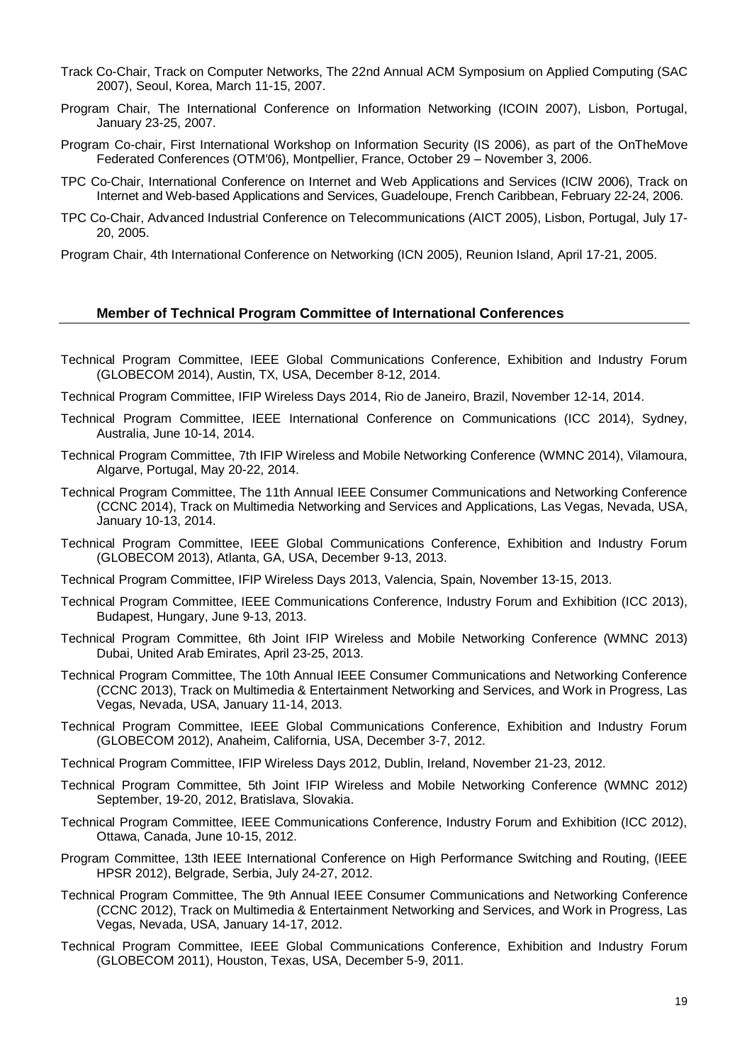Track Co-Chair, Track on Computer Networks, The 22nd Annual ACM Symposium on Applied Computing (SAC 2007), Seoul, Korea, March 11-15, 2007.

Program Chair, The International Conference on Information Networking (ICOIN 2007), Lisbon, Portugal, January 23-25, 2007.

Program Co-chair, First International Workshop on Information Security (IS 2006), as part of the OnTheMove Federated Conferences (OTM'06), Montpellier, France, October 29 – November 3, 2006.

TPC Co-Chair, International Conference on Internet and Web Applications and Services (ICIW 2006), Track on Internet and Web-based Applications and Services, Guadeloupe, French Caribbean, February 22-24, 2006.

TPC Co-Chair, Advanced Industrial Conference on Telecommunications (AICT 2005), Lisbon, Portugal, July 17-20, 2005.

Program Chair, 4th International Conference on Networking (ICN 2005), Reunion Island, April 17-21, 2005.

## Member of Technical Program Committee of International Conferences

Technical Program Committee, IEEE Global Communications Conference, Exhibition and Industry Forum (GLOBECOM 2014), Austin, TX, USA, December 8-12, 2014.

Technical Program Committee, IFIP Wireless Days 2014, Rio de Janeiro, Brazil, November 12-14, 2014.

Technical Program Committee, IEEE International Conference on Communications (ICC 2014), Sydney, Australia, June 10-14, 2014.

Technical Program Committee, 7th IFIP Wireless and Mobile Networking Conference (WMNC 2014), Vilamoura, Algarve, Portugal, May 20-22, 2014.

Technical Program Committee, The 11th Annual IEEE Consumer Communications and Networking Conference (CCNC 2014), Track on Multimedia Networking and Services and Applications, Las Vegas, Nevada, USA, January 10-13, 2014.

Technical Program Committee, IEEE Global Communications Conference, Exhibition and Industry Forum (GLOBECOM 2013), Atlanta, GA, USA, December 9-13, 2013.

Technical Program Committee, IFIP Wireless Days 2013, Valencia, Spain, November 13-15, 2013.

Technical Program Committee, IEEE Communications Conference, Industry Forum and Exhibition (ICC 2013), Budapest, Hungary, June 9-13, 2013.

Technical Program Committee, 6th Joint IFIP Wireless and Mobile Networking Conference (WMNC 2013) Dubai, United Arab Emirates, April 23-25, 2013.

Technical Program Committee, The 10th Annual IEEE Consumer Communications and Networking Conference (CCNC 2013), Track on Multimedia & Entertainment Networking and Services, and Work in Progress, Las Vegas, Nevada, USA, January 11-14, 2013.

Technical Program Committee, IEEE Global Communications Conference, Exhibition and Industry Forum (GLOBECOM 2012), Anaheim, California, USA, December 3-7, 2012.

Technical Program Committee, IFIP Wireless Days 2012, Dublin, Ireland, November 21-23, 2012.

Technical Program Committee, 5th Joint IFIP Wireless and Mobile Networking Conference (WMNC 2012) September, 19-20, 2012, Bratislava, Slovakia.

Technical Program Committee, IEEE Communications Conference, Industry Forum and Exhibition (ICC 2012), Ottawa, Canada, June 10-15, 2012.

Program Committee, 13th IEEE International Conference on High Performance Switching and Routing, (IEEE HPSR 2012), Belgrade, Serbia, July 24-27, 2012.

Technical Program Committee, The 9th Annual IEEE Consumer Communications and Networking Conference (CCNC 2012), Track on Multimedia & Entertainment Networking and Services, and Work in Progress, Las Vegas, Nevada, USA, January 14-17, 2012.

Technical Program Committee, IEEE Global Communications Conference, Exhibition and Industry Forum (GLOBECOM 2011), Houston, Texas, USA, December 5-9, 2011.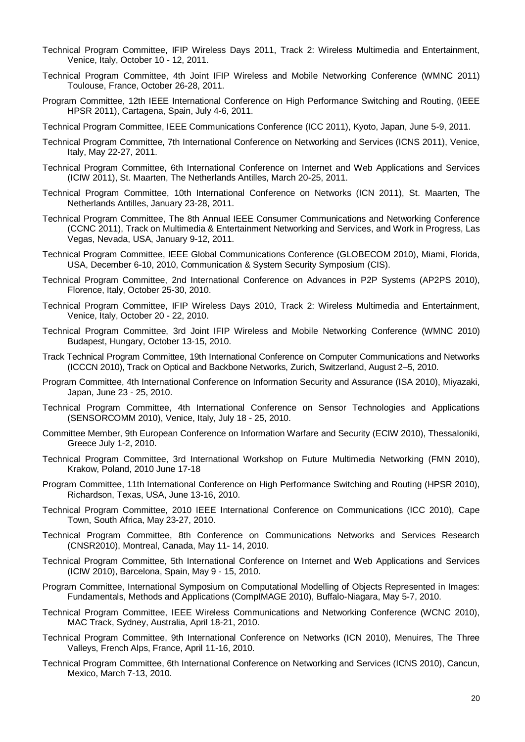Technical Program Committee, IFIP Wireless Days 2011, Track 2: Wireless Multimedia and Entertainment, Venice, Italy, October 10 - 12, 2011.

Technical Program Committee, 4th Joint IFIP Wireless and Mobile Networking Conference (WMNC 2011) Toulouse, France, October 26-28, 2011.

Program Committee, 12th IEEE International Conference on High Performance Switching and Routing, (IEEE HPSR 2011), Cartagena, Spain, July 4-6, 2011.

Technical Program Committee, IEEE Communications Conference (ICC 2011), Kyoto, Japan, June 5-9, 2011.

Technical Program Committee, 7th International Conference on Networking and Services (ICNS 2011), Venice, Italy, May 22-27, 2011.

Technical Program Committee, 6th International Conference on Internet and Web Applications and Services (ICIW 2011), St. Maarten, The Netherlands Antilles, March 20-25, 2011.

Technical Program Committee, 10th International Conference on Networks (ICN 2011), St. Maarten, The Netherlands Antilles, January 23-28, 2011.

Technical Program Committee, The 8th Annual IEEE Consumer Communications and Networking Conference (CCNC 2011), Track on Multimedia & Entertainment Networking and Services, and Work in Progress, Las Vegas, Nevada, USA, January 9-12, 2011.

Technical Program Committee, IEEE Global Communications Conference (GLOBECOM 2010), Miami, Florida, USA, December 6-10, 2010, Communication & System Security Symposium (CIS).

Technical Program Committee, 2nd International Conference on Advances in P2P Systems (AP2PS 2010), Florence, Italy, October 25-30, 2010.

Technical Program Committee, IFIP Wireless Days 2010, Track 2: Wireless Multimedia and Entertainment, Venice, Italy, October 20 - 22, 2010.

Technical Program Committee, 3rd Joint IFIP Wireless and Mobile Networking Conference (WMNC 2010) Budapest, Hungary, October 13-15, 2010.

Track Technical Program Committee, 19th International Conference on Computer Communications and Networks (ICCCN 2010), Track on Optical and Backbone Networks, Zurich, Switzerland, August 2–5, 2010.

Program Committee, 4th International Conference on Information Security and Assurance (ISA 2010), Miyazaki, Japan, June 23 - 25, 2010.

Technical Program Committee, 4th International Conference on Sensor Technologies and Applications (SENSORCOMM 2010), Venice, Italy, July 18 - 25, 2010.

Committee Member, 9th European Conference on Information Warfare and Security (ECIW 2010), Thessaloniki, Greece July 1-2, 2010.

Technical Program Committee, 3rd International Workshop on Future Multimedia Networking (FMN 2010), Krakow, Poland, 2010 June 17-18

Program Committee, 11th International Conference on High Performance Switching and Routing (HPSR 2010), Richardson, Texas, USA, June 13-16, 2010.

Technical Program Committee, 2010 IEEE International Conference on Communications (ICC 2010), Cape Town, South Africa, May 23-27, 2010.

Technical Program Committee, 8th Conference on Communications Networks and Services Research (CNSR2010), Montreal, Canada, May 11- 14, 2010.

Technical Program Committee, 5th International Conference on Internet and Web Applications and Services (ICIW 2010), Barcelona, Spain, May 9 - 15, 2010.

Program Committee, International Symposium on Computational Modelling of Objects Represented in Images: Fundamentals, Methods and Applications (CompIMAGE 2010), Buffalo-Niagara, May 5-7, 2010.

Technical Program Committee, IEEE Wireless Communications and Networking Conference (WCNC 2010), MAC Track, Sydney, Australia, April 18-21, 2010.

Technical Program Committee, 9th International Conference on Networks (ICN 2010), Menuires, The Three Valleys, French Alps, France, April 11-16, 2010.

Technical Program Committee, 6th International Conference on Networking and Services (ICNS 2010), Cancun, Mexico, March 7-13, 2010.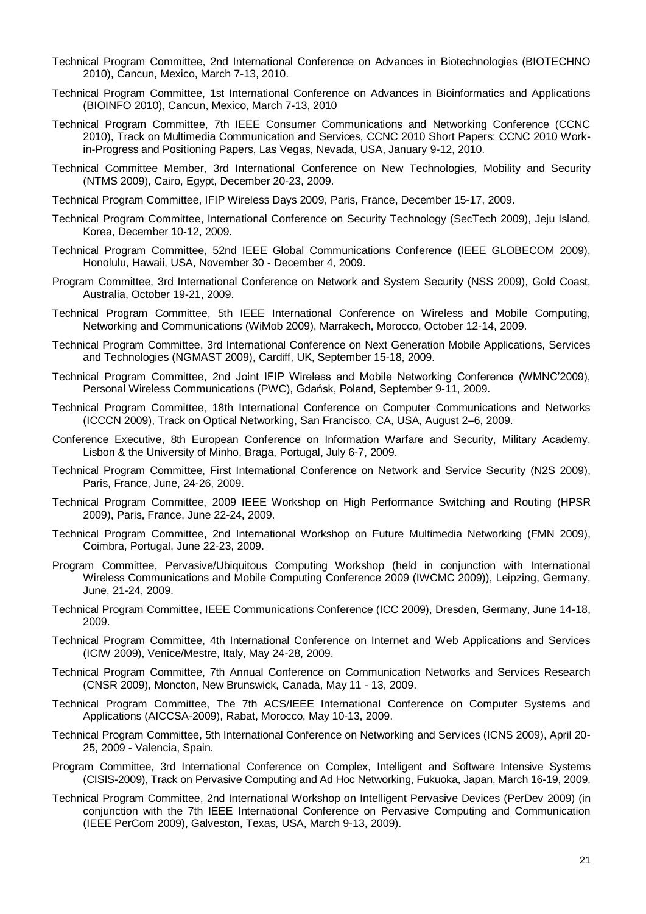Technical Program Committee, 2nd International Conference on Advances in Biotechnologies (BIOTECHNO 2010), Cancun, Mexico, March 7-13, 2010.

Technical Program Committee, 1st International Conference on Advances in Bioinformatics and Applications (BIOINFO 2010), Cancun, Mexico, March 7-13, 2010

Technical Program Committee, 7th IEEE Consumer Communications and Networking Conference (CCNC 2010), Track on Multimedia Communication and Services, CCNC 2010 Short Papers: CCNC 2010 Work-in-Progress and Positioning Papers, Las Vegas, Nevada, USA, January 9-12, 2010.

Technical Committee Member, 3rd International Conference on New Technologies, Mobility and Security (NTMS 2009), Cairo, Egypt, December 20-23, 2009.

Technical Program Committee, IFIP Wireless Days 2009, Paris, France, December 15-17, 2009.

Technical Program Committee, International Conference on Security Technology (SecTech 2009), Jeju Island, Korea, December 10-12, 2009.

Technical Program Committee, 52nd IEEE Global Communications Conference (IEEE GLOBECOM 2009), Honolulu, Hawaii, USA, November 30 - December 4, 2009.

Program Committee, 3rd International Conference on Network and System Security (NSS 2009), Gold Coast, Australia, October 19-21, 2009.

Technical Program Committee, 5th IEEE International Conference on Wireless and Mobile Computing, Networking and Communications (WiMob 2009), Marrakech, Morocco, October 12-14, 2009.

Technical Program Committee, 3rd International Conference on Next Generation Mobile Applications, Services and Technologies (NGMAST 2009), Cardiff, UK, September 15-18, 2009.

Technical Program Committee, 2nd Joint IFIP Wireless and Mobile Networking Conference (WMNC'2009), Personal Wireless Communications (PWC), Gdańsk, Poland, September 9-11, 2009.

Technical Program Committee, 18th International Conference on Computer Communications and Networks (ICCCN 2009), Track on Optical Networking, San Francisco, CA, USA, August 2–6, 2009.

Conference Executive, 8th European Conference on Information Warfare and Security, Military Academy, Lisbon & the University of Minho, Braga, Portugal, July 6-7, 2009.

Technical Program Committee, First International Conference on Network and Service Security (N2S 2009), Paris, France, June, 24-26, 2009.

Technical Program Committee, 2009 IEEE Workshop on High Performance Switching and Routing (HPSR 2009), Paris, France, June 22-24, 2009.

Technical Program Committee, 2nd International Workshop on Future Multimedia Networking (FMN 2009), Coimbra, Portugal, June 22-23, 2009.

Program Committee, Pervasive/Ubiquitous Computing Workshop (held in conjunction with International Wireless Communications and Mobile Computing Conference 2009 (IWCMC 2009)), Leipzing, Germany, June, 21-24, 2009.

Technical Program Committee, IEEE Communications Conference (ICC 2009), Dresden, Germany, June 14-18, 2009.

Technical Program Committee, 4th International Conference on Internet and Web Applications and Services (ICIW 2009), Venice/Mestre, Italy, May 24-28, 2009.

Technical Program Committee, 7th Annual Conference on Communication Networks and Services Research (CNSR 2009), Moncton, New Brunswick, Canada, May 11 - 13, 2009.

Technical Program Committee, The 7th ACS/IEEE International Conference on Computer Systems and Applications (AICCSA-2009), Rabat, Morocco, May 10-13, 2009.

Technical Program Committee, 5th International Conference on Networking and Services (ICNS 2009), April 20-25, 2009 - Valencia, Spain.

Program Committee, 3rd International Conference on Complex, Intelligent and Software Intensive Systems (CISIS-2009), Track on Pervasive Computing and Ad Hoc Networking, Fukuoka, Japan, March 16-19, 2009.

Technical Program Committee, 2nd International Workshop on Intelligent Pervasive Devices (PerDev 2009) (in conjunction with the 7th IEEE International Conference on Pervasive Computing and Communication (IEEE PerCom 2009), Galveston, Texas, USA, March 9-13, 2009).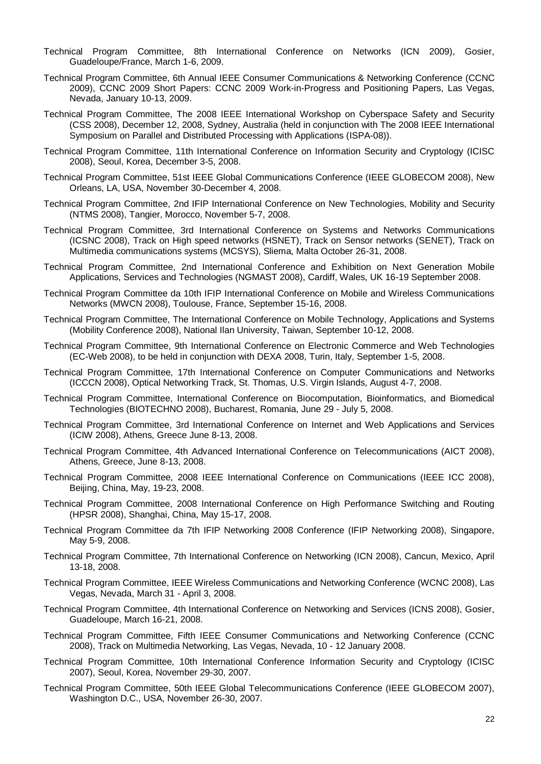Technical Program Committee, 8th International Conference on Networks (ICN 2009), Gosier, Guadeloupe/France, March 1-6, 2009.

Technical Program Committee, 6th Annual IEEE Consumer Communications & Networking Conference (CCNC 2009), CCNC 2009 Short Papers: CCNC 2009 Work-in-Progress and Positioning Papers, Las Vegas, Nevada, January 10-13, 2009.

Technical Program Committee, The 2008 IEEE International Workshop on Cyberspace Safety and Security (CSS 2008), December 12, 2008, Sydney, Australia (held in conjunction with The 2008 IEEE International Symposium on Parallel and Distributed Processing with Applications (ISPA-08)).

Technical Program Committee, 11th International Conference on Information Security and Cryptology (ICISC 2008), Seoul, Korea, December 3-5, 2008.

Technical Program Committee, 51st IEEE Global Communications Conference (IEEE GLOBECOM 2008), New Orleans, LA, USA, November 30-December 4, 2008.

Technical Program Committee, 2nd IFIP International Conference on New Technologies, Mobility and Security (NTMS 2008), Tangier, Morocco, November 5-7, 2008.

Technical Program Committee, 3rd International Conference on Systems and Networks Communications (ICSNC 2008), Track on High speed networks (HSNET), Track on Sensor networks (SENET), Track on Multimedia communications systems (MCSYS), Sliema, Malta October 26-31, 2008.

Technical Program Committee, 2nd International Conference and Exhibition on Next Generation Mobile Applications, Services and Technologies (NGMAST 2008), Cardiff, Wales, UK 16-19 September 2008.

Technical Program Committee da 10th IFIP International Conference on Mobile and Wireless Communications Networks (MWCN 2008), Toulouse, France, September 15-16, 2008.

Technical Program Committee, The International Conference on Mobile Technology, Applications and Systems (Mobility Conference 2008), National Ilan University, Taiwan, September 10-12, 2008.

Technical Program Committee, 9th International Conference on Electronic Commerce and Web Technologies (EC-Web 2008), to be held in conjunction with DEXA 2008, Turin, Italy, September 1-5, 2008.

Technical Program Committee, 17th International Conference on Computer Communications and Networks (ICCCN 2008), Optical Networking Track, St. Thomas, U.S. Virgin Islands, August 4-7, 2008.

Technical Program Committee, International Conference on Biocomputation, Bioinformatics, and Biomedical Technologies (BIOTECHNO 2008), Bucharest, Romania, June 29 - July 5, 2008.

Technical Program Committee, 3rd International Conference on Internet and Web Applications and Services (ICIW 2008), Athens, Greece June 8-13, 2008.

Technical Program Committee, 4th Advanced International Conference on Telecommunications (AICT 2008), Athens, Greece, June 8-13, 2008.

Technical Program Committee, 2008 IEEE International Conference on Communications (IEEE ICC 2008), Beijing, China, May, 19-23, 2008.

Technical Program Committee, 2008 International Conference on High Performance Switching and Routing (HPSR 2008), Shanghai, China, May 15-17, 2008.

Technical Program Committee da 7th IFIP Networking 2008 Conference (IFIP Networking 2008), Singapore, May 5-9, 2008.

Technical Program Committee, 7th International Conference on Networking (ICN 2008), Cancun, Mexico, April 13-18, 2008.

Technical Program Committee, IEEE Wireless Communications and Networking Conference (WCNC 2008), Las Vegas, Nevada, March 31 - April 3, 2008.

Technical Program Committee, 4th International Conference on Networking and Services (ICNS 2008), Gosier, Guadeloupe, March 16-21, 2008.

Technical Program Committee, Fifth IEEE Consumer Communications and Networking Conference (CCNC 2008), Track on Multimedia Networking, Las Vegas, Nevada, 10 - 12 January 2008.

Technical Program Committee, 10th International Conference Information Security and Cryptology (ICISC 2007), Seoul, Korea, November 29-30, 2007.

Technical Program Committee, 50th IEEE Global Telecommunications Conference (IEEE GLOBECOM 2007), Washington D.C., USA, November 26-30, 2007.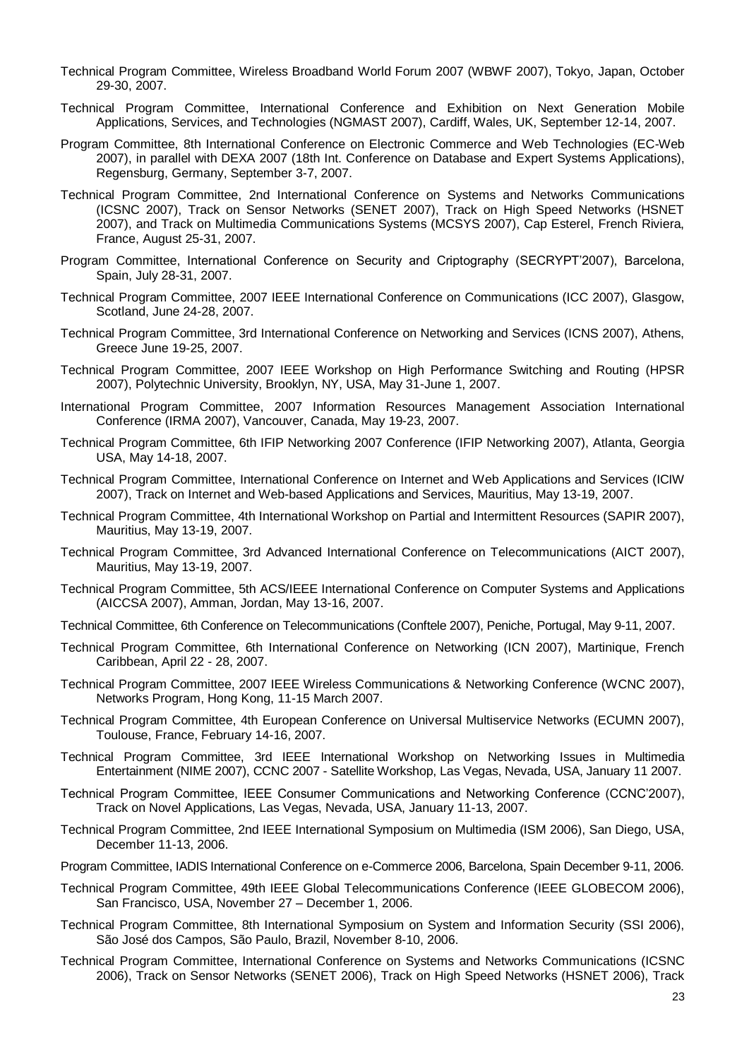Technical Program Committee, Wireless Broadband World Forum 2007 (WBWF 2007), Tokyo, Japan, October 29-30, 2007.

Technical Program Committee, International Conference and Exhibition on Next Generation Mobile Applications, Services, and Technologies (NGMAST 2007), Cardiff, Wales, UK, September 12-14, 2007.

Program Committee, 8th International Conference on Electronic Commerce and Web Technologies (EC-Web 2007), in parallel with DEXA 2007 (18th Int. Conference on Database and Expert Systems Applications), Regensburg, Germany, September 3-7, 2007.

Technical Program Committee, 2nd International Conference on Systems and Networks Communications (ICSNC 2007), Track on Sensor Networks (SENET 2007), Track on High Speed Networks (HSNET 2007), and Track on Multimedia Communications Systems (MCSYS 2007), Cap Esterel, French Riviera, France, August 25-31, 2007.

Program Committee, International Conference on Security and Criptography (SECRYPT'2007), Barcelona, Spain, July 28-31, 2007.

Technical Program Committee, 2007 IEEE International Conference on Communications (ICC 2007), Glasgow, Scotland, June 24-28, 2007.

Technical Program Committee, 3rd International Conference on Networking and Services (ICNS 2007), Athens, Greece June 19-25, 2007.

Technical Program Committee, 2007 IEEE Workshop on High Performance Switching and Routing (HPSR 2007), Polytechnic University, Brooklyn, NY, USA, May 31-June 1, 2007.

International Program Committee, 2007 Information Resources Management Association International Conference (IRMA 2007), Vancouver, Canada, May 19-23, 2007.

Technical Program Committee, 6th IFIP Networking 2007 Conference (IFIP Networking 2007), Atlanta, Georgia USA, May 14-18, 2007.

Technical Program Committee, International Conference on Internet and Web Applications and Services (ICIW 2007), Track on Internet and Web-based Applications and Services, Mauritius, May 13-19, 2007.

Technical Program Committee, 4th International Workshop on Partial and Intermittent Resources (SAPIR 2007), Mauritius, May 13-19, 2007.

Technical Program Committee, 3rd Advanced International Conference on Telecommunications (AICT 2007), Mauritius, May 13-19, 2007.

Technical Program Committee, 5th ACS/IEEE International Conference on Computer Systems and Applications (AICCSA 2007), Amman, Jordan, May 13-16, 2007.

Technical Committee, 6th Conference on Telecommunications (Conftele 2007), Peniche, Portugal, May 9-11, 2007.

Technical Program Committee, 6th International Conference on Networking (ICN 2007), Martinique, French Caribbean, April 22 - 28, 2007.

Technical Program Committee, 2007 IEEE Wireless Communications & Networking Conference (WCNC 2007), Networks Program, Hong Kong, 11-15 March 2007.

Technical Program Committee, 4th European Conference on Universal Multiservice Networks (ECUMN 2007), Toulouse, France, February 14-16, 2007.

Technical Program Committee, 3rd IEEE International Workshop on Networking Issues in Multimedia Entertainment (NIME 2007), CCNC 2007 - Satellite Workshop, Las Vegas, Nevada, USA, January 11 2007.

Technical Program Committee, IEEE Consumer Communications and Networking Conference (CCNC'2007), Track on Novel Applications, Las Vegas, Nevada, USA, January 11-13, 2007.

Technical Program Committee, 2nd IEEE International Symposium on Multimedia (ISM 2006), San Diego, USA, December 11-13, 2006.

Program Committee, IADIS International Conference on e-Commerce 2006, Barcelona, Spain December 9-11, 2006.

Technical Program Committee, 49th IEEE Global Telecommunications Conference (IEEE GLOBECOM 2006), San Francisco, USA, November 27 – December 1, 2006.

Technical Program Committee, 8th International Symposium on System and Information Security (SSI 2006), São José dos Campos, São Paulo, Brazil, November 8-10, 2006.

Technical Program Committee, International Conference on Systems and Networks Communications (ICSNC 2006), Track on Sensor Networks (SENET 2006), Track on High Speed Networks (HSNET 2006), Track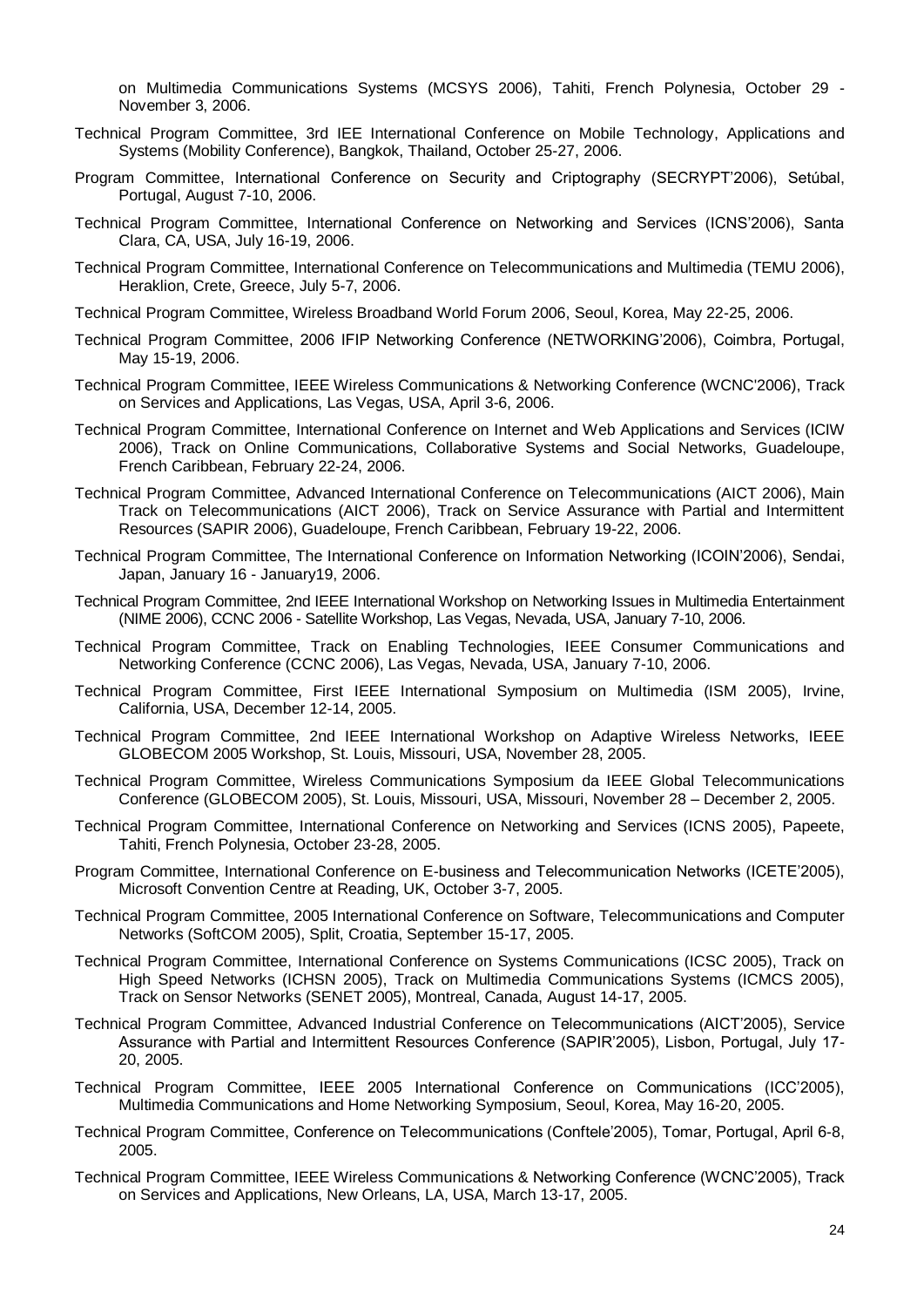on Multimedia Communications Systems (MCSYS 2006), Tahiti, French Polynesia, October 29 - November 3, 2006.

Technical Program Committee, 3rd IEE International Conference on Mobile Technology, Applications and Systems (Mobility Conference), Bangkok, Thailand, October 25-27, 2006.

Program Committee, International Conference on Security and Criptography (SECRYPT'2006), Setúbal, Portugal, August 7-10, 2006.

Technical Program Committee, International Conference on Networking and Services (ICNS'2006), Santa Clara, CA, USA, July 16-19, 2006.

Technical Program Committee, International Conference on Telecommunications and Multimedia (TEMU 2006), Heraklion, Crete, Greece, July 5-7, 2006.

Technical Program Committee, Wireless Broadband World Forum 2006, Seoul, Korea, May 22-25, 2006.

Technical Program Committee, 2006 IFIP Networking Conference (NETWORKING'2006), Coimbra, Portugal, May 15-19, 2006.

Technical Program Committee, IEEE Wireless Communications & Networking Conference (WCNC'2006), Track on Services and Applications, Las Vegas, USA, April 3-6, 2006.

Technical Program Committee, International Conference on Internet and Web Applications and Services (ICIW 2006), Track on Online Communications, Collaborative Systems and Social Networks, Guadeloupe, French Caribbean, February 22-24, 2006.

Technical Program Committee, Advanced International Conference on Telecommunications (AICT 2006), Main Track on Telecommunications (AICT 2006), Track on Service Assurance with Partial and Intermittent Resources (SAPIR 2006), Guadeloupe, French Caribbean, February 19-22, 2006.

Technical Program Committee, The International Conference on Information Networking (ICOIN'2006), Sendai, Japan, January 16 - January19, 2006.

Technical Program Committee, 2nd IEEE International Workshop on Networking Issues in Multimedia Entertainment (NIME 2006), CCNC 2006 - Satellite Workshop, Las Vegas, Nevada, USA, January 7-10, 2006.

Technical Program Committee, Track on Enabling Technologies, IEEE Consumer Communications and Networking Conference (CCNC 2006), Las Vegas, Nevada, USA, January 7-10, 2006.

Technical Program Committee, First IEEE International Symposium on Multimedia (ISM 2005), Irvine, California, USA, December 12-14, 2005.

Technical Program Committee, 2nd IEEE International Workshop on Adaptive Wireless Networks, IEEE GLOBECOM 2005 Workshop, St. Louis, Missouri, USA, November 28, 2005.

Technical Program Committee, Wireless Communications Symposium da IEEE Global Telecommunications Conference (GLOBECOM 2005), St. Louis, Missouri, USA, Missouri, November 28 – December 2, 2005.

Technical Program Committee, International Conference on Networking and Services (ICNS 2005), Papeete, Tahiti, French Polynesia, October 23-28, 2005.

Program Committee, International Conference on E-business and Telecommunication Networks (ICETE'2005), Microsoft Convention Centre at Reading, UK, October 3-7, 2005.

Technical Program Committee, 2005 International Conference on Software, Telecommunications and Computer Networks (SoftCOM 2005), Split, Croatia, September 15-17, 2005.

Technical Program Committee, International Conference on Systems Communications (ICSC 2005), Track on High Speed Networks (ICHSN 2005), Track on Multimedia Communications Systems (ICMCS 2005), Track on Sensor Networks (SENET 2005), Montreal, Canada, August 14-17, 2005.

Technical Program Committee, Advanced Industrial Conference on Telecommunications (AICT'2005), Service Assurance with Partial and Intermittent Resources Conference (SAPIR'2005), Lisbon, Portugal, July 17-20, 2005.

Technical Program Committee, IEEE 2005 International Conference on Communications (ICC'2005), Multimedia Communications and Home Networking Symposium, Seoul, Korea, May 16-20, 2005.

Technical Program Committee, Conference on Telecommunications (Conftele'2005), Tomar, Portugal, April 6-8, 2005.

Technical Program Committee, IEEE Wireless Communications & Networking Conference (WCNC'2005), Track on Services and Applications, New Orleans, LA, USA, March 13-17, 2005.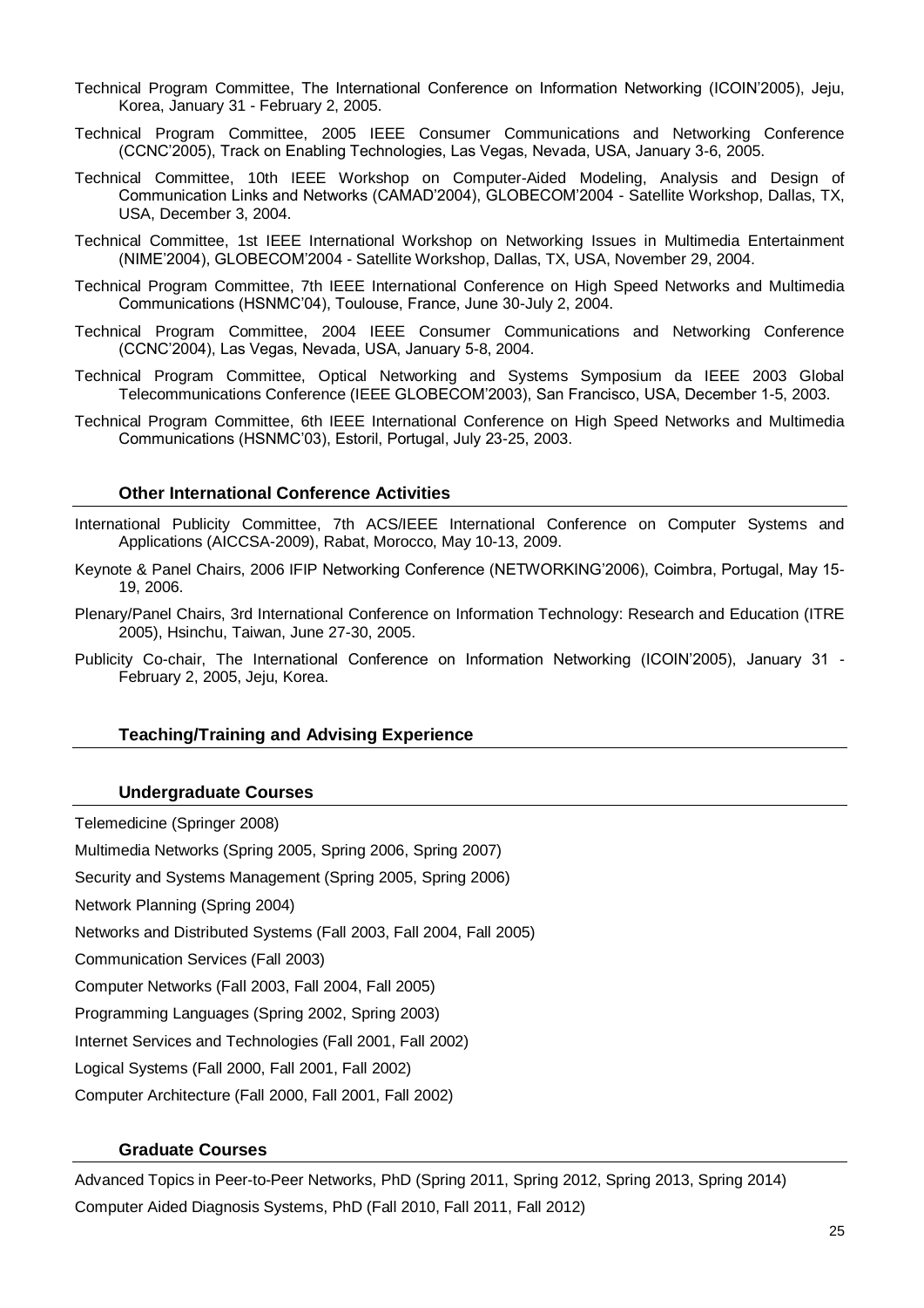Technical Program Committee, The International Conference on Information Networking (ICOIN'2005), Jeju, Korea, January 31 - February 2, 2005.

Technical Program Committee, 2005 IEEE Consumer Communications and Networking Conference (CCNC'2005), Track on Enabling Technologies, Las Vegas, Nevada, USA, January 3-6, 2005.

Technical Committee, 10th IEEE Workshop on Computer-Aided Modeling, Analysis and Design of Communication Links and Networks (CAMAD'2004), GLOBECOM'2004 - Satellite Workshop, Dallas, TX, USA, December 3, 2004.

Technical Committee, 1st IEEE International Workshop on Networking Issues in Multimedia Entertainment (NIME'2004), GLOBECOM'2004 - Satellite Workshop, Dallas, TX, USA, November 29, 2004.

Technical Program Committee, 7th IEEE International Conference on High Speed Networks and Multimedia Communications (HSNMC'04), Toulouse, France, June 30-July 2, 2004.

Technical Program Committee, 2004 IEEE Consumer Communications and Networking Conference (CCNC'2004), Las Vegas, Nevada, USA, January 5-8, 2004.

Technical Program Committee, Optical Networking and Systems Symposium da IEEE 2003 Global Telecommunications Conference (IEEE GLOBECOM'2003), San Francisco, USA, December 1-5, 2003.

Technical Program Committee, 6th IEEE International Conference on High Speed Networks and Multimedia Communications (HSNMC'03), Estoril, Portugal, July 23-25, 2003.

## Other International Conference Activities

International Publicity Committee, 7th ACS/IEEE International Conference on Computer Systems and Applications (AICCSA-2009), Rabat, Morocco, May 10-13, 2009.

Keynote & Panel Chairs, 2006 IFIP Networking Conference (NETWORKING'2006), Coimbra, Portugal, May 15-19, 2006.

Plenary/Panel Chairs, 3rd International Conference on Information Technology: Research and Education (ITRE 2005), Hsinchu, Taiwan, June 27-30, 2005.

Publicity Co-chair, The International Conference on Information Networking (ICOIN'2005), January 31 - February 2, 2005, Jeju, Korea.

## Teaching/Training and Advising Experience

### Undergraduate Courses

Telemedicine (Springer 2008)

Multimedia Networks (Spring 2005, Spring 2006, Spring 2007)

Security and Systems Management (Spring 2005, Spring 2006)

Network Planning (Spring 2004)

Networks and Distributed Systems (Fall 2003, Fall 2004, Fall 2005)

Communication Services (Fall 2003)

Computer Networks (Fall 2003, Fall 2004, Fall 2005)

Programming Languages (Spring 2002, Spring 2003)

Internet Services and Technologies (Fall 2001, Fall 2002)

Logical Systems (Fall 2000, Fall 2001, Fall 2002)

Computer Architecture (Fall 2000, Fall 2001, Fall 2002)

### Graduate Courses

Advanced Topics in Peer-to-Peer Networks, PhD (Spring 2011, Spring 2012, Spring 2013, Spring 2014)

Computer Aided Diagnosis Systems, PhD (Fall 2010, Fall 2011, Fall 2012)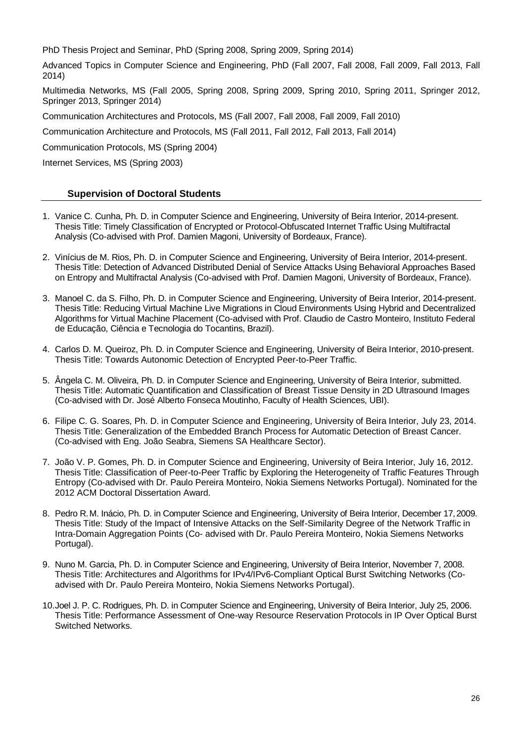PhD Thesis Project and Seminar, PhD (Spring 2008, Spring 2009, Spring 2014)

Advanced Topics in Computer Science and Engineering, PhD (Fall 2007, Fall 2008, Fall 2009, Fall 2013, Fall 2014)

Multimedia Networks, MS (Fall 2005, Spring 2008, Spring 2009, Spring 2010, Spring 2011, Springer 2012, Springer 2013, Springer 2014)

Communication Architectures and Protocols, MS (Fall 2007, Fall 2008, Fall 2009, Fall 2010)

Communication Architecture and Protocols, MS (Fall 2011, Fall 2012, Fall 2013, Fall 2014)

Communication Protocols, MS (Spring 2004)

Internet Services, MS (Spring 2003)

## Supervision of Doctoral Students

1. Vanice C. Cunha, Ph. D. in Computer Science and Engineering, University of Beira Interior, 2014-present. Thesis Title: Timely Classification of Encrypted or Protocol-Obfuscated Internet Traffic Using Multifractal Analysis (Co-advised with Prof. Damien Magoni, University of Bordeaux, France).

2. Vinícius de M. Rios, Ph. D. in Computer Science and Engineering, University of Beira Interior, 2014-present. Thesis Title: Detection of Advanced Distributed Denial of Service Attacks Using Behavioral Approaches Based on Entropy and Multifractal Analysis (Co-advised with Prof. Damien Magoni, University of Bordeaux, France).

3. Manoel C. da S. Filho, Ph. D. in Computer Science and Engineering, University of Beira Interior, 2014-present. Thesis Title: Reducing Virtual Machine Live Migrations in Cloud Environments Using Hybrid and Decentralized Algorithms for Virtual Machine Placement (Co-advised with Prof. Claudio de Castro Monteiro, Instituto Federal de Educação, Ciência e Tecnologia do Tocantins, Brazil).

4. Carlos D. M. Queiroz, Ph. D. in Computer Science and Engineering, University of Beira Interior, 2010-present. Thesis Title: Towards Autonomic Detection of Encrypted Peer-to-Peer Traffic.

5. Ângela C. M. Oliveira, Ph. D. in Computer Science and Engineering, University of Beira Interior, submitted. Thesis Title: Automatic Quantification and Classification of Breast Tissue Density in 2D Ultrasound Images (Co-advised with Dr. José Alberto Fonseca Moutinho, Faculty of Health Sciences, UBI).

6. Filipe C. G. Soares, Ph. D. in Computer Science and Engineering, University of Beira Interior, July 23, 2014. Thesis Title: Generalization of the Embedded Branch Process for Automatic Detection of Breast Cancer. (Co-advised with Eng. João Seabra, Siemens SA Healthcare Sector).

7. João V. P. Gomes, Ph. D. in Computer Science and Engineering, University of Beira Interior, July 16, 2012. Thesis Title: Classification of Peer-to-Peer Traffic by Exploring the Heterogeneity of Traffic Features Through Entropy (Co-advised with Dr. Paulo Pereira Monteiro, Nokia Siemens Networks Portugal). Nominated for the 2012 ACM Doctoral Dissertation Award.

8. Pedro R. M. Inácio, Ph. D. in Computer Science and Engineering, University of Beira Interior, December 17, 2009. Thesis Title: Study of the Impact of Intensive Attacks on the Self-Similarity Degree of the Network Traffic in Intra-Domain Aggregation Points (Co- advised with Dr. Paulo Pereira Monteiro, Nokia Siemens Networks Portugal).

9. Nuno M. Garcia, Ph. D. in Computer Science and Engineering, University of Beira Interior, November 7, 2008. Thesis Title: Architectures and Algorithms for IPv4/IPv6-Compliant Optical Burst Switching Networks (Co-advised with Dr. Paulo Pereira Monteiro, Nokia Siemens Networks Portugal).

10. Joel J. P. C. Rodrigues, Ph. D. in Computer Science and Engineering, University of Beira Interior, July 25, 2006. Thesis Title: Performance Assessment of One-way Resource Reservation Protocols in IP Over Optical Burst Switched Networks.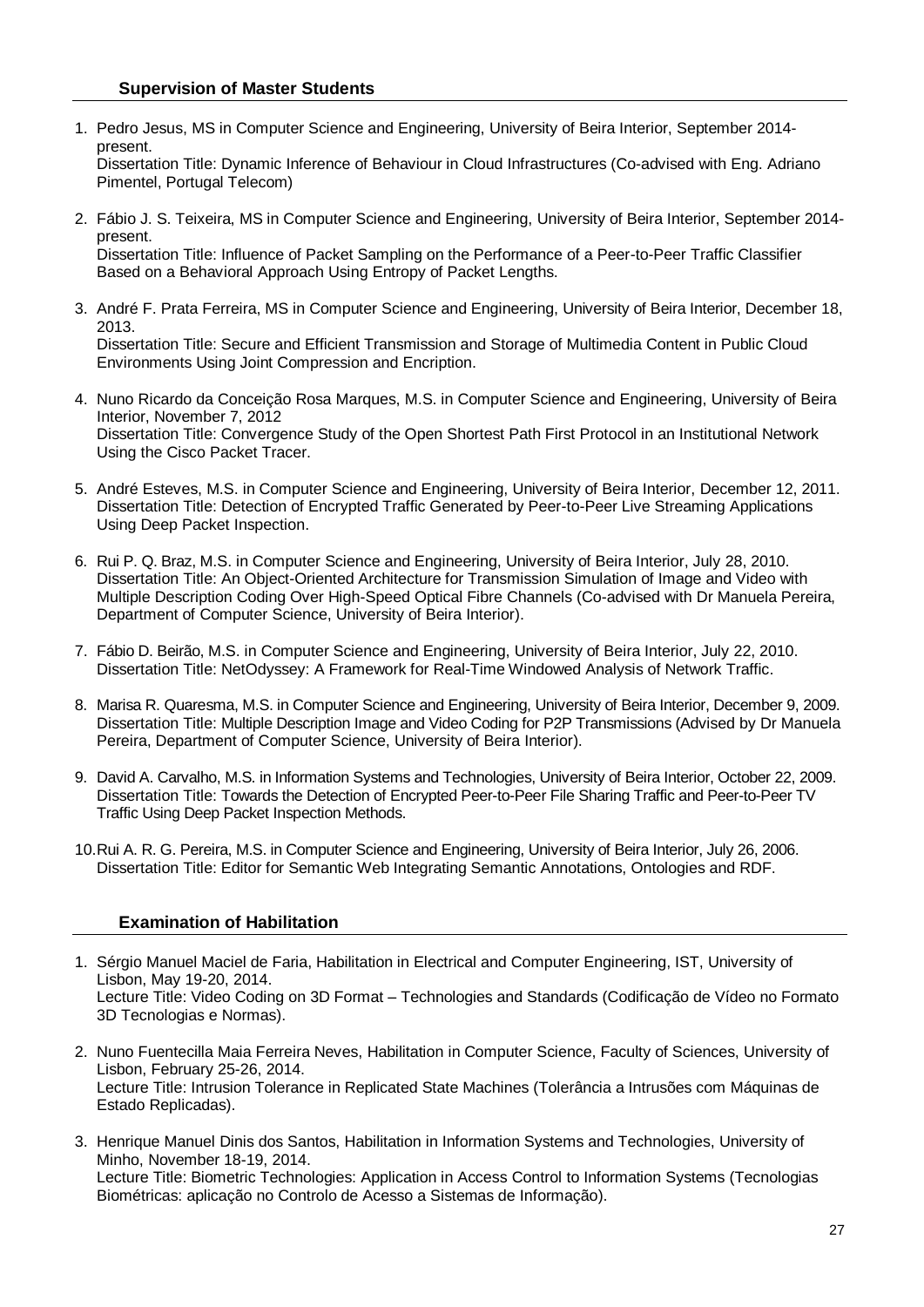### Supervision of Master Students

1. Pedro Jesus, MS in Computer Science and Engineering, University of Beira Interior, September 2014-present.
   Dissertation Title: Dynamic Inference of Behaviour in Cloud Infrastructures (Co-advised with Eng. Adriano Pimentel, Portugal Telecom)

2. Fábio J. S. Teixeira, MS in Computer Science and Engineering, University of Beira Interior, September 2014-present.
   Dissertation Title: Influence of Packet Sampling on the Performance of a Peer-to-Peer Traffic Classifier Based on a Behavioral Approach Using Entropy of Packet Lengths.

3. André F. Prata Ferreira, MS in Computer Science and Engineering, University of Beira Interior, December 18, 2013.
   Dissertation Title: Secure and Efficient Transmission and Storage of Multimedia Content in Public Cloud Environments Using Joint Compression and Encription.

4. Nuno Ricardo da Conceição Rosa Marques, M.S. in Computer Science and Engineering, University of Beira Interior, November 7, 2012
   Dissertation Title: Convergence Study of the Open Shortest Path First Protocol in an Institutional Network Using the Cisco Packet Tracer.

5. André Esteves, M.S. in Computer Science and Engineering, University of Beira Interior, December 12, 2011.
   Dissertation Title: Detection of Encrypted Traffic Generated by Peer-to-Peer Live Streaming Applications Using Deep Packet Inspection.

6. Rui P. Q. Braz, M.S. in Computer Science and Engineering, University of Beira Interior, July 28, 2010.
   Dissertation Title: An Object-Oriented Architecture for Transmission Simulation of Image and Video with Multiple Description Coding Over High-Speed Optical Fibre Channels (Co-advised with Dr Manuela Pereira, Department of Computer Science, University of Beira Interior).

7. Fábio D. Beirão, M.S. in Computer Science and Engineering, University of Beira Interior, July 22, 2010.
   Dissertation Title: NetOdyssey: A Framework for Real-Time Windowed Analysis of Network Traffic.

8. Marisa R. Quaresma, M.S. in Computer Science and Engineering, University of Beira Interior, December 9, 2009.
   Dissertation Title: Multiple Description Image and Video Coding for P2P Transmissions (Advised by Dr Manuela Pereira, Department of Computer Science, University of Beira Interior).

9. David A. Carvalho, M.S. in Information Systems and Technologies, University of Beira Interior, October 22, 2009.
   Dissertation Title: Towards the Detection of Encrypted Peer-to-Peer File Sharing Traffic and Peer-to-Peer TV Traffic Using Deep Packet Inspection Methods.

10. Rui A. R. G. Pereira, M.S. in Computer Science and Engineering, University of Beira Interior, July 26, 2006.
    Dissertation Title: Editor for Semantic Web Integrating Semantic Annotations, Ontologies and RDF.

### Examination of Habilitation

1. Sérgio Manuel Maciel de Faria, Habilitation in Electrical and Computer Engineering, IST, University of Lisbon, May 19-20, 2014.
   Lecture Title: Video Coding on 3D Format – Technologies and Standards (Codificação de Vídeo no Formato 3D Tecnologias e Normas).

2. Nuno Fuentecilla Maia Ferreira Neves, Habilitation in Computer Science, Faculty of Sciences, University of Lisbon, February 25-26, 2014.
   Lecture Title: Intrusion Tolerance in Replicated State Machines (Tolerância a Intrusões com Máquinas de Estado Replicadas).

3. Henrique Manuel Dinis dos Santos, Habilitation in Information Systems and Technologies, University of Minho, November 18-19, 2014.
   Lecture Title: Biometric Technologies: Application in Access Control to Information Systems (Tecnologias Biométricas: aplicação no Controlo de Acesso a Sistemas de Informação).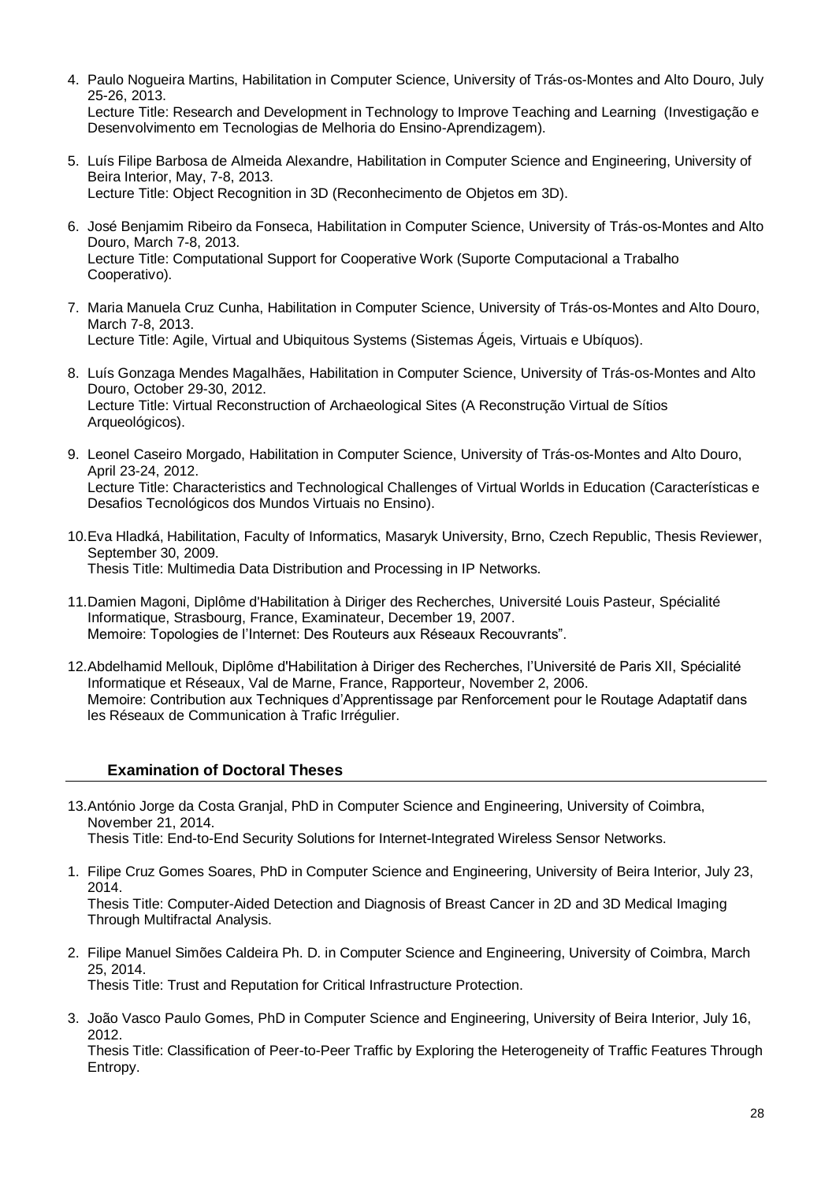4. Paulo Nogueira Martins, Habilitation in Computer Science, University of Trás-os-Montes and Alto Douro, July 25-26, 2013.
   Lecture Title: Research and Development in Technology to Improve Teaching and Learning (Investigação e Desenvolvimento em Tecnologias de Melhoria do Ensino-Aprendizagem).

5. Luís Filipe Barbosa de Almeida Alexandre, Habilitation in Computer Science and Engineering, University of Beira Interior, May, 7-8, 2013.
   Lecture Title: Object Recognition in 3D (Reconhecimento de Objetos em 3D).

6. José Benjamim Ribeiro da Fonseca, Habilitation in Computer Science, University of Trás-os-Montes and Alto Douro, March 7-8, 2013.
   Lecture Title: Computational Support for Cooperative Work (Suporte Computacional a Trabalho Cooperativo).

7. Maria Manuela Cruz Cunha, Habilitation in Computer Science, University of Trás-os-Montes and Alto Douro, March 7-8, 2013.
   Lecture Title: Agile, Virtual and Ubiquitous Systems (Sistemas Ágeis, Virtuais e Ubíquos).

8. Luís Gonzaga Mendes Magalhães, Habilitation in Computer Science, University of Trás-os-Montes and Alto Douro, October 29-30, 2012.
   Lecture Title: Virtual Reconstruction of Archaeological Sites (A Reconstrução Virtual de Sítios Arqueológicos).

9. Leonel Caseiro Morgado, Habilitation in Computer Science, University of Trás-os-Montes and Alto Douro, April 23-24, 2012.
   Lecture Title: Characteristics and Technological Challenges of Virtual Worlds in Education (Características e Desafios Tecnológicos dos Mundos Virtuais no Ensino).

10. Eva Hladká, Habilitation, Faculty of Informatics, Masaryk University, Brno, Czech Republic, Thesis Reviewer, September 30, 2009.
    Thesis Title: Multimedia Data Distribution and Processing in IP Networks.

11. Damien Magoni, Diplôme d'Habilitation à Diriger des Recherches, Université Louis Pasteur, Spécialité Informatique, Strasbourg, France, Examinateur, December 19, 2007.
    Memoire: Topologies de l'Internet: Des Routeurs aux Réseaux Recouvrants".

12. Abdelhamid Mellouk, Diplôme d'Habilitation à Diriger des Recherches, l'Université de Paris XII, Spécialité Informatique et Réseaux, Val de Marne, France, Rapporteur, November 2, 2006.
    Memoire: Contribution aux Techniques d'Apprentissage par Renforcement pour le Routage Adaptatif dans les Réseaux de Communication à Trafic Irrégulier.

## Examination of Doctoral Theses

13. António Jorge da Costa Granjal, PhD in Computer Science and Engineering, University of Coimbra, November 21, 2014.
    Thesis Title: End-to-End Security Solutions for Internet-Integrated Wireless Sensor Networks.

1. Filipe Cruz Gomes Soares, PhD in Computer Science and Engineering, University of Beira Interior, July 23, 2014.
   Thesis Title: Computer-Aided Detection and Diagnosis of Breast Cancer in 2D and 3D Medical Imaging Through Multifractal Analysis.

2. Filipe Manuel Simões Caldeira Ph. D. in Computer Science and Engineering, University of Coimbra, March 25, 2014.
   Thesis Title: Trust and Reputation for Critical Infrastructure Protection.

3. João Vasco Paulo Gomes, PhD in Computer Science and Engineering, University of Beira Interior, July 16, 2012.
   Thesis Title: Classification of Peer-to-Peer Traffic by Exploring the Heterogeneity of Traffic Features Through Entropy.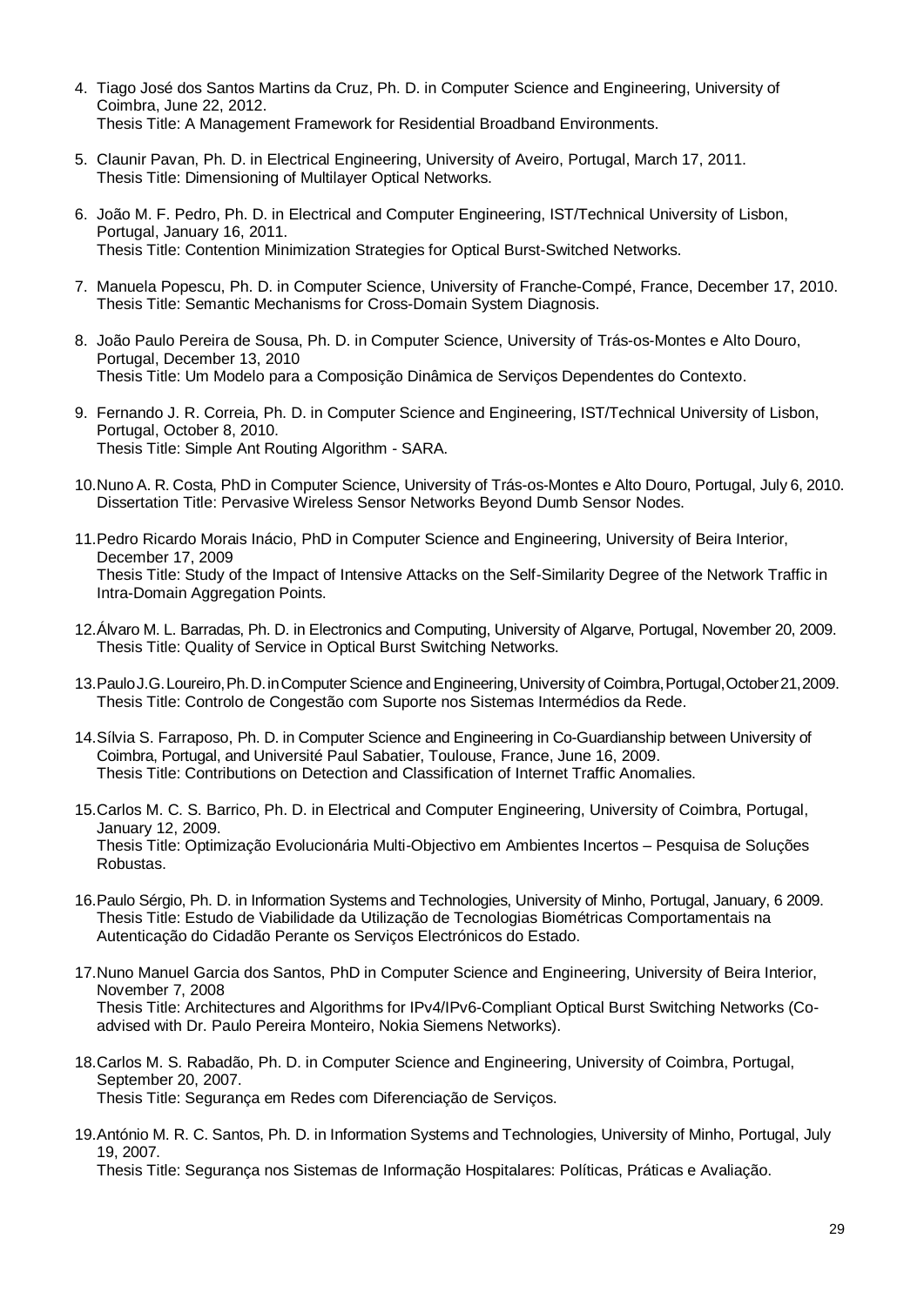4. Tiago José dos Santos Martins da Cruz, Ph. D. in Computer Science and Engineering, University of Coimbra, June 22, 2012.
   Thesis Title: A Management Framework for Residential Broadband Environments.

5. Claunir Pavan, Ph. D. in Electrical Engineering, University of Aveiro, Portugal, March 17, 2011.
   Thesis Title: Dimensioning of Multilayer Optical Networks.

6. João M. F. Pedro, Ph. D. in Electrical and Computer Engineering, IST/Technical University of Lisbon, Portugal, January 16, 2011.
   Thesis Title: Contention Minimization Strategies for Optical Burst-Switched Networks.

7. Manuela Popescu, Ph. D. in Computer Science, University of Franche-Compé, France, December 17, 2010.
   Thesis Title: Semantic Mechanisms for Cross-Domain System Diagnosis.

8. João Paulo Pereira de Sousa, Ph. D. in Computer Science, University of Trás-os-Montes e Alto Douro, Portugal, December 13, 2010
   Thesis Title: Um Modelo para a Composição Dinâmica de Serviços Dependentes do Contexto.

9. Fernando J. R. Correia, Ph. D. in Computer Science and Engineering, IST/Technical University of Lisbon, Portugal, October 8, 2010.
   Thesis Title: Simple Ant Routing Algorithm - SARA.

10. Nuno A. R. Costa, PhD in Computer Science, University of Trás-os-Montes e Alto Douro, Portugal, July 6, 2010.
    Dissertation Title: Pervasive Wireless Sensor Networks Beyond Dumb Sensor Nodes.

11. Pedro Ricardo Morais Inácio, PhD in Computer Science and Engineering, University of Beira Interior, December 17, 2009
    Thesis Title: Study of the Impact of Intensive Attacks on the Self-Similarity Degree of the Network Traffic in Intra-Domain Aggregation Points.

12. Álvaro M. L. Barradas, Ph. D. in Electronics and Computing, University of Algarve, Portugal, November 20, 2009.
    Thesis Title: Quality of Service in Optical Burst Switching Networks.

13. Paulo J. G. Loureiro, Ph. D. in Computer Science and Engineering, University of Coimbra, Portugal, October 21, 2009.
    Thesis Title: Controlo de Congestão com Suporte nos Sistemas Intermédios da Rede.

14. Sílvia S. Farraposo, Ph. D. in Computer Science and Engineering in Co-Guardianship between University of Coimbra, Portugal, and Université Paul Sabatier, Toulouse, France, June 16, 2009.
    Thesis Title: Contributions on Detection and Classification of Internet Traffic Anomalies.

15. Carlos M. C. S. Barrico, Ph. D. in Electrical and Computer Engineering, University of Coimbra, Portugal, January 12, 2009.
    Thesis Title: Optimização Evolucionária Multi-Objectivo em Ambientes Incertos – Pesquisa de Soluções Robustas.

16. Paulo Sérgio, Ph. D. in Information Systems and Technologies, University of Minho, Portugal, January, 6 2009.
    Thesis Title: Estudo de Viabilidade da Utilização de Tecnologias Biométricas Comportamentais na Autenticação do Cidadão Perante os Serviços Electrónicos do Estado.

17. Nuno Manuel Garcia dos Santos, PhD in Computer Science and Engineering, University of Beira Interior, November 7, 2008
    Thesis Title: Architectures and Algorithms for IPv4/IPv6-Compliant Optical Burst Switching Networks (Co-advised with Dr. Paulo Pereira Monteiro, Nokia Siemens Networks).

18. Carlos M. S. Rabadão, Ph. D. in Computer Science and Engineering, University of Coimbra, Portugal, September 20, 2007.
    Thesis Title: Segurança em Redes com Diferenciação de Serviços.

19. António M. R. C. Santos, Ph. D. in Information Systems and Technologies, University of Minho, Portugal, July 19, 2007.
    Thesis Title: Segurança nos Sistemas de Informação Hospitalares: Políticas, Práticas e Avaliação.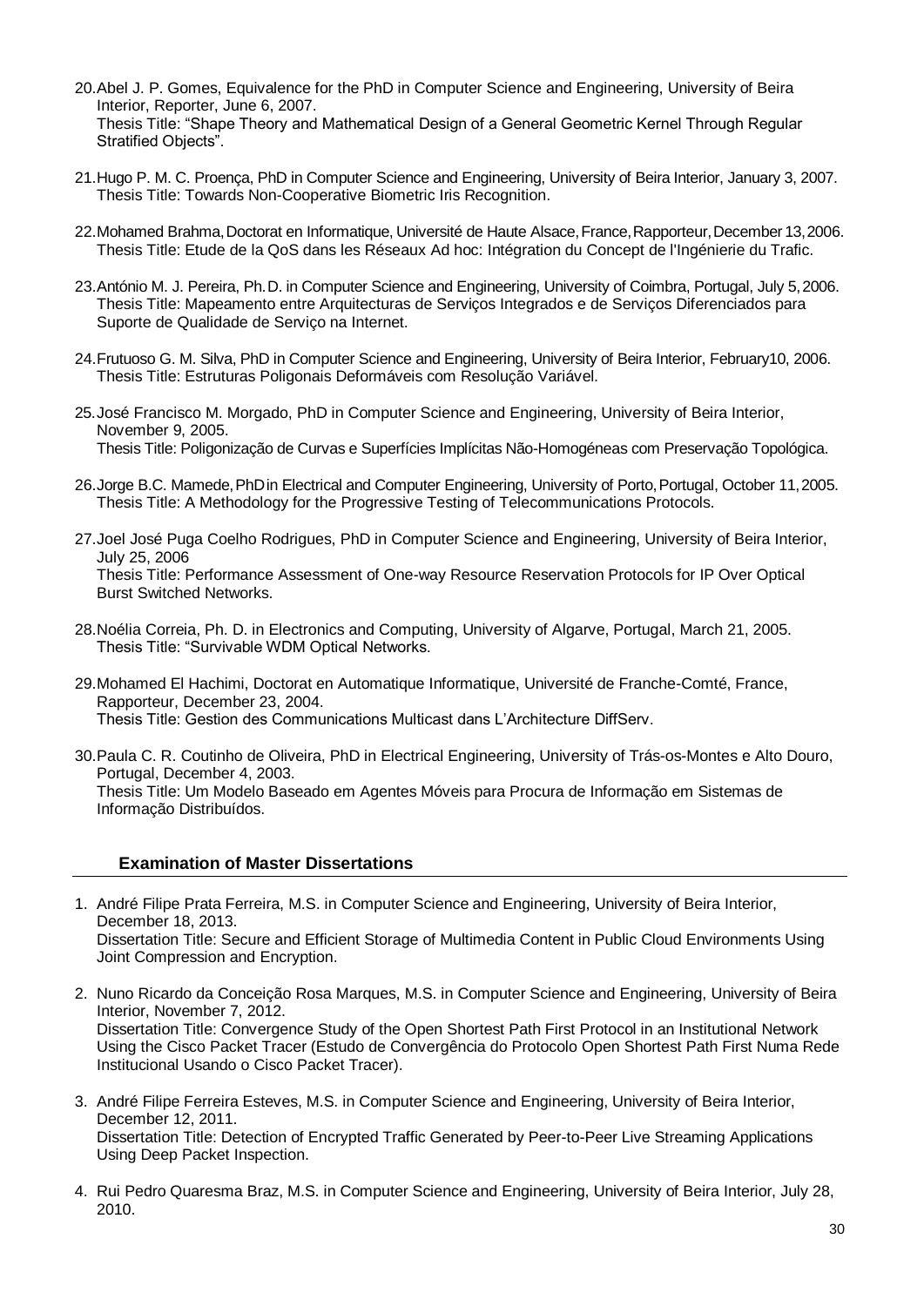20. Abel J. P. Gomes, Equivalence for the PhD in Computer Science and Engineering, University of Beira Interior, Reporter, June 6, 2007.
    Thesis Title: “Shape Theory and Mathematical Design of a General Geometric Kernel Through Regular Stratified Objects”.

21. Hugo P. M. C. Proença, PhD in Computer Science and Engineering, University of Beira Interior, January 3, 2007.
    Thesis Title: Towards Non-Cooperative Biometric Iris Recognition.

22. Mohamed Brahma, Doctorat en Informatique, Université de Haute Alsace, France, Rapporteur, December 13, 2006.
    Thesis Title: Etude de la QoS dans les Réseaux Ad hoc: Intégration du Concept de l'Ingénierie du Trafic.

23. António M. J. Pereira, Ph.D. in Computer Science and Engineering, University of Coimbra, Portugal, July 5, 2006.
    Thesis Title: Mapeamento entre Arquitecturas de Serviços Integrados e de Serviços Diferenciados para Suporte de Qualidade de Serviço na Internet.

24. Frutuoso G. M. Silva, PhD in Computer Science and Engineering, University of Beira Interior, February10, 2006.
    Thesis Title: Estruturas Poligonais Deformáveis com Resolução Variável.

25. José Francisco M. Morgado, PhD in Computer Science and Engineering, University of Beira Interior, November 9, 2005.
    Thesis Title: Poligonização de Curvas e Superfícies Implícitas Não-Homogéneas com Preservação Topológica.

26. Jorge B.C. Mamede, PhD in Electrical and Computer Engineering, University of Porto, Portugal, October 11, 2005.
    Thesis Title: A Methodology for the Progressive Testing of Telecommunications Protocols.

27. Joel José Puga Coelho Rodrigues, PhD in Computer Science and Engineering, University of Beira Interior, July 25, 2006
    Thesis Title: Performance Assessment of One-way Resource Reservation Protocols for IP Over Optical Burst Switched Networks.

28. Noélia Correia, Ph. D. in Electronics and Computing, University of Algarve, Portugal, March 21, 2005.
    Thesis Title: “Survivable WDM Optical Networks.

29. Mohamed El Hachimi, Doctorat en Automatique Informatique, Université de Franche-Comté, France, Rapporteur, December 23, 2004.
    Thesis Title: Gestion des Communications Multicast dans L’Architecture DiffServ.

30. Paula C. R. Coutinho de Oliveira, PhD in Electrical Engineering, University of Trás-os-Montes e Alto Douro, Portugal, December 4, 2003.
    Thesis Title: Um Modelo Baseado em Agentes Móveis para Procura de Informação em Sistemas de Informação Distribuídos.

## Examination of Master Dissertations

1. André Filipe Prata Ferreira, M.S. in Computer Science and Engineering, University of Beira Interior, December 18, 2013.
   Dissertation Title: Secure and Efficient Storage of Multimedia Content in Public Cloud Environments Using Joint Compression and Encryption.

2. Nuno Ricardo da Conceição Rosa Marques, M.S. in Computer Science and Engineering, University of Beira Interior, November 7, 2012.
   Dissertation Title: Convergence Study of the Open Shortest Path First Protocol in an Institutional Network Using the Cisco Packet Tracer (Estudo de Convergência do Protocolo Open Shortest Path First Numa Rede Institucional Usando o Cisco Packet Tracer).

3. André Filipe Ferreira Esteves, M.S. in Computer Science and Engineering, University of Beira Interior, December 12, 2011.
   Dissertation Title: Detection of Encrypted Traffic Generated by Peer-to-Peer Live Streaming Applications Using Deep Packet Inspection.

4. Rui Pedro Quaresma Braz, M.S. in Computer Science and Engineering, University of Beira Interior, July 28, 2010.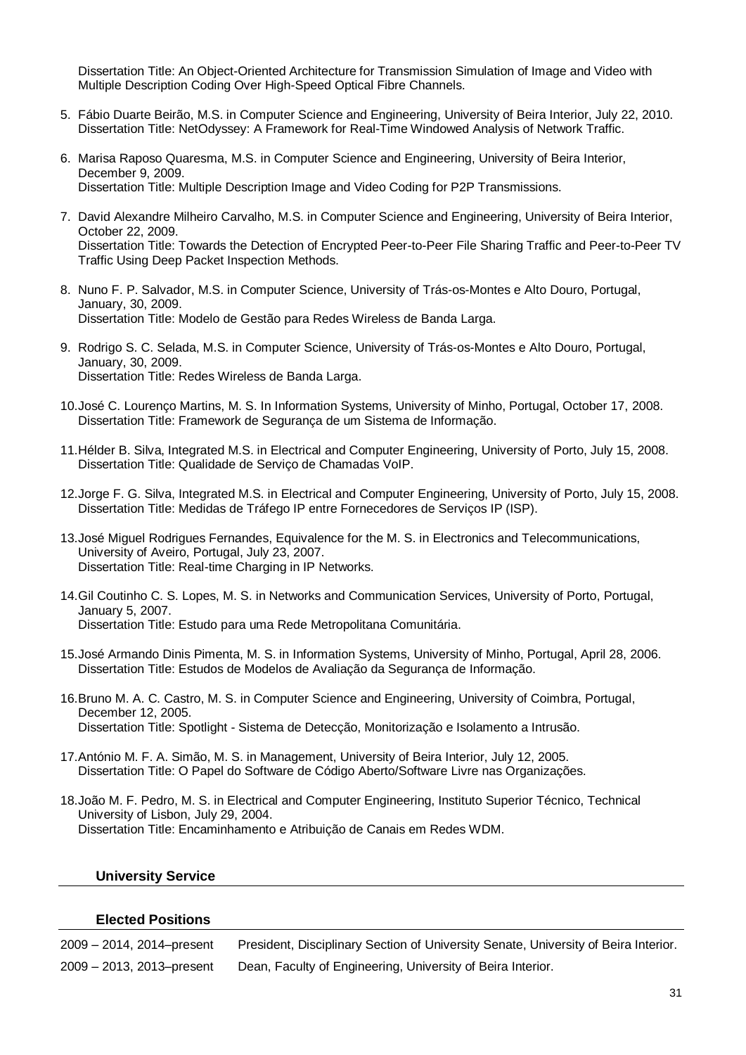Dissertation Title: An Object-Oriented Architecture for Transmission Simulation of Image and Video with Multiple Description Coding Over High-Speed Optical Fibre Channels.

5. Fábio Duarte Beirão, M.S. in Computer Science and Engineering, University of Beira Interior, July 22, 2010.
   Dissertation Title: NetOdyssey: A Framework for Real-Time Windowed Analysis of Network Traffic.

6. Marisa Raposo Quaresma, M.S. in Computer Science and Engineering, University of Beira Interior, December 9, 2009.
   Dissertation Title: Multiple Description Image and Video Coding for P2P Transmissions.

7. David Alexandre Milheiro Carvalho, M.S. in Computer Science and Engineering, University of Beira Interior, October 22, 2009.
   Dissertation Title: Towards the Detection of Encrypted Peer-to-Peer File Sharing Traffic and Peer-to-Peer TV Traffic Using Deep Packet Inspection Methods.

8. Nuno F. P. Salvador, M.S. in Computer Science, University of Trás-os-Montes e Alto Douro, Portugal, January, 30, 2009.
   Dissertation Title: Modelo de Gestão para Redes Wireless de Banda Larga.

9. Rodrigo S. C. Selada, M.S. in Computer Science, University of Trás-os-Montes e Alto Douro, Portugal, January, 30, 2009.
   Dissertation Title: Redes Wireless de Banda Larga.

10. José C. Lourenço Martins, M. S. In Information Systems, University of Minho, Portugal, October 17, 2008.
    Dissertation Title: Framework de Segurança de um Sistema de Informação.

11. Hélder B. Silva, Integrated M.S. in Electrical and Computer Engineering, University of Porto, July 15, 2008.
    Dissertation Title: Qualidade de Serviço de Chamadas VoIP.

12. Jorge F. G. Silva, Integrated M.S. in Electrical and Computer Engineering, University of Porto, July 15, 2008.
    Dissertation Title: Medidas de Tráfego IP entre Fornecedores de Serviços IP (ISP).

13. José Miguel Rodrigues Fernandes, Equivalence for the M. S. in Electronics and Telecommunications, University of Aveiro, Portugal, July 23, 2007.
    Dissertation Title: Real-time Charging in IP Networks.

14. Gil Coutinho C. S. Lopes, M. S. in Networks and Communication Services, University of Porto, Portugal, January 5, 2007.
    Dissertation Title: Estudo para uma Rede Metropolitana Comunitária.

15. José Armando Dinis Pimenta, M. S. in Information Systems, University of Minho, Portugal, April 28, 2006.
    Dissertation Title: Estudos de Modelos de Avaliação da Segurança de Informação.

16. Bruno M. A. C. Castro, M. S. in Computer Science and Engineering, University of Coimbra, Portugal, December 12, 2005.
    Dissertation Title: Spotlight - Sistema de Detecção, Monitorização e Isolamento a Intrusão.

17. António M. F. A. Simão, M. S. in Management, University of Beira Interior, July 12, 2005.
    Dissertation Title: O Papel do Software de Código Aberto/Software Livre nas Organizações.

18. João M. F. Pedro, M. S. in Electrical and Computer Engineering, Instituto Superior Técnico, Technical University of Lisbon, July 29, 2004.
    Dissertation Title: Encaminhamento e Atribuição de Canais em Redes WDM.

## University Service

### Elected Positions

| | |
|---|---|
| 2009 – 2014, 2014–present | President, Disciplinary Section of University Senate, University of Beira Interior. |
| 2009 – 2013, 2013–present | Dean, Faculty of Engineering, University of Beira Interior. |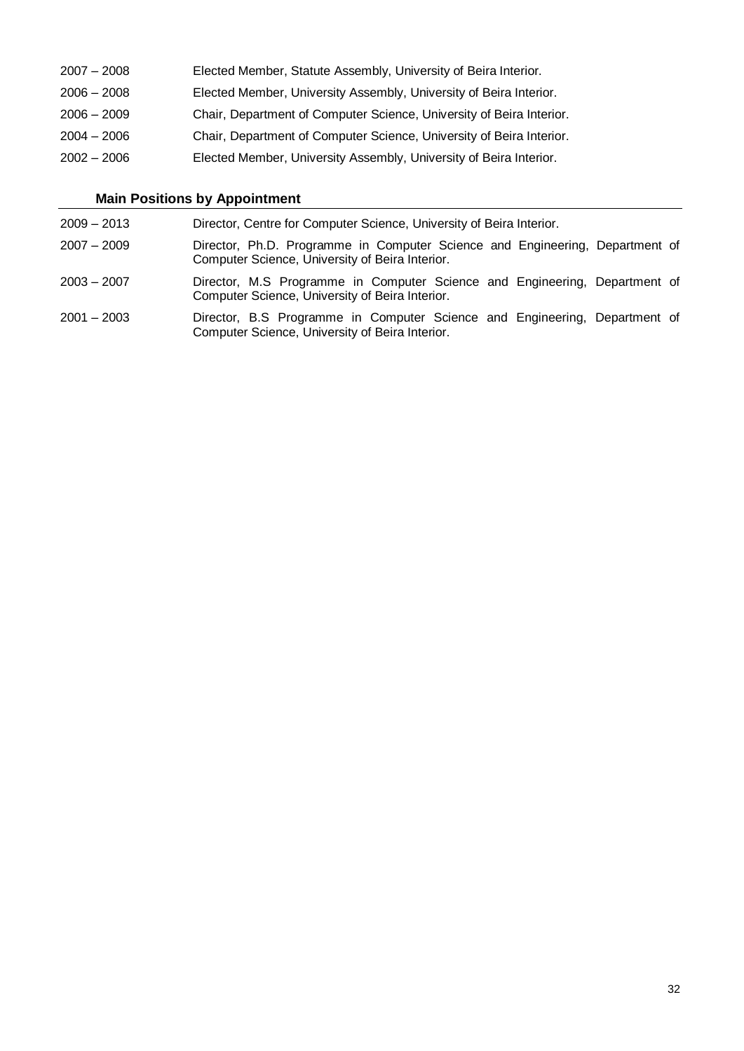2007 – 2008 Elected Member, Statute Assembly, University of Beira Interior.

2006 – 2008 Elected Member, University Assembly, University of Beira Interior.

2006 – 2009 Chair, Department of Computer Science, University of Beira Interior.

2004 – 2006 Chair, Department of Computer Science, University of Beira Interior.

2002 – 2006 Elected Member, University Assembly, University of Beira Interior.

## Main Positions by Appointment

2009 – 2013 Director, Centre for Computer Science, University of Beira Interior.

2007 – 2009 Director, Ph.D. Programme in Computer Science and Engineering, Department of Computer Science, University of Beira Interior.

2003 – 2007 Director, M.S Programme in Computer Science and Engineering, Department of Computer Science, University of Beira Interior.

2001 – 2003 Director, B.S Programme in Computer Science and Engineering, Department of Computer Science, University of Beira Interior.